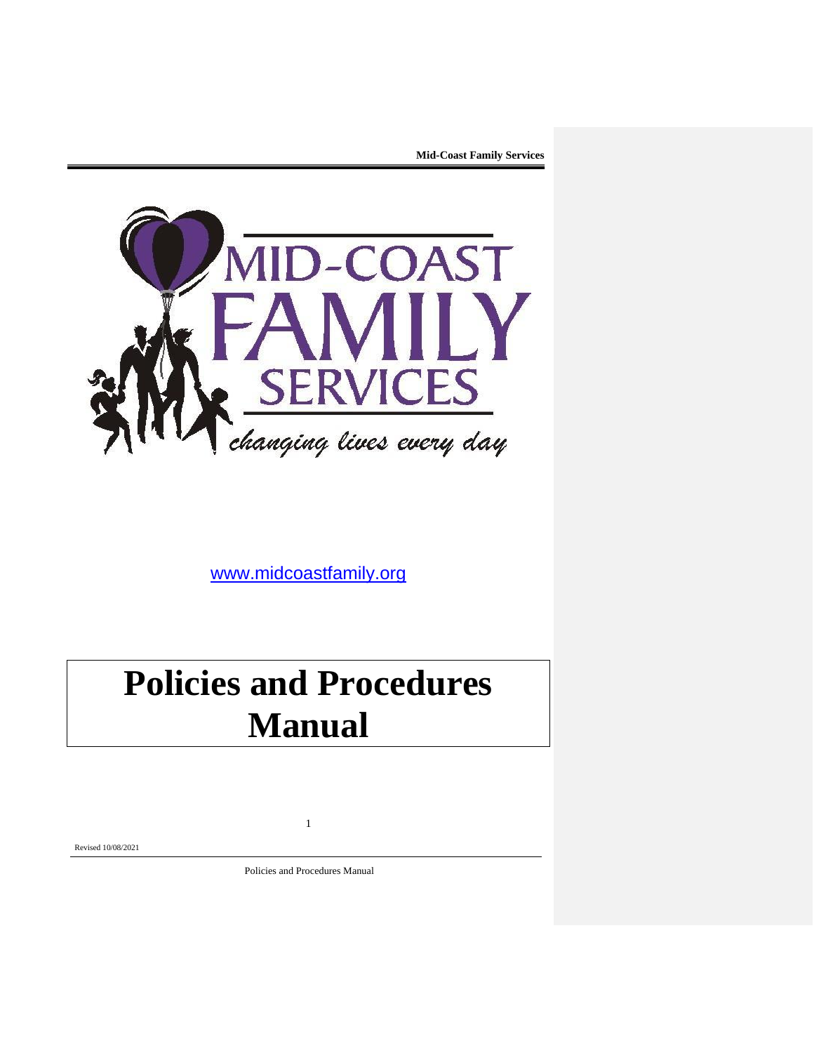MID-COAST FAMILY SERVICES

*changing lives every day*

www.midcoastfamily.org

# Policies and Procedures Manual

Revised 10/08/2021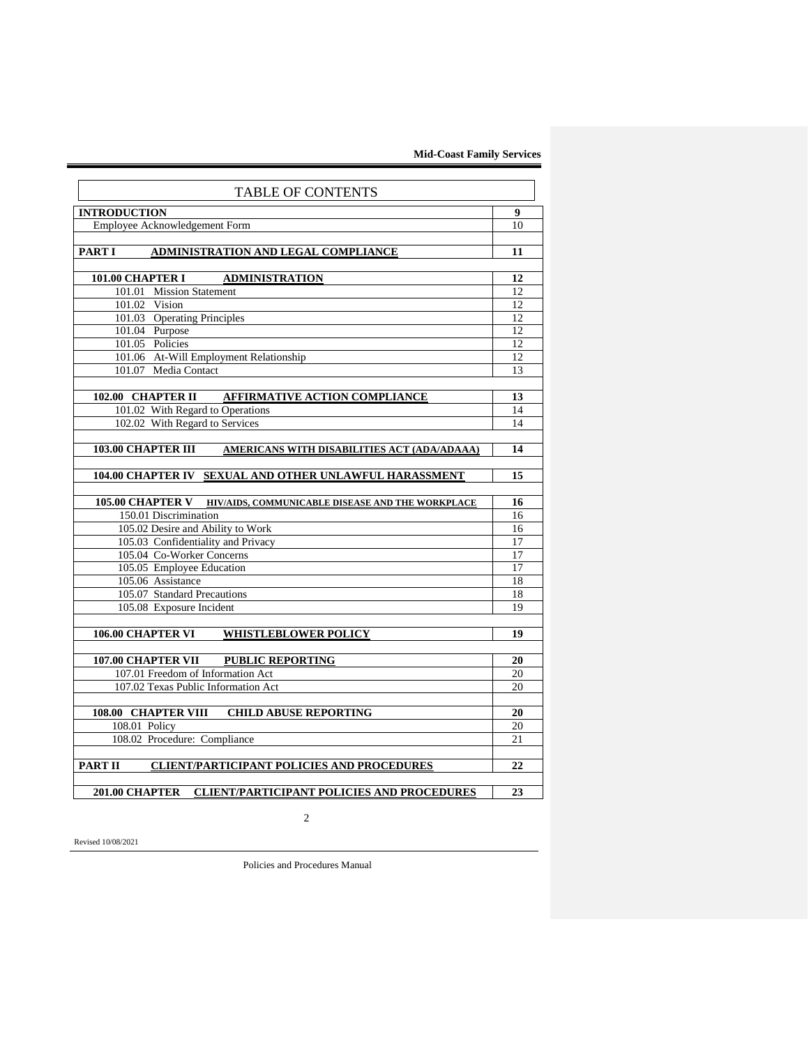# TABLE OF CONTENTS

| | |
|---|---|
| **INTRODUCTION** | **9** |
| Employee Acknowledgement Form | 10 |
| | |
| **PART I ADMINISTRATION AND LEGAL COMPLIANCE** | **11** |
| | |
| **101.00 CHAPTER I ADMINISTRATION** | **12** |
| 101.01 Mission Statement | 12 |
| 101.02 Vision | 12 |
| 101.03 Operating Principles | 12 |
| 101.04 Purpose | 12 |
| 101.05 Policies | 12 |
| 101.06 At-Will Employment Relationship | 12 |
| 101.07 Media Contact | 13 |
| | |
| **102.00 CHAPTER II AFFIRMATIVE ACTION COMPLIANCE** | **13** |
| 101.02 With Regard to Operations | 14 |
| 102.02 With Regard to Services | 14 |
| | |
| **103.00 CHAPTER III AMERICANS WITH DISABILITIES ACT (ADA/ADAAA)** | **14** |
| | |
| **104.00 CHAPTER IV SEXUAL AND OTHER UNLAWFUL HARASSMENT** | **15** |
| | |
| **105.00 CHAPTER V HIV/AIDS, COMMUNICABLE DISEASE AND THE WORKPLACE** | **16** |
| 150.01 Discrimination | 16 |
| 105.02 Desire and Ability to Work | 16 |
| 105.03 Confidentiality and Privacy | 17 |
| 105.04 Co-Worker Concerns | 17 |
| 105.05 Employee Education | 17 |
| 105.06 Assistance | 18 |
| 105.07 Standard Precautions | 18 |
| 105.08 Exposure Incident | 19 |
| | |
| **106.00 CHAPTER VI WHISTLEBLOWER POLICY** | **19** |
| | |
| **107.00 CHAPTER VII PUBLIC REPORTING** | **20** |
| 107.01 Freedom of Information Act | 20 |
| 107.02 Texas Public Information Act | 20 |
| | |
| **108.00 CHAPTER VIII CHILD ABUSE REPORTING** | **20** |
| 108.01 Policy | 20 |
| 108.02 Procedure: Compliance | 21 |
| | |
| **PART II CLIENT/PARTICIPANT POLICIES AND PROCEDURES** | **22** |
| | |
| **201.00 CHAPTER CLIENT/PARTICIPANT POLICIES AND PROCEDURES** | **23** |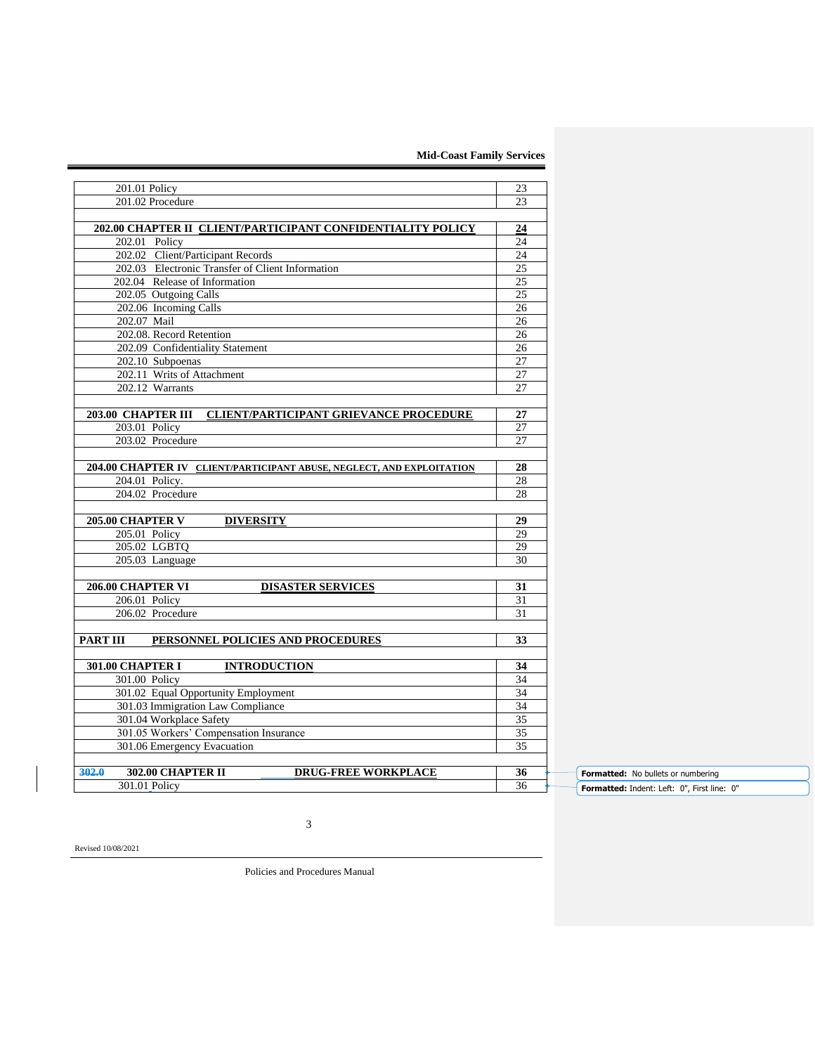| | |
|---|---|
| 201.01 Policy | 23 |
| 201.02 Procedure | 23 |
| | |
| **202.00 CHAPTER II CLIENT/PARTICIPANT CONFIDENTIALITY POLICY** | **24** |
| 202.01 Policy | 24 |
| 202.02 Client/Participant Records | 24 |
| 202.03 Electronic Transfer of Client Information | 25 |
| 202.04 Release of Information | 25 |
| 202.05 Outgoing Calls | 25 |
| 202.06 Incoming Calls | 26 |
| 202.07 Mail | 26 |
| 202.08. Record Retention | 26 |
| 202.09 Confidentiality Statement | 26 |
| 202.10 Subpoenas | 27 |
| 202.11 Writs of Attachment | 27 |
| 202.12 Warrants | 27 |
| | |
| **203.00 CHAPTER III CLIENT/PARTICIPANT GRIEVANCE PROCEDURE** | **27** |
| 203.01 Policy | 27 |
| 203.02 Procedure | 27 |
| | |
| **204.00 CHAPTER IV CLIENT/PARTICIPANT ABUSE, NEGLECT, AND EXPLOITATION** | **28** |
| 204.01 Policy. | 28 |
| 204.02 Procedure | 28 |
| | |
| **205.00 CHAPTER V DIVERSITY** | **29** |
| 205.01 Policy | 29 |
| 205.02 LGBTQ | 29 |
| 205.03 Language | 30 |
| | |
| **206.00 CHAPTER VI DISASTER SERVICES** | **31** |
| 206.01 Policy | 31 |
| 206.02 Procedure | 31 |
| | |
| **PART III PERSONNEL POLICIES AND PROCEDURES** | **33** |
| | |
| **301.00 CHAPTER I INTRODUCTION** | **34** |
| 301.00 Policy | 34 |
| 301.02 Equal Opportunity Employment | 34 |
| 301.03 Immigration Law Compliance | 34 |
| 301.04 Workplace Safety | 35 |
| 301.05 Workers' Compensation Insurance | 35 |
| 301.06 Emergency Evacuation | 35 |
| | |
| **302.00 CHAPTER II DRUG-FREE WORKPLACE** | **36** |
| 301.01 Policy | 36 |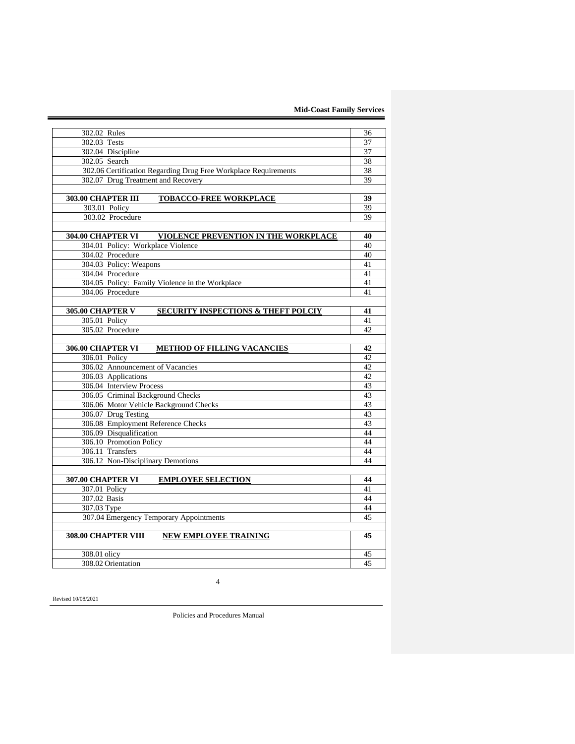| | |
|---|---|
| 302.02 Rules | 36 |
| 302.03 Tests | 37 |
| 302.04 Discipline | 37 |
| 302.05 Search | 38 |
| 302.06 Certification Regarding Drug Free Workplace Requirements | 38 |
| 302.07 Drug Treatment and Recovery | 39 |
| | |
| **303.00 CHAPTER III** **TOBACCO-FREE WORKPLACE** | **39** |
| 303.01 Policy | 39 |
| 303.02 Procedure | 39 |
| | |
| **304.00 CHAPTER VI** **VIOLENCE PREVENTION IN THE WORKPLACE** | **40** |
| 304.01 Policy: Workplace Violence | 40 |
| 304.02 Procedure | 40 |
| 304.03 Policy: Weapons | 41 |
| 304.04 Procedure | 41 |
| 304.05 Policy: Family Violence in the Workplace | 41 |
| 304.06 Procedure | 41 |
| | |
| **305.00 CHAPTER V** **SECURITY INSPECTIONS & THEFT POLCIY** | **41** |
| 305.01 Policy | 41 |
| 305.02 Procedure | 42 |
| | |
| **306.00 CHAPTER VI** **METHOD OF FILLING VACANCIES** | **42** |
| 306.01 Policy | 42 |
| 306.02 Announcement of Vacancies | 42 |
| 306.03 Applications | 42 |
| 306.04 Interview Process | 43 |
| 306.05 Criminal Background Checks | 43 |
| 306.06 Motor Vehicle Background Checks | 43 |
| 306.07 Drug Testing | 43 |
| 306.08 Employment Reference Checks | 43 |
| 306.09 Disqualification | 44 |
| 306.10 Promotion Policy | 44 |
| 306.11 Transfers | 44 |
| 306.12 Non-Disciplinary Demotions | 44 |
| | |
| **307.00 CHAPTER VI** **EMPLOYEE SELECTION** | **44** |
| 307.01 Policy | 41 |
| 307.02 Basis | 44 |
| 307.03 Type | 44 |
| 307.04 Emergency Temporary Appointments | 45 |
| | |
| **308.00 CHAPTER VIII** **NEW EMPLOYEE TRAINING** | **45** |
| 308.01 olicy | 45 |
| 308.02 Orientation | 45 |

Revised 10/08/2021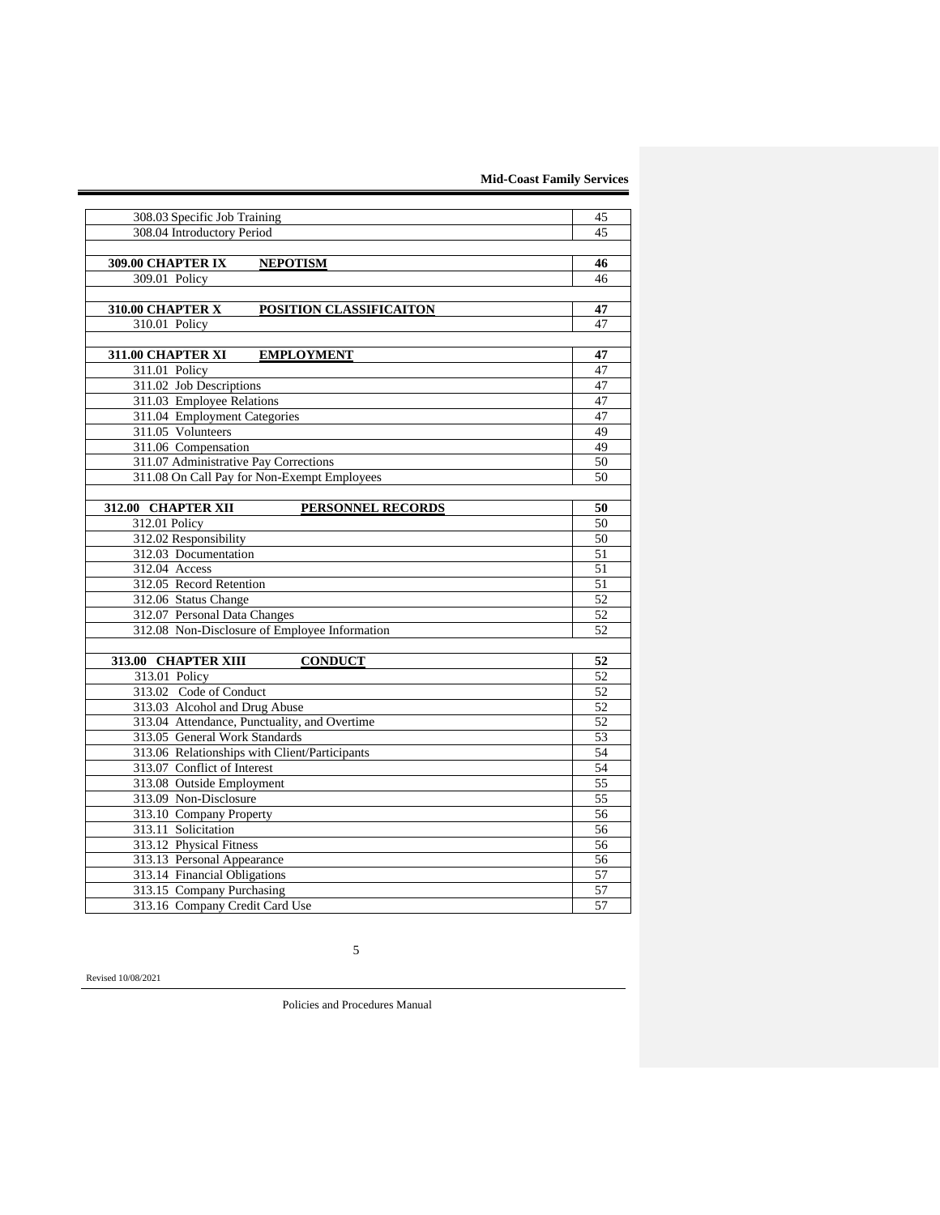| | |
|---|---|
| 308.03 Specific Job Training | 45 |
| 308.04 Introductory Period | 45 |
| | |
| **309.00 CHAPTER IX** **NEPOTISM** | **46** |
| 309.01 Policy | 46 |
| | |
| **310.00 CHAPTER X** **POSITION CLASSIFICAITON** | **47** |
| 310.01 Policy | 47 |
| | |
| **311.00 CHAPTER XI** **EMPLOYMENT** | **47** |
| 311.01 Policy | 47 |
| 311.02 Job Descriptions | 47 |
| 311.03 Employee Relations | 47 |
| 311.04 Employment Categories | 47 |
| 311.05 Volunteers | 49 |
| 311.06 Compensation | 49 |
| 311.07 Administrative Pay Corrections | 50 |
| 311.08 On Call Pay for Non-Exempt Employees | 50 |
| | |
| **312.00 CHAPTER XII** **PERSONNEL RECORDS** | **50** |
| 312.01 Policy | 50 |
| 312.02 Responsibility | 50 |
| 312.03 Documentation | 51 |
| 312.04 Access | 51 |
| 312.05 Record Retention | 51 |
| 312.06 Status Change | 52 |
| 312.07 Personal Data Changes | 52 |
| 312.08 Non-Disclosure of Employee Information | 52 |
| | |
| **313.00 CHAPTER XIII** **CONDUCT** | **52** |
| 313.01 Policy | 52 |
| 313.02 Code of Conduct | 52 |
| 313.03 Alcohol and Drug Abuse | 52 |
| 313.04 Attendance, Punctuality, and Overtime | 52 |
| 313.05 General Work Standards | 53 |
| 313.06 Relationships with Client/Participants | 54 |
| 313.07 Conflict of Interest | 54 |
| 313.08 Outside Employment | 55 |
| 313.09 Non-Disclosure | 55 |
| 313.10 Company Property | 56 |
| 313.11 Solicitation | 56 |
| 313.12 Physical Fitness | 56 |
| 313.13 Personal Appearance | 56 |
| 313.14 Financial Obligations | 57 |
| 313.15 Company Purchasing | 57 |
| 313.16 Company Credit Card Use | 57 |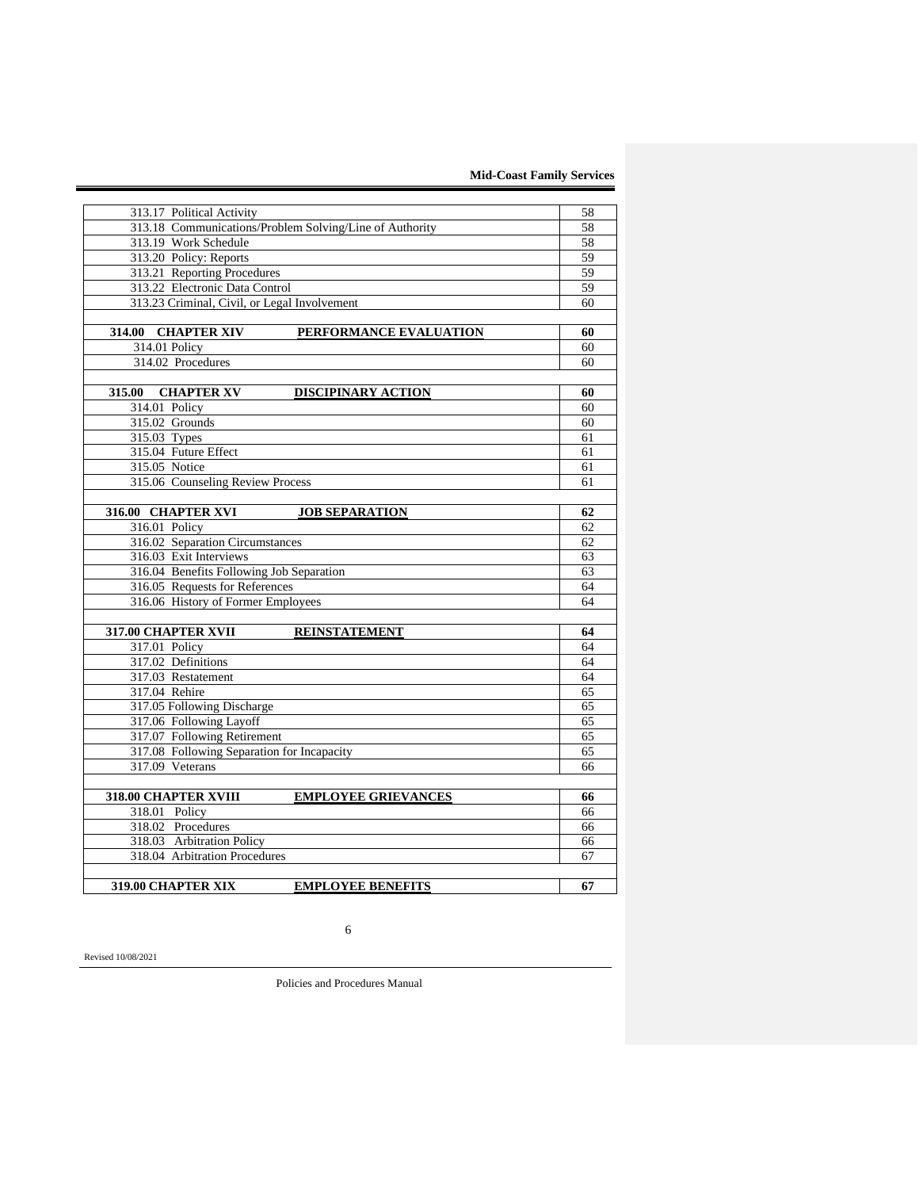| | |
|---|---|
| 313.17 Political Activity | 58 |
| 313.18 Communications/Problem Solving/Line of Authority | 58 |
| 313.19 Work Schedule | 58 |
| 313.20 Policy: Reports | 59 |
| 313.21 Reporting Procedures | 59 |
| 313.22 Electronic Data Control | 59 |
| 313.23 Criminal, Civil, or Legal Involvement | 60 |
| | |
| **314.00 CHAPTER XIV** **PERFORMANCE EVALUATION** | **60** |
| 314.01 Policy | 60 |
| 314.02 Procedures | 60 |
| | |
| **315.00 CHAPTER XV** **DISCIPINARY ACTION** | **60** |
| 314.01 Policy | 60 |
| 315.02 Grounds | 60 |
| 315.03 Types | 61 |
| 315.04 Future Effect | 61 |
| 315.05 Notice | 61 |
| 315.06 Counseling Review Process | 61 |
| | |
| **316.00 CHAPTER XVI** **JOB SEPARATION** | **62** |
| 316.01 Policy | 62 |
| 316.02 Separation Circumstances | 62 |
| 316.03 Exit Interviews | 63 |
| 316.04 Benefits Following Job Separation | 63 |
| 316.05 Requests for References | 64 |
| 316.06 History of Former Employees | 64 |
| | |
| **317.00 CHAPTER XVII** **REINSTATEMENT** | **64** |
| 317.01 Policy | 64 |
| 317.02 Definitions | 64 |
| 317.03 Restatement | 64 |
| 317.04 Rehire | 65 |
| 317.05 Following Discharge | 65 |
| 317.06 Following Layoff | 65 |
| 317.07 Following Retirement | 65 |
| 317.08 Following Separation for Incapacity | 65 |
| 317.09 Veterans | 66 |
| | |
| **318.00 CHAPTER XVIII** **EMPLOYEE GRIEVANCES** | **66** |
| 318.01 Policy | 66 |
| 318.02 Procedures | 66 |
| 318.03 Arbitration Policy | 66 |
| 318.04 Arbitration Procedures | 67 |
| | |
| **319.00 CHAPTER XIX** **EMPLOYEE BENEFITS** | **67** |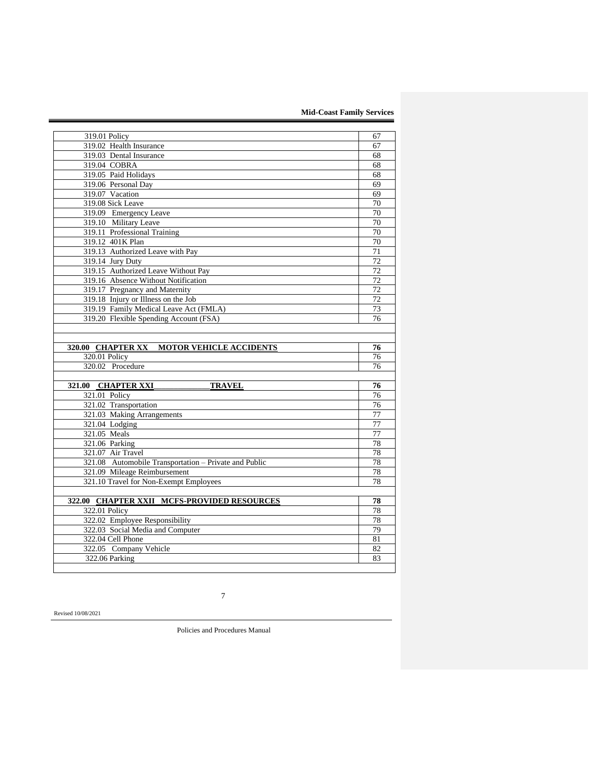| | |
|---|---|
| 319.01 Policy | 67 |
| 319.02 Health Insurance | 67 |
| 319.03 Dental Insurance | 68 |
| 319.04 COBRA | 68 |
| 319.05 Paid Holidays | 68 |
| 319.06 Personal Day | 69 |
| 319.07 Vacation | 69 |
| 319.08 Sick Leave | 70 |
| 319.09 Emergency Leave | 70 |
| 319.10 Military Leave | 70 |
| 319.11 Professional Training | 70 |
| 319.12 401K Plan | 70 |
| 319.13 Authorized Leave with Pay | 71 |
| 319.14 Jury Duty | 72 |
| 319.15 Authorized Leave Without Pay | 72 |
| 319.16 Absence Without Notification | 72 |
| 319.17 Pregnancy and Maternity | 72 |
| 319.18 Injury or Illness on the Job | 72 |
| 319.19 Family Medical Leave Act (FMLA) | 73 |
| 319.20 Flexible Spending Account (FSA) | 76 |
| | |
| | |
| **320.00 CHAPTER XX MOTOR VEHICLE ACCIDENTS** | **76** |
| 320.01 Policy | 76 |
| 320.02 Procedure | 76 |
| | |
| **321.00 CHAPTER XXI TRAVEL** | **76** |
| 321.01 Policy | 76 |
| 321.02 Transportation | 76 |
| 321.03 Making Arrangements | 77 |
| 321.04 Lodging | 77 |
| 321.05 Meals | 77 |
| 321.06 Parking | 78 |
| 321.07 Air Travel | 78 |
| 321.08 Automobile Transportation – Private and Public | 78 |
| 321.09 Mileage Reimbursement | 78 |
| 321.10 Travel for Non-Exempt Employees | 78 |
| | |
| **322.00 CHAPTER XXII MCFS-PROVIDED RESOURCES** | **78** |
| 322.01 Policy | 78 |
| 322.02 Employee Responsibility | 78 |
| 322.03 Social Media and Computer | 79 |
| 322.04 Cell Phone | 81 |
| 322.05 Company Vehicle | 82 |
| 322.06 Parking | 83 |
| | |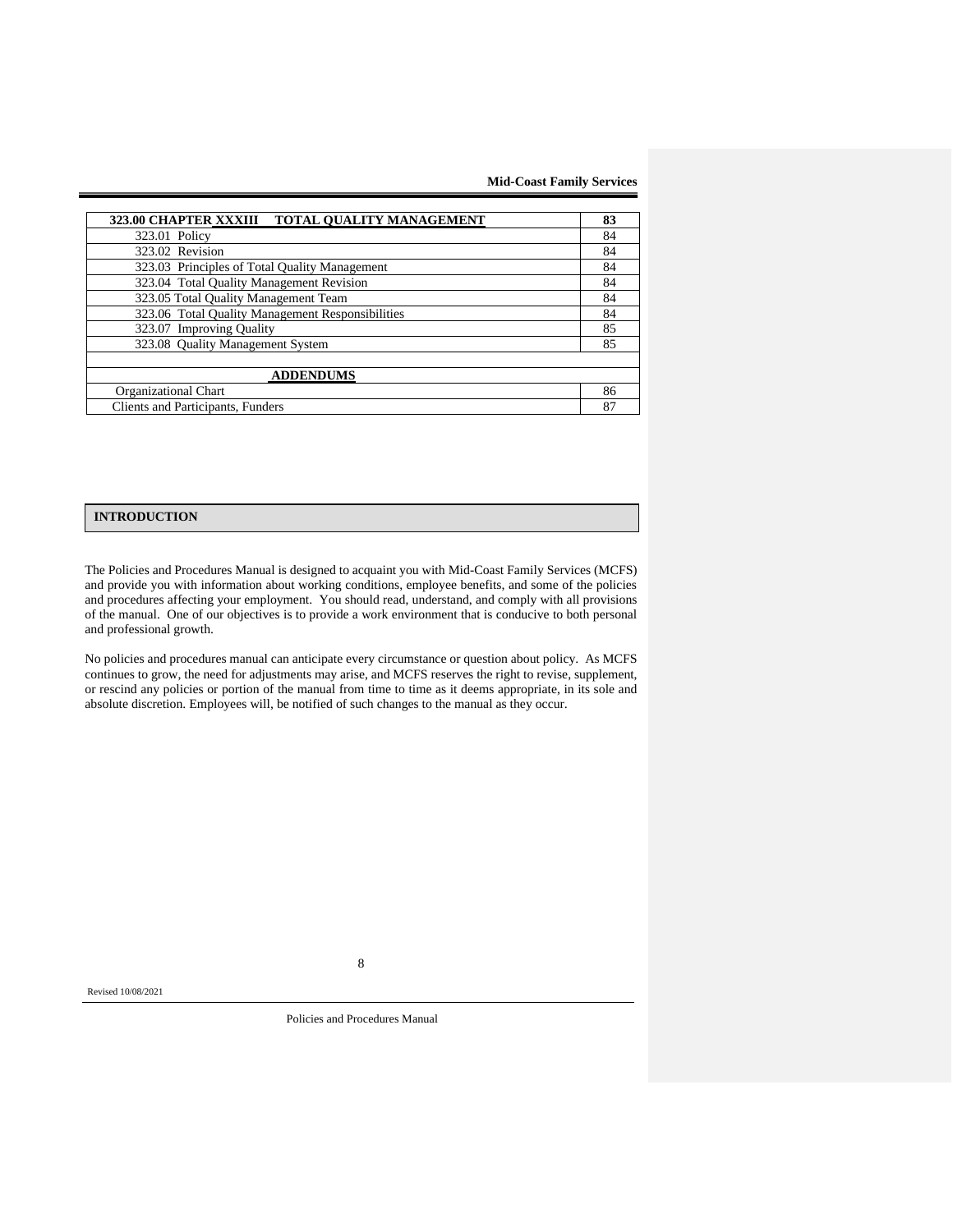| 323.00 CHAPTER XXXIII TOTAL QUALITY MANAGEMENT | 83 |
|---|---|
| 323.01 Policy | 84 |
| 323.02 Revision | 84 |
| 323.03 Principles of Total Quality Management | 84 |
| 323.04 Total Quality Management Revision | 84 |
| 323.05 Total Quality Management Team | 84 |
| 323.06 Total Quality Management Responsibilities | 84 |
| 323.07 Improving Quality | 85 |
| 323.08 Quality Management System | 85 |
| | |
| **ADDENDUMS** | |
| Organizational Chart | 86 |
| Clients and Participants, Funders | 87 |

## INTRODUCTION

The Policies and Procedures Manual is designed to acquaint you with Mid-Coast Family Services (MCFS) and provide you with information about working conditions, employee benefits, and some of the policies and procedures affecting your employment. You should read, understand, and comply with all provisions of the manual. One of our objectives is to provide a work environment that is conducive to both personal and professional growth.

No policies and procedures manual can anticipate every circumstance or question about policy. As MCFS continues to grow, the need for adjustments may arise, and MCFS reserves the right to revise, supplement, or rescind any policies or portion of the manual from time to time as it deems appropriate, in its sole and absolute discretion. Employees will, be notified of such changes to the manual as they occur.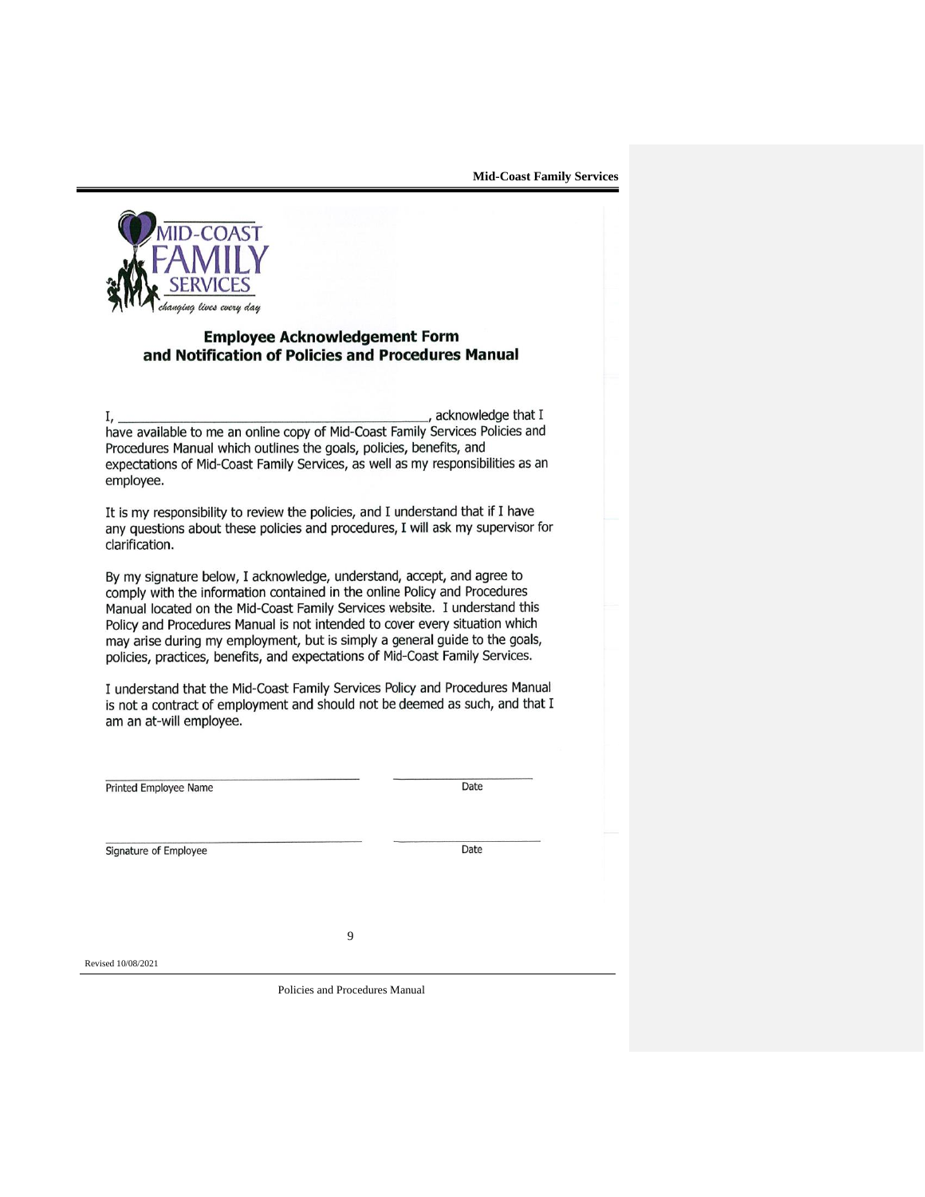## Employee Acknowledgement Form and Notification of Policies and Procedures Manual

I, ____________________________________________, acknowledge that I have available to me an online copy of Mid-Coast Family Services Policies and Procedures Manual which outlines the goals, policies, benefits, and expectations of Mid-Coast Family Services, as well as my responsibilities as an employee.

It is my responsibility to review the policies, and I understand that if I have any questions about these policies and procedures, I will ask my supervisor for clarification.

By my signature below, I acknowledge, understand, accept, and agree to comply with the information contained in the online Policy and Procedures Manual located on the Mid-Coast Family Services website. I understand this Policy and Procedures Manual is not intended to cover every situation which may arise during my employment, but is simply a general guide to the goals, policies, practices, benefits, and expectations of Mid-Coast Family Services.

I understand that the Mid-Coast Family Services Policy and Procedures Manual is not a contract of employment and should not be deemed as such, and that I am an at-will employee.

______________________________  ______________

Printed Employee Name  Date

______________________________  ______________

Signature of Employee  Date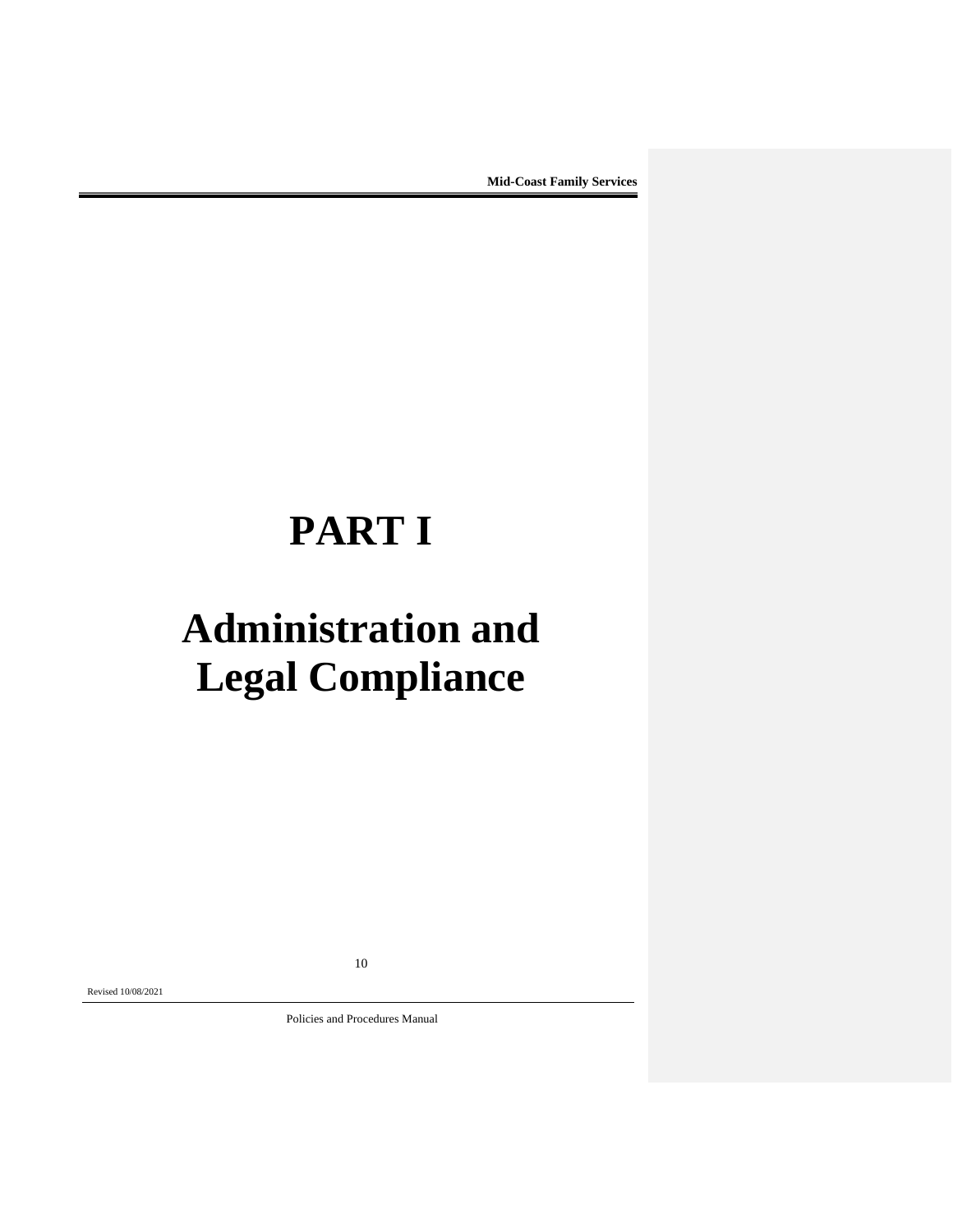# PART I

# Administration and Legal Compliance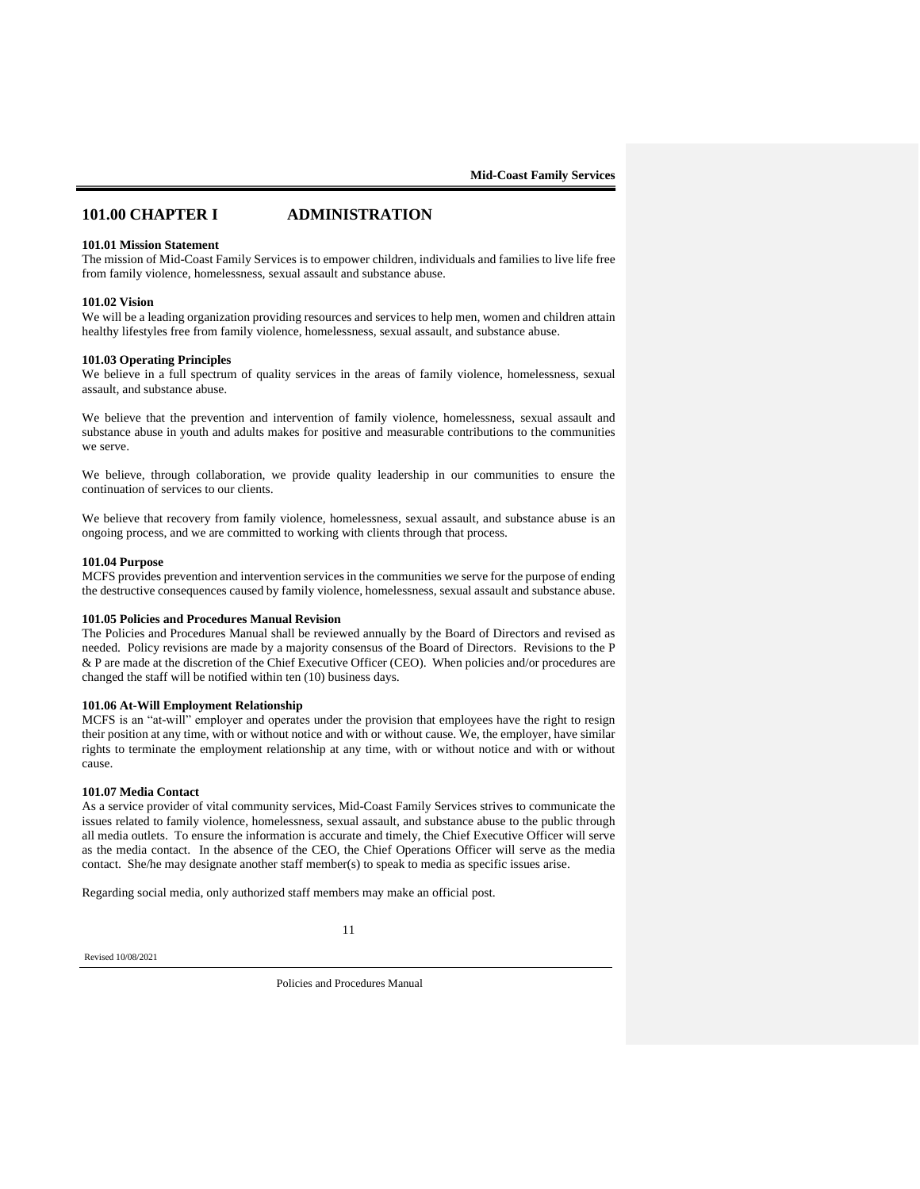# 101.00 CHAPTER I ADMINISTRATION

### 101.01 Mission Statement

The mission of Mid-Coast Family Services is to empower children, individuals and families to live life free from family violence, homelessness, sexual assault and substance abuse.

### 101.02 Vision

We will be a leading organization providing resources and services to help men, women and children attain healthy lifestyles free from family violence, homelessness, sexual assault, and substance abuse.

### 101.03 Operating Principles

We believe in a full spectrum of quality services in the areas of family violence, homelessness, sexual assault, and substance abuse.

We believe that the prevention and intervention of family violence, homelessness, sexual assault and substance abuse in youth and adults makes for positive and measurable contributions to the communities we serve.

We believe, through collaboration, we provide quality leadership in our communities to ensure the continuation of services to our clients.

We believe that recovery from family violence, homelessness, sexual assault, and substance abuse is an ongoing process, and we are committed to working with clients through that process.

### 101.04 Purpose

MCFS provides prevention and intervention services in the communities we serve for the purpose of ending the destructive consequences caused by family violence, homelessness, sexual assault and substance abuse.

### 101.05 Policies and Procedures Manual Revision

The Policies and Procedures Manual shall be reviewed annually by the Board of Directors and revised as needed. Policy revisions are made by a majority consensus of the Board of Directors. Revisions to the P & P are made at the discretion of the Chief Executive Officer (CEO). When policies and/or procedures are changed the staff will be notified within ten (10) business days.

### 101.06 At-Will Employment Relationship

MCFS is an "at-will" employer and operates under the provision that employees have the right to resign their position at any time, with or without notice and with or without cause. We, the employer, have similar rights to terminate the employment relationship at any time, with or without notice and with or without cause.

### 101.07 Media Contact

As a service provider of vital community services, Mid-Coast Family Services strives to communicate the issues related to family violence, homelessness, sexual assault, and substance abuse to the public through all media outlets. To ensure the information is accurate and timely, the Chief Executive Officer will serve as the media contact. In the absence of the CEO, the Chief Operations Officer will serve as the media contact. She/he may designate another staff member(s) to speak to media as specific issues arise.

Regarding social media, only authorized staff members may make an official post.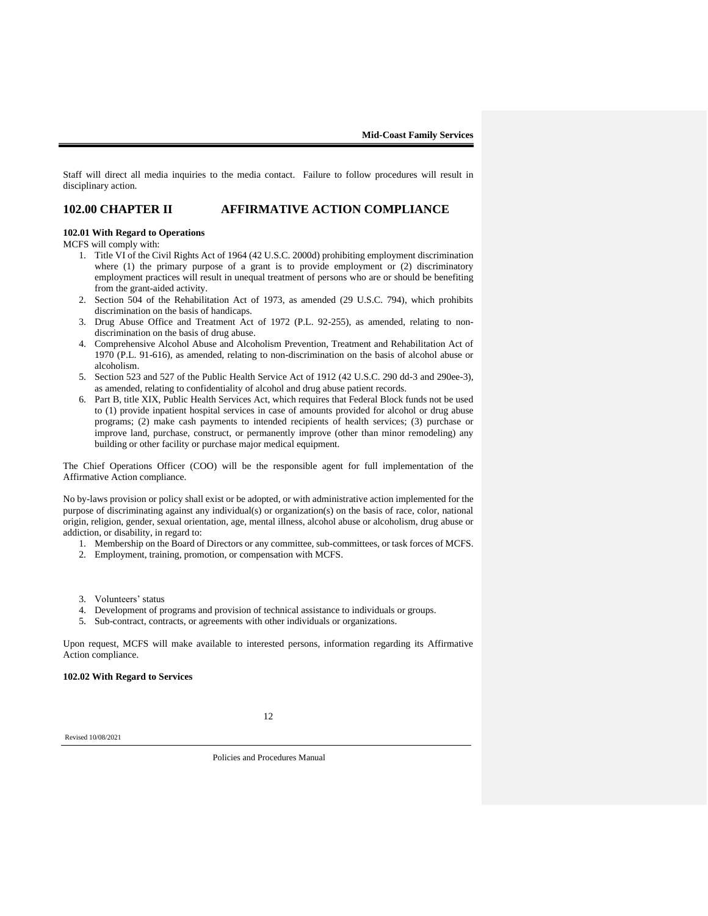Staff will direct all media inquiries to the media contact. Failure to follow procedures will result in disciplinary action.

## 102.00 CHAPTER II AFFIRMATIVE ACTION COMPLIANCE

**102.01 With Regard to Operations**

MCFS will comply with:

1. Title VI of the Civil Rights Act of 1964 (42 U.S.C. 2000d) prohibiting employment discrimination where (1) the primary purpose of a grant is to provide employment or (2) discriminatory employment practices will result in unequal treatment of persons who are or should be benefiting from the grant-aided activity.
2. Section 504 of the Rehabilitation Act of 1973, as amended (29 U.S.C. 794), which prohibits discrimination on the basis of handicaps.
3. Drug Abuse Office and Treatment Act of 1972 (P.L. 92-255), as amended, relating to non-discrimination on the basis of drug abuse.
4. Comprehensive Alcohol Abuse and Alcoholism Prevention, Treatment and Rehabilitation Act of 1970 (P.L. 91-616), as amended, relating to non-discrimination on the basis of alcohol abuse or alcoholism.
5. Section 523 and 527 of the Public Health Service Act of 1912 (42 U.S.C. 290 dd-3 and 290ee-3), as amended, relating to confidentiality of alcohol and drug abuse patient records.
6. Part B, title XIX, Public Health Services Act, which requires that Federal Block funds not be used to (1) provide inpatient hospital services in case of amounts provided for alcohol or drug abuse programs; (2) make cash payments to intended recipients of health services; (3) purchase or improve land, purchase, construct, or permanently improve (other than minor remodeling) any building or other facility or purchase major medical equipment.

The Chief Operations Officer (COO) will be the responsible agent for full implementation of the Affirmative Action compliance.

No by-laws provision or policy shall exist or be adopted, or with administrative action implemented for the purpose of discriminating against any individual(s) or organization(s) on the basis of race, color, national origin, religion, gender, sexual orientation, age, mental illness, alcohol abuse or alcoholism, drug abuse or addiction, or disability, in regard to:

1. Membership on the Board of Directors or any committee, sub-committees, or task forces of MCFS.
2. Employment, training, promotion, or compensation with MCFS.
3. Volunteers' status
4. Development of programs and provision of technical assistance to individuals or groups.
5. Sub-contract, contracts, or agreements with other individuals or organizations.

Upon request, MCFS will make available to interested persons, information regarding its Affirmative Action compliance.

**102.02 With Regard to Services**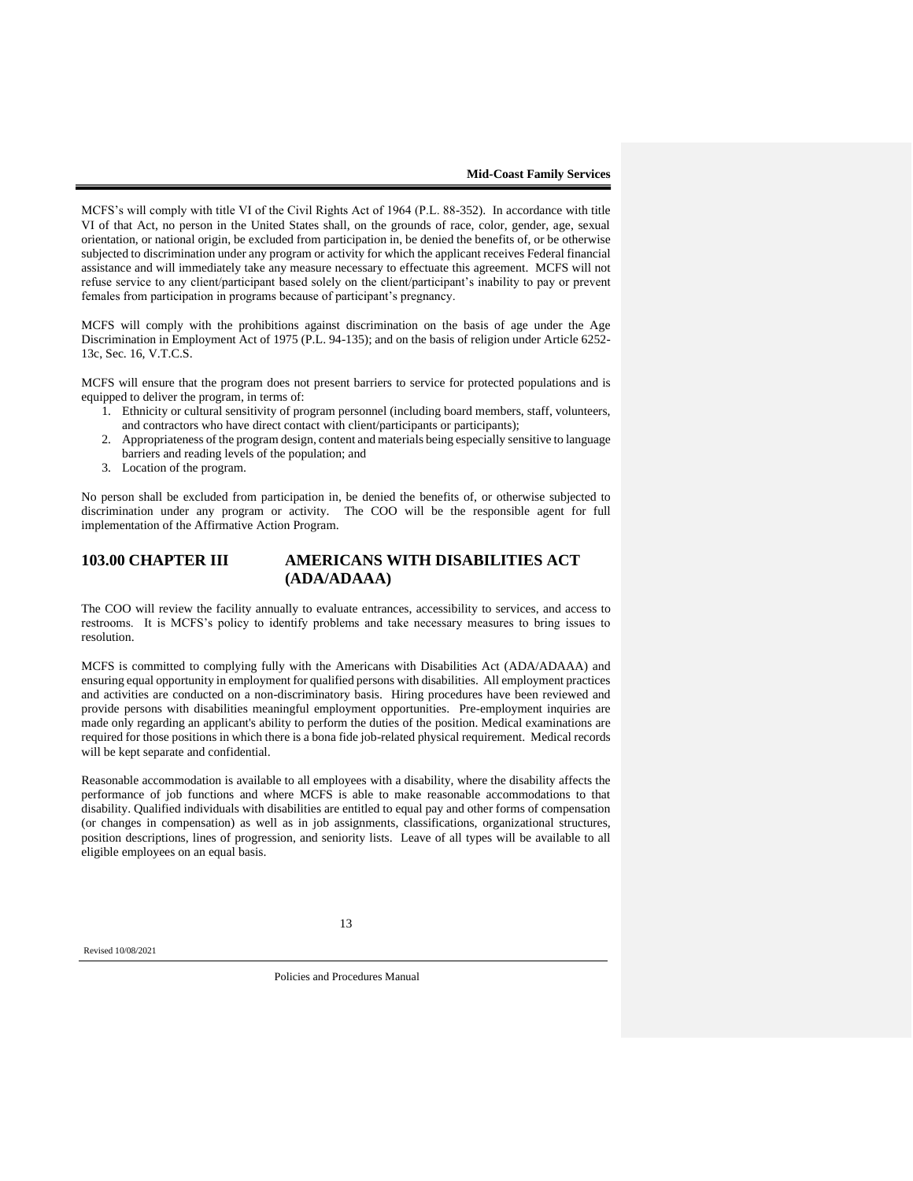MCFS's will comply with title VI of the Civil Rights Act of 1964 (P.L. 88-352). In accordance with title VI of that Act, no person in the United States shall, on the grounds of race, color, gender, age, sexual orientation, or national origin, be excluded from participation in, be denied the benefits of, or be otherwise subjected to discrimination under any program or activity for which the applicant receives Federal financial assistance and will immediately take any measure necessary to effectuate this agreement. MCFS will not refuse service to any client/participant based solely on the client/participant's inability to pay or prevent females from participation in programs because of participant's pregnancy.

MCFS will comply with the prohibitions against discrimination on the basis of age under the Age Discrimination in Employment Act of 1975 (P.L. 94-135); and on the basis of religion under Article 6252-13c, Sec. 16, V.T.C.S.

MCFS will ensure that the program does not present barriers to service for protected populations and is equipped to deliver the program, in terms of:

1. Ethnicity or cultural sensitivity of program personnel (including board members, staff, volunteers, and contractors who have direct contact with client/participants or participants);
2. Appropriateness of the program design, content and materials being especially sensitive to language barriers and reading levels of the population; and
3. Location of the program.

No person shall be excluded from participation in, be denied the benefits of, or otherwise subjected to discrimination under any program or activity. The COO will be the responsible agent for full implementation of the Affirmative Action Program.

## 103.00 CHAPTER III AMERICANS WITH DISABILITIES ACT (ADA/ADAAA)

The COO will review the facility annually to evaluate entrances, accessibility to services, and access to restrooms. It is MCFS's policy to identify problems and take necessary measures to bring issues to resolution.

MCFS is committed to complying fully with the Americans with Disabilities Act (ADA/ADAAA) and ensuring equal opportunity in employment for qualified persons with disabilities. All employment practices and activities are conducted on a non-discriminatory basis. Hiring procedures have been reviewed and provide persons with disabilities meaningful employment opportunities. Pre-employment inquiries are made only regarding an applicant's ability to perform the duties of the position. Medical examinations are required for those positions in which there is a bona fide job-related physical requirement. Medical records will be kept separate and confidential.

Reasonable accommodation is available to all employees with a disability, where the disability affects the performance of job functions and where MCFS is able to make reasonable accommodations to that disability. Qualified individuals with disabilities are entitled to equal pay and other forms of compensation (or changes in compensation) as well as in job assignments, classifications, organizational structures, position descriptions, lines of progression, and seniority lists. Leave of all types will be available to all eligible employees on an equal basis.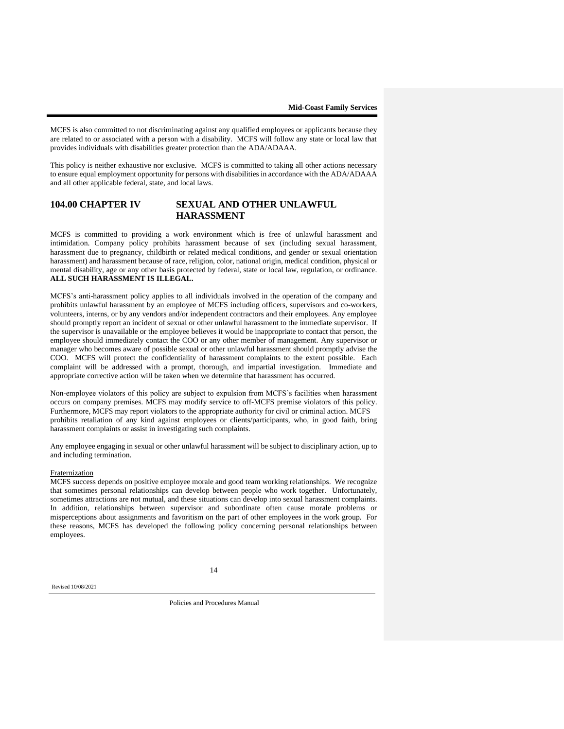MCFS is also committed to not discriminating against any qualified employees or applicants because they are related to or associated with a person with a disability. MCFS will follow any state or local law that provides individuals with disabilities greater protection than the ADA/ADAAA.

This policy is neither exhaustive nor exclusive. MCFS is committed to taking all other actions necessary to ensure equal employment opportunity for persons with disabilities in accordance with the ADA/ADAAA and all other applicable federal, state, and local laws.

## 104.00 CHAPTER IV SEXUAL AND OTHER UNLAWFUL HARASSMENT

MCFS is committed to providing a work environment which is free of unlawful harassment and intimidation. Company policy prohibits harassment because of sex (including sexual harassment, harassment due to pregnancy, childbirth or related medical conditions, and gender or sexual orientation harassment) and harassment because of race, religion, color, national origin, medical condition, physical or mental disability, age or any other basis protected by federal, state or local law, regulation, or ordinance. **ALL SUCH HARASSMENT IS ILLEGAL.**

MCFS's anti-harassment policy applies to all individuals involved in the operation of the company and prohibits unlawful harassment by an employee of MCFS including officers, supervisors and co-workers, volunteers, interns, or by any vendors and/or independent contractors and their employees. Any employee should promptly report an incident of sexual or other unlawful harassment to the immediate supervisor. If the supervisor is unavailable or the employee believes it would be inappropriate to contact that person, the employee should immediately contact the COO or any other member of management. Any supervisor or manager who becomes aware of possible sexual or other unlawful harassment should promptly advise the COO. MCFS will protect the confidentiality of harassment complaints to the extent possible. Each complaint will be addressed with a prompt, thorough, and impartial investigation. Immediate and appropriate corrective action will be taken when we determine that harassment has occurred.

Non-employee violators of this policy are subject to expulsion from MCFS's facilities when harassment occurs on company premises. MCFS may modify service to off-MCFS premise violators of this policy. Furthermore, MCFS may report violators to the appropriate authority for civil or criminal action. MCFS prohibits retaliation of any kind against employees or clients/participants, who, in good faith, bring harassment complaints or assist in investigating such complaints.

Any employee engaging in sexual or other unlawful harassment will be subject to disciplinary action, up to and including termination.

### Fraternization

MCFS success depends on positive employee morale and good team working relationships. We recognize that sometimes personal relationships can develop between people who work together. Unfortunately, sometimes attractions are not mutual, and these situations can develop into sexual harassment complaints. In addition, relationships between supervisor and subordinate often cause morale problems or misperceptions about assignments and favoritism on the part of other employees in the work group. For these reasons, MCFS has developed the following policy concerning personal relationships between employees.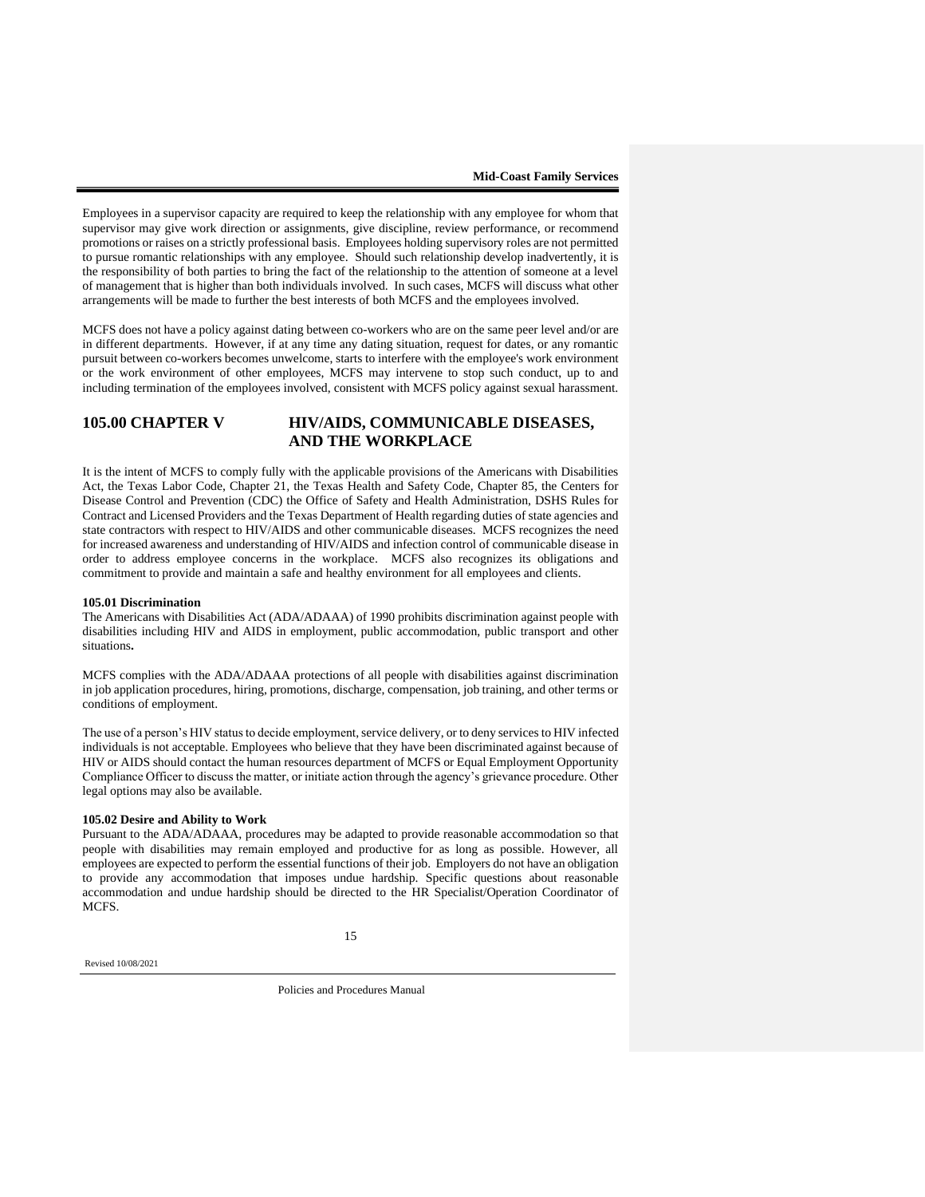Employees in a supervisor capacity are required to keep the relationship with any employee for whom that supervisor may give work direction or assignments, give discipline, review performance, or recommend promotions or raises on a strictly professional basis. Employees holding supervisory roles are not permitted to pursue romantic relationships with any employee. Should such relationship develop inadvertently, it is the responsibility of both parties to bring the fact of the relationship to the attention of someone at a level of management that is higher than both individuals involved. In such cases, MCFS will discuss what other arrangements will be made to further the best interests of both MCFS and the employees involved.

MCFS does not have a policy against dating between co-workers who are on the same peer level and/or are in different departments. However, if at any time any dating situation, request for dates, or any romantic pursuit between co-workers becomes unwelcome, starts to interfere with the employee's work environment or the work environment of other employees, MCFS may intervene to stop such conduct, up to and including termination of the employees involved, consistent with MCFS policy against sexual harassment.

## 105.00 CHAPTER V HIV/AIDS, COMMUNICABLE DISEASES, AND THE WORKPLACE

It is the intent of MCFS to comply fully with the applicable provisions of the Americans with Disabilities Act, the Texas Labor Code, Chapter 21, the Texas Health and Safety Code, Chapter 85, the Centers for Disease Control and Prevention (CDC) the Office of Safety and Health Administration, DSHS Rules for Contract and Licensed Providers and the Texas Department of Health regarding duties of state agencies and state contractors with respect to HIV/AIDS and other communicable diseases. MCFS recognizes the need for increased awareness and understanding of HIV/AIDS and infection control of communicable disease in order to address employee concerns in the workplace. MCFS also recognizes its obligations and commitment to provide and maintain a safe and healthy environment for all employees and clients.

**105.01 Discrimination**

The Americans with Disabilities Act (ADA/ADAAA) of 1990 prohibits discrimination against people with disabilities including HIV and AIDS in employment, public accommodation, public transport and other situations**.**

MCFS complies with the ADA/ADAAA protections of all people with disabilities against discrimination in job application procedures, hiring, promotions, discharge, compensation, job training, and other terms or conditions of employment.

The use of a person's HIV status to decide employment, service delivery, or to deny services to HIV infected individuals is not acceptable. Employees who believe that they have been discriminated against because of HIV or AIDS should contact the human resources department of MCFS or Equal Employment Opportunity Compliance Officer to discuss the matter, or initiate action through the agency's grievance procedure. Other legal options may also be available.

**105.02 Desire and Ability to Work**

Pursuant to the ADA/ADAAA, procedures may be adapted to provide reasonable accommodation so that people with disabilities may remain employed and productive for as long as possible. However, all employees are expected to perform the essential functions of their job. Employers do not have an obligation to provide any accommodation that imposes undue hardship. Specific questions about reasonable accommodation and undue hardship should be directed to the HR Specialist/Operation Coordinator of MCFS.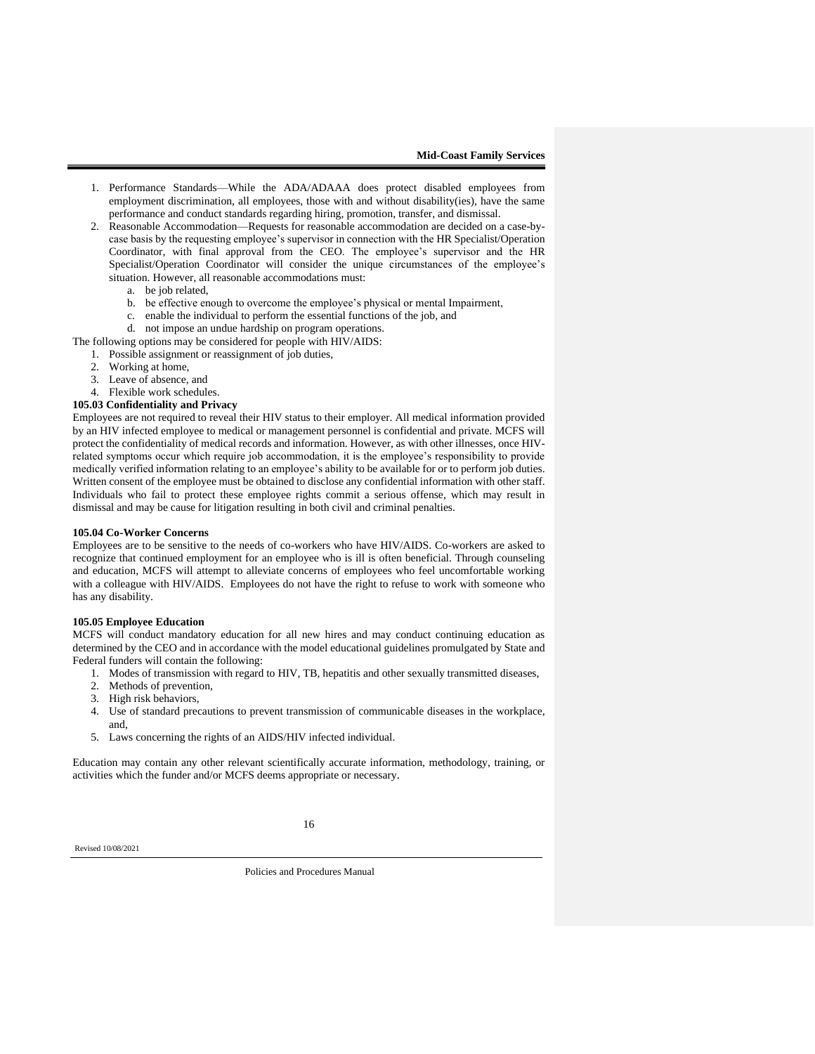1. Performance Standards—While the ADA/ADAAA does protect disabled employees from employment discrimination, all employees, those with and without disability(ies), have the same performance and conduct standards regarding hiring, promotion, transfer, and dismissal.
2. Reasonable Accommodation—Requests for reasonable accommodation are decided on a case-by-case basis by the requesting employee's supervisor in connection with the HR Specialist/Operation Coordinator, with final approval from the CEO. The employee's supervisor and the HR Specialist/Operation Coordinator will consider the unique circumstances of the employee's situation. However, all reasonable accommodations must:
   a. be job related,
   b. be effective enough to overcome the employee's physical or mental Impairment,
   c. enable the individual to perform the essential functions of the job, and
   d. not impose an undue hardship on program operations.

The following options may be considered for people with HIV/AIDS:

1. Possible assignment or reassignment of job duties,
2. Working at home,
3. Leave of absence, and
4. Flexible work schedules.

**105.03 Confidentiality and Privacy**

Employees are not required to reveal their HIV status to their employer. All medical information provided by an HIV infected employee to medical or management personnel is confidential and private. MCFS will protect the confidentiality of medical records and information. However, as with other illnesses, once HIV-related symptoms occur which require job accommodation, it is the employee's responsibility to provide medically verified information relating to an employee's ability to be available for or to perform job duties. Written consent of the employee must be obtained to disclose any confidential information with other staff. Individuals who fail to protect these employee rights commit a serious offense, which may result in dismissal and may be cause for litigation resulting in both civil and criminal penalties.

**105.04 Co-Worker Concerns**

Employees are to be sensitive to the needs of co-workers who have HIV/AIDS. Co-workers are asked to recognize that continued employment for an employee who is ill is often beneficial. Through counseling and education, MCFS will attempt to alleviate concerns of employees who feel uncomfortable working with a colleague with HIV/AIDS. Employees do not have the right to refuse to work with someone who has any disability.

**105.05 Employee Education**

MCFS will conduct mandatory education for all new hires and may conduct continuing education as determined by the CEO and in accordance with the model educational guidelines promulgated by State and Federal funders will contain the following:

1. Modes of transmission with regard to HIV, TB, hepatitis and other sexually transmitted diseases,
2. Methods of prevention,
3. High risk behaviors,
4. Use of standard precautions to prevent transmission of communicable diseases in the workplace, and,
5. Laws concerning the rights of an AIDS/HIV infected individual.

Education may contain any other relevant scientifically accurate information, methodology, training, or activities which the funder and/or MCFS deems appropriate or necessary.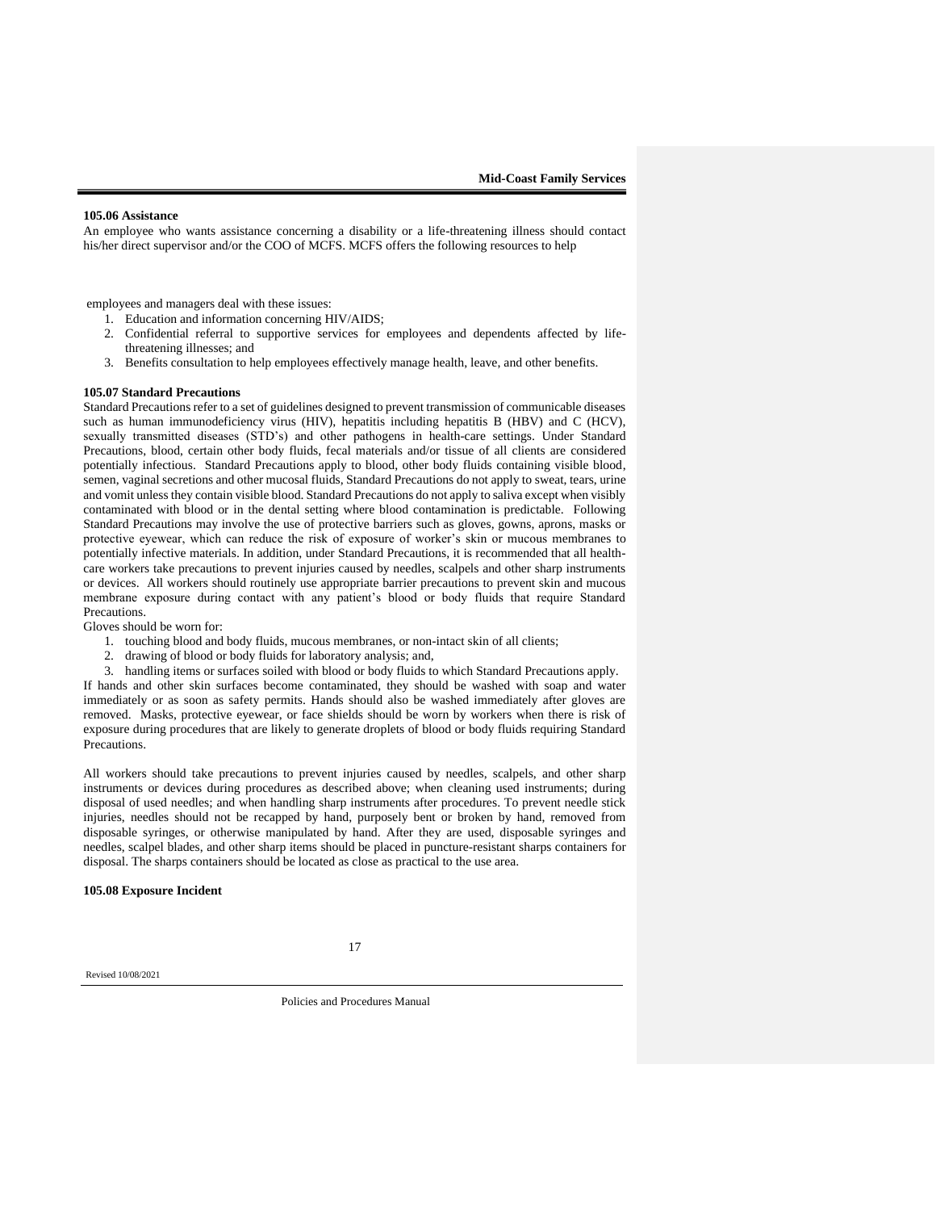**105.06 Assistance**

An employee who wants assistance concerning a disability or a life-threatening illness should contact his/her direct supervisor and/or the COO of MCFS. MCFS offers the following resources to help employees and managers deal with these issues:

1. Education and information concerning HIV/AIDS;
2. Confidential referral to supportive services for employees and dependents affected by life-threatening illnesses; and
3. Benefits consultation to help employees effectively manage health, leave, and other benefits.

**105.07 Standard Precautions**

Standard Precautions refer to a set of guidelines designed to prevent transmission of communicable diseases such as human immunodeficiency virus (HIV), hepatitis including hepatitis B (HBV) and C (HCV), sexually transmitted diseases (STD's) and other pathogens in health-care settings. Under Standard Precautions, blood, certain other body fluids, fecal materials and/or tissue of all clients are considered potentially infectious. Standard Precautions apply to blood, other body fluids containing visible blood, semen, vaginal secretions and other mucosal fluids, Standard Precautions do not apply to sweat, tears, urine and vomit unless they contain visible blood. Standard Precautions do not apply to saliva except when visibly contaminated with blood or in the dental setting where blood contamination is predictable. Following Standard Precautions may involve the use of protective barriers such as gloves, gowns, aprons, masks or protective eyewear, which can reduce the risk of exposure of worker's skin or mucous membranes to potentially infective materials. In addition, under Standard Precautions, it is recommended that all health-care workers take precautions to prevent injuries caused by needles, scalpels and other sharp instruments or devices. All workers should routinely use appropriate barrier precautions to prevent skin and mucous membrane exposure during contact with any patient's blood or body fluids that require Standard Precautions.

Gloves should be worn for:

1. touching blood and body fluids, mucous membranes, or non-intact skin of all clients;
2. drawing of blood or body fluids for laboratory analysis; and,
3. handling items or surfaces soiled with blood or body fluids to which Standard Precautions apply.

If hands and other skin surfaces become contaminated, they should be washed with soap and water immediately or as soon as safety permits. Hands should also be washed immediately after gloves are removed. Masks, protective eyewear, or face shields should be worn by workers when there is risk of exposure during procedures that are likely to generate droplets of blood or body fluids requiring Standard Precautions.

All workers should take precautions to prevent injuries caused by needles, scalpels, and other sharp instruments or devices during procedures as described above; when cleaning used instruments; during disposal of used needles; and when handling sharp instruments after procedures. To prevent needle stick injuries, needles should not be recapped by hand, purposely bent or broken by hand, removed from disposable syringes, or otherwise manipulated by hand. After they are used, disposable syringes and needles, scalpel blades, and other sharp items should be placed in puncture-resistant sharps containers for disposal. The sharps containers should be located as close as practical to the use area.

**105.08 Exposure Incident**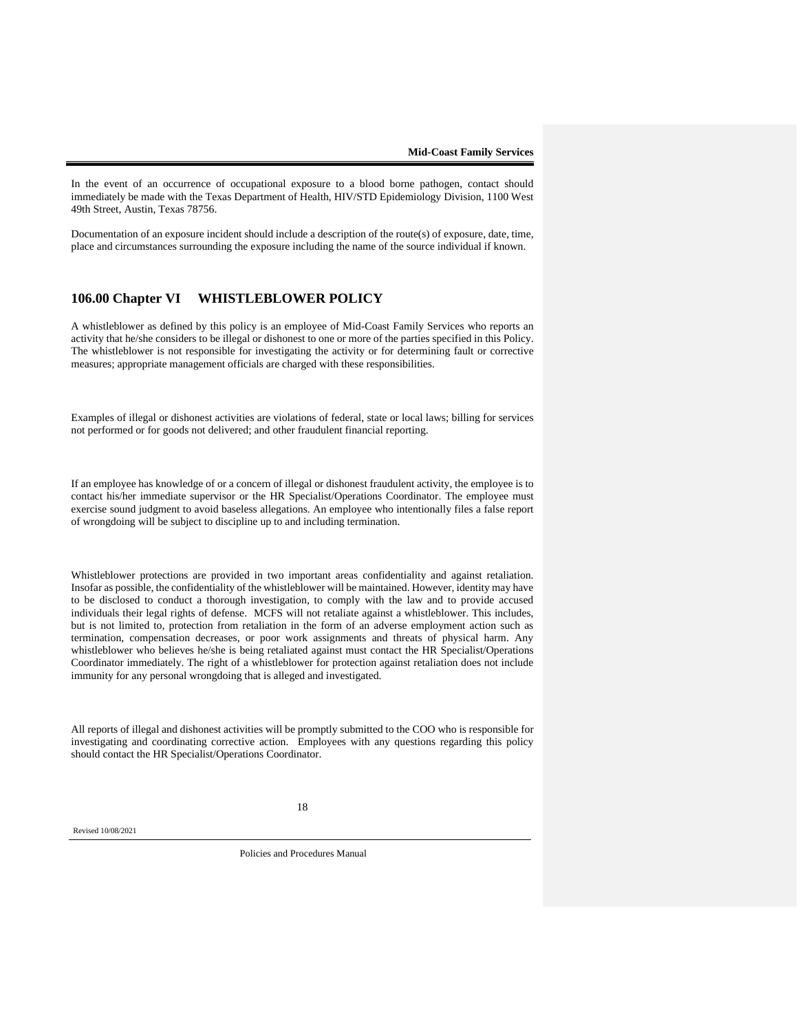In the event of an occurrence of occupational exposure to a blood borne pathogen, contact should immediately be made with the Texas Department of Health, HIV/STD Epidemiology Division, 1100 West 49th Street, Austin, Texas 78756.

Documentation of an exposure incident should include a description of the route(s) of exposure, date, time, place and circumstances surrounding the exposure including the name of the source individual if known.

## 106.00 Chapter VI WHISTLEBLOWER POLICY

A whistleblower as defined by this policy is an employee of Mid-Coast Family Services who reports an activity that he/she considers to be illegal or dishonest to one or more of the parties specified in this Policy. The whistleblower is not responsible for investigating the activity or for determining fault or corrective measures; appropriate management officials are charged with these responsibilities.

Examples of illegal or dishonest activities are violations of federal, state or local laws; billing for services not performed or for goods not delivered; and other fraudulent financial reporting.

If an employee has knowledge of or a concern of illegal or dishonest fraudulent activity, the employee is to contact his/her immediate supervisor or the HR Specialist/Operations Coordinator. The employee must exercise sound judgment to avoid baseless allegations. An employee who intentionally files a false report of wrongdoing will be subject to discipline up to and including termination.

Whistleblower protections are provided in two important areas confidentiality and against retaliation. Insofar as possible, the confidentiality of the whistleblower will be maintained. However, identity may have to be disclosed to conduct a thorough investigation, to comply with the law and to provide accused individuals their legal rights of defense. MCFS will not retaliate against a whistleblower. This includes, but is not limited to, protection from retaliation in the form of an adverse employment action such as termination, compensation decreases, or poor work assignments and threats of physical harm. Any whistleblower who believes he/she is being retaliated against must contact the HR Specialist/Operations Coordinator immediately. The right of a whistleblower for protection against retaliation does not include immunity for any personal wrongdoing that is alleged and investigated.

All reports of illegal and dishonest activities will be promptly submitted to the COO who is responsible for investigating and coordinating corrective action. Employees with any questions regarding this policy should contact the HR Specialist/Operations Coordinator.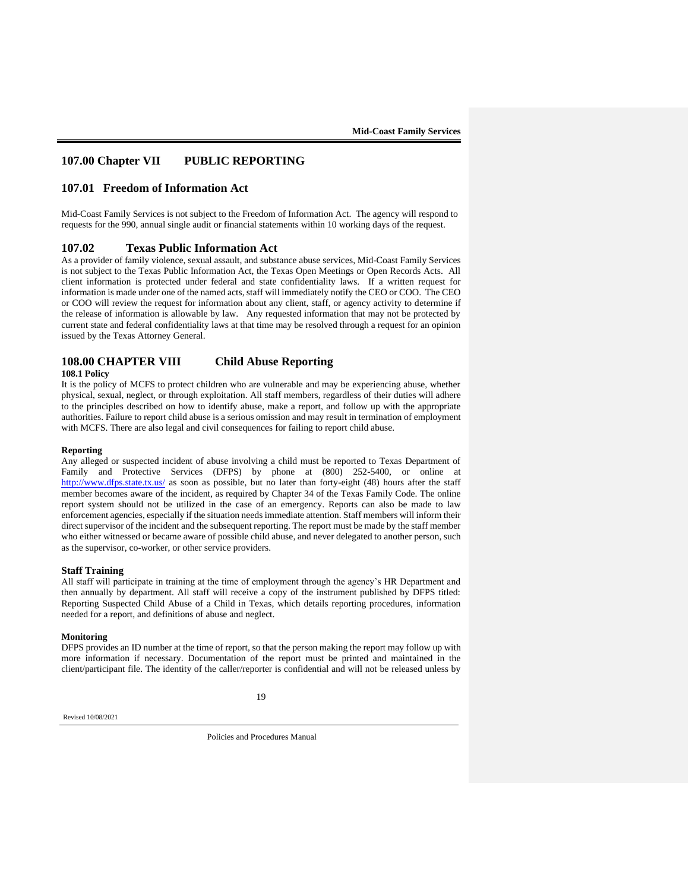## 107.00 Chapter VII PUBLIC REPORTING

### 107.01 Freedom of Information Act

Mid-Coast Family Services is not subject to the Freedom of Information Act. The agency will respond to requests for the 990, annual single audit or financial statements within 10 working days of the request.

### 107.02 Texas Public Information Act

As a provider of family violence, sexual assault, and substance abuse services, Mid-Coast Family Services is not subject to the Texas Public Information Act, the Texas Open Meetings or Open Records Acts. All client information is protected under federal and state confidentiality laws. If a written request for information is made under one of the named acts, staff will immediately notify the CEO or COO. The CEO or COO will review the request for information about any client, staff, or agency activity to determine if the release of information is allowable by law. Any requested information that may not be protected by current state and federal confidentiality laws at that time may be resolved through a request for an opinion issued by the Texas Attorney General.

## 108.00 CHAPTER VIII Child Abuse Reporting

**108.1 Policy**

It is the policy of MCFS to protect children who are vulnerable and may be experiencing abuse, whether physical, sexual, neglect, or through exploitation. All staff members, regardless of their duties will adhere to the principles described on how to identify abuse, make a report, and follow up with the appropriate authorities. Failure to report child abuse is a serious omission and may result in termination of employment with MCFS. There are also legal and civil consequences for failing to report child abuse.

**Reporting**

Any alleged or suspected incident of abuse involving a child must be reported to Texas Department of Family and Protective Services (DFPS) by phone at (800) 252-5400, or online at http://www.dfps.state.tx.us/ as soon as possible, but no later than forty-eight (48) hours after the staff member becomes aware of the incident, as required by Chapter 34 of the Texas Family Code. The online report system should not be utilized in the case of an emergency. Reports can also be made to law enforcement agencies, especially if the situation needs immediate attention. Staff members will inform their direct supervisor of the incident and the subsequent reporting. The report must be made by the staff member who either witnessed or became aware of possible child abuse, and never delegated to another person, such as the supervisor, co-worker, or other service providers.

**Staff Training**

All staff will participate in training at the time of employment through the agency's HR Department and then annually by department. All staff will receive a copy of the instrument published by DFPS titled: Reporting Suspected Child Abuse of a Child in Texas, which details reporting procedures, information needed for a report, and definitions of abuse and neglect.

**Monitoring**

DFPS provides an ID number at the time of report, so that the person making the report may follow up with more information if necessary. Documentation of the report must be printed and maintained in the client/participant file. The identity of the caller/reporter is confidential and will not be released unless by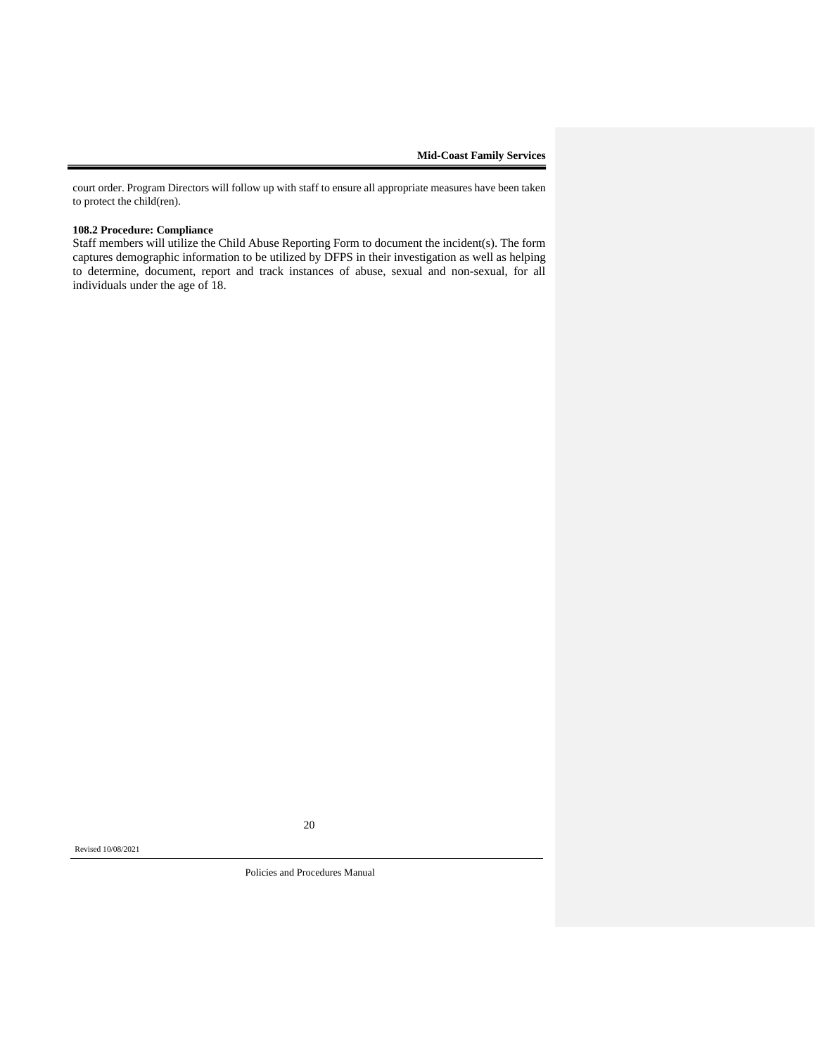court order. Program Directors will follow up with staff to ensure all appropriate measures have been taken to protect the child(ren).

**108.2 Procedure: Compliance**

Staff members will utilize the Child Abuse Reporting Form to document the incident(s). The form captures demographic information to be utilized by DFPS in their investigation as well as helping to determine, document, report and track instances of abuse, sexual and non-sexual, for all individuals under the age of 18.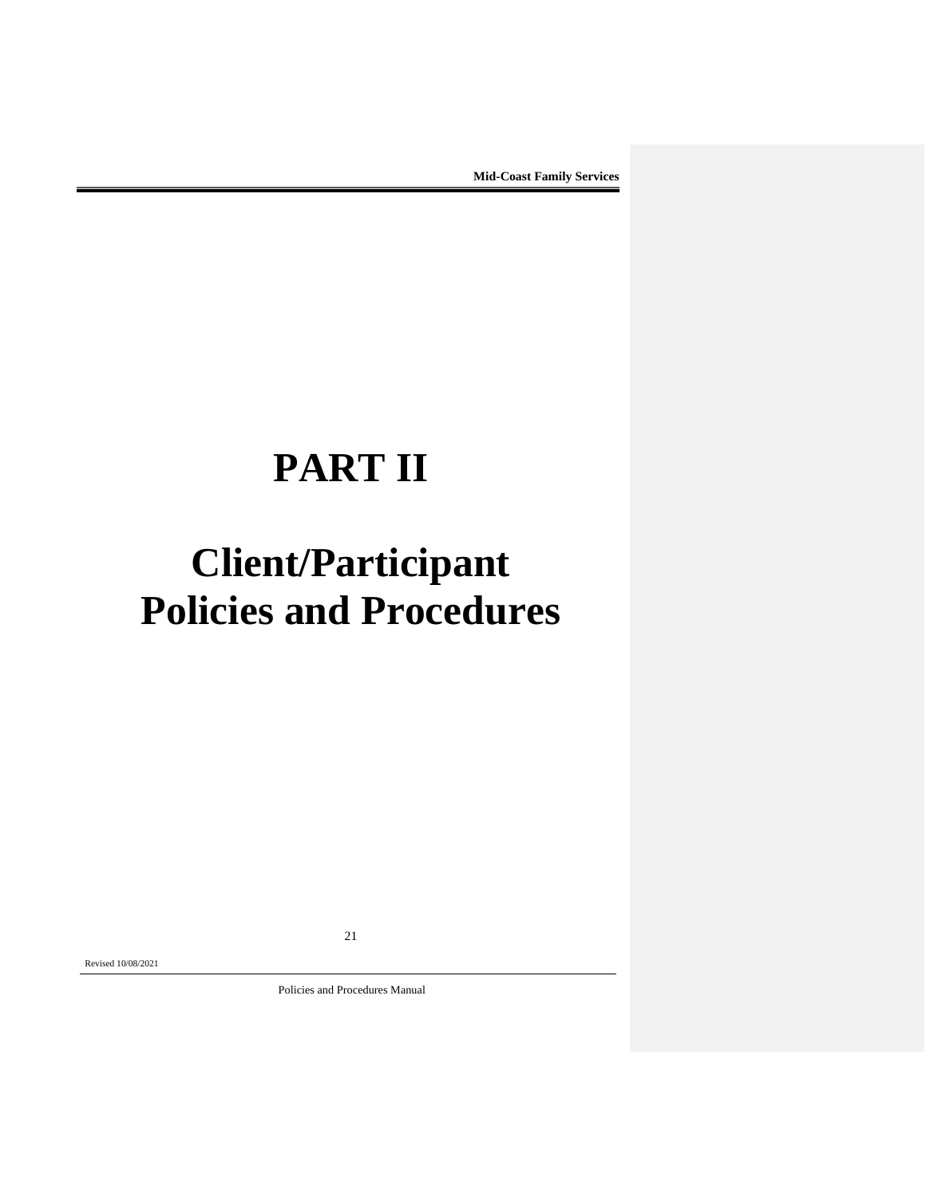# PART II

# Client/Participant Policies and Procedures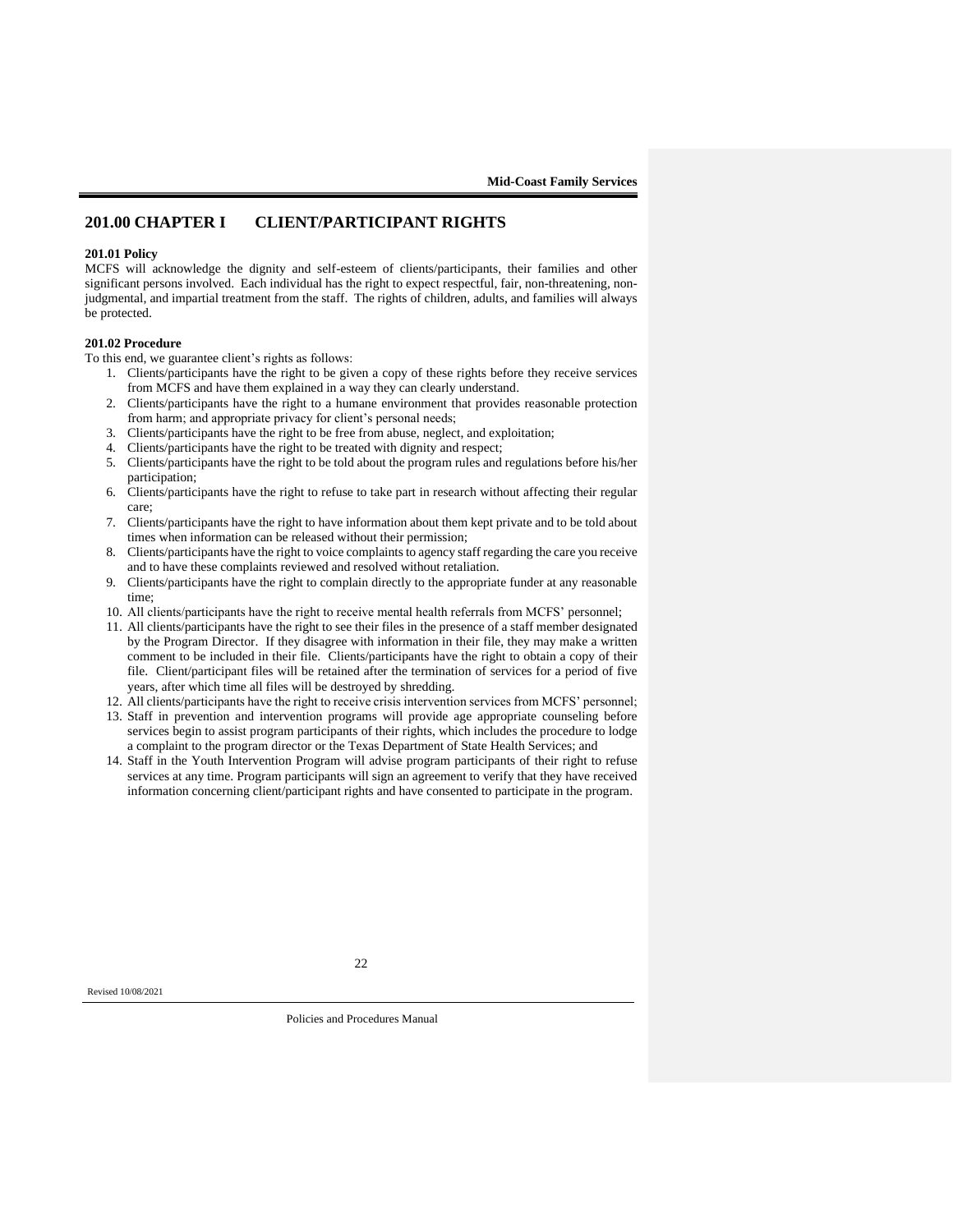## 201.00 CHAPTER I CLIENT/PARTICIPANT RIGHTS

**201.01 Policy**

MCFS will acknowledge the dignity and self-esteem of clients/participants, their families and other significant persons involved. Each individual has the right to expect respectful, fair, non-threatening, non-judgmental, and impartial treatment from the staff. The rights of children, adults, and families will always be protected.

**201.02 Procedure**

To this end, we guarantee client's rights as follows:

1. Clients/participants have the right to be given a copy of these rights before they receive services from MCFS and have them explained in a way they can clearly understand.
2. Clients/participants have the right to a humane environment that provides reasonable protection from harm; and appropriate privacy for client's personal needs;
3. Clients/participants have the right to be free from abuse, neglect, and exploitation;
4. Clients/participants have the right to be treated with dignity and respect;
5. Clients/participants have the right to be told about the program rules and regulations before his/her participation;
6. Clients/participants have the right to refuse to take part in research without affecting their regular care;
7. Clients/participants have the right to have information about them kept private and to be told about times when information can be released without their permission;
8. Clients/participants have the right to voice complaints to agency staff regarding the care you receive and to have these complaints reviewed and resolved without retaliation.
9. Clients/participants have the right to complain directly to the appropriate funder at any reasonable time;
10. All clients/participants have the right to receive mental health referrals from MCFS' personnel;
11. All clients/participants have the right to see their files in the presence of a staff member designated by the Program Director. If they disagree with information in their file, they may make a written comment to be included in their file. Clients/participants have the right to obtain a copy of their file. Client/participant files will be retained after the termination of services for a period of five years, after which time all files will be destroyed by shredding.
12. All clients/participants have the right to receive crisis intervention services from MCFS' personnel;
13. Staff in prevention and intervention programs will provide age appropriate counseling before services begin to assist program participants of their rights, which includes the procedure to lodge a complaint to the program director or the Texas Department of State Health Services; and
14. Staff in the Youth Intervention Program will advise program participants of their right to refuse services at any time. Program participants will sign an agreement to verify that they have received information concerning client/participant rights and have consented to participate in the program.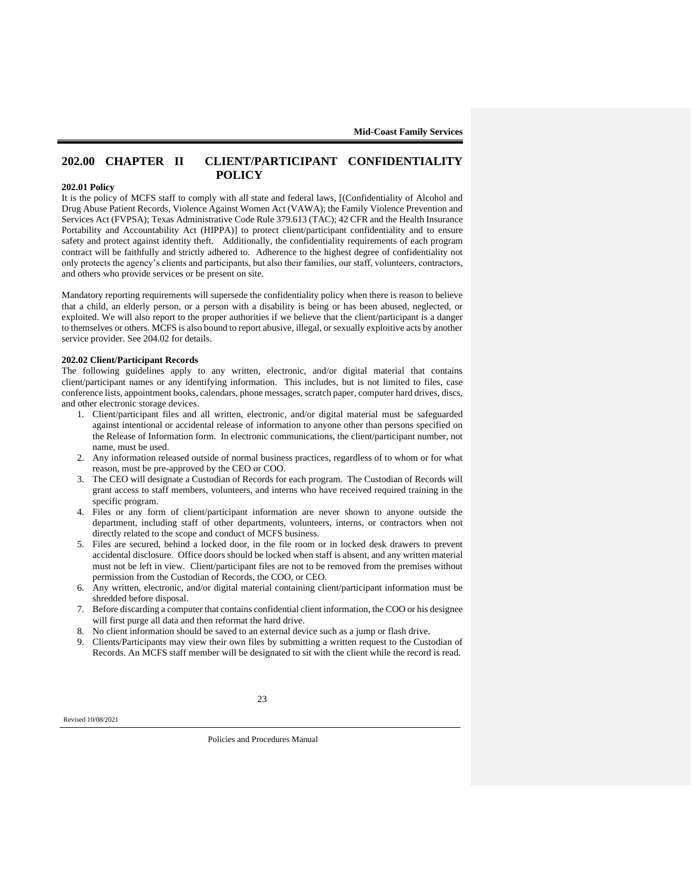## 202.00 CHAPTER II CLIENT/PARTICIPANT CONFIDENTIALITY POLICY

**202.01 Policy**

It is the policy of MCFS staff to comply with all state and federal laws, [(Confidentiality of Alcohol and Drug Abuse Patient Records, Violence Against Women Act (VAWA); the Family Violence Prevention and Services Act (FVPSA); Texas Administrative Code Rule 379.613 (TAC); 42 CFR and the Health Insurance Portability and Accountability Act (HIPPA)] to protect client/participant confidentiality and to ensure safety and protect against identity theft. Additionally, the confidentiality requirements of each program contract will be faithfully and strictly adhered to. Adherence to the highest degree of confidentiality not only protects the agency's clients and participants, but also their families, our staff, volunteers, contractors, and others who provide services or be present on site.

Mandatory reporting requirements will supersede the confidentiality policy when there is reason to believe that a child, an elderly person, or a person with a disability is being or has been abused, neglected, or exploited. We will also report to the proper authorities if we believe that the client/participant is a danger to themselves or others. MCFS is also bound to report abusive, illegal, or sexually exploitive acts by another service provider. See 204.02 for details.

**202.02 Client/Participant Records**

The following guidelines apply to any written, electronic, and/or digital material that contains client/participant names or any identifying information. This includes, but is not limited to files, case conference lists, appointment books, calendars, phone messages, scratch paper, computer hard drives, discs, and other electronic storage devices.

1. Client/participant files and all written, electronic, and/or digital material must be safeguarded against intentional or accidental release of information to anyone other than persons specified on the Release of Information form. In electronic communications, the client/participant number, not name, must be used.
2. Any information released outside of normal business practices, regardless of to whom or for what reason, must be pre-approved by the CEO or COO.
3. The CEO will designate a Custodian of Records for each program. The Custodian of Records will grant access to staff members, volunteers, and interns who have received required training in the specific program.
4. Files or any form of client/participant information are never shown to anyone outside the department, including staff of other departments, volunteers, interns, or contractors when not directly related to the scope and conduct of MCFS business.
5. Files are secured, behind a locked door, in the file room or in locked desk drawers to prevent accidental disclosure. Office doors should be locked when staff is absent, and any written material must not be left in view. Client/participant files are not to be removed from the premises without permission from the Custodian of Records, the COO, or CEO.
6. Any written, electronic, and/or digital material containing client/participant information must be shredded before disposal.
7. Before discarding a computer that contains confidential client information, the COO or his designee will first purge all data and then reformat the hard drive.
8. No client information should be saved to an external device such as a jump or flash drive.
9. Clients/Participants may view their own files by submitting a written request to the Custodian of Records. An MCFS staff member will be designated to sit with the client while the record is read.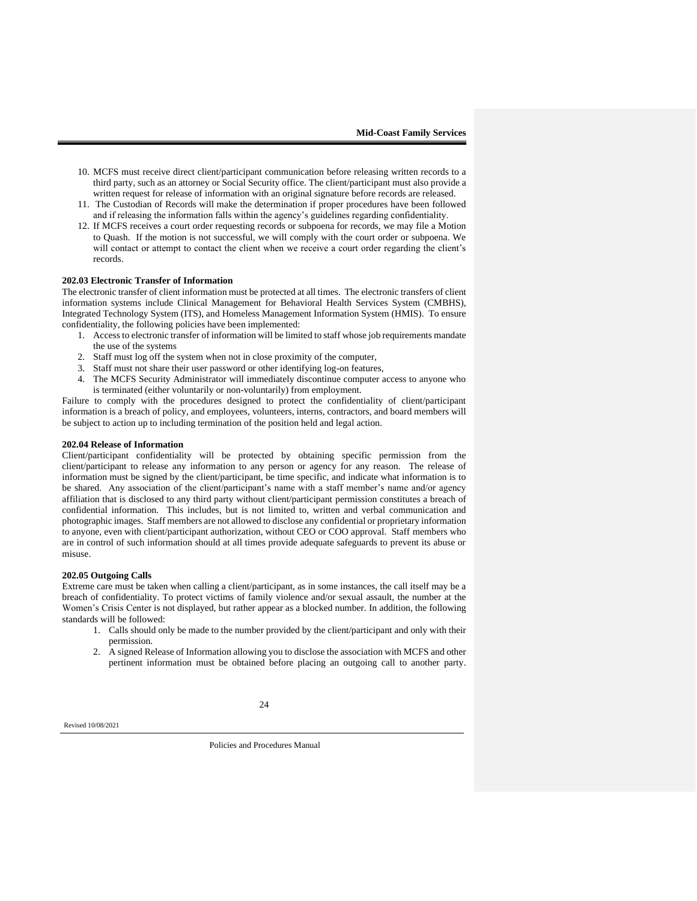10. MCFS must receive direct client/participant communication before releasing written records to a third party, such as an attorney or Social Security office. The client/participant must also provide a written request for release of information with an original signature before records are released.
11. The Custodian of Records will make the determination if proper procedures have been followed and if releasing the information falls within the agency's guidelines regarding confidentiality.
12. If MCFS receives a court order requesting records or subpoena for records, we may file a Motion to Quash. If the motion is not successful, we will comply with the court order or subpoena. We will contact or attempt to contact the client when we receive a court order regarding the client's records.

### 202.03 Electronic Transfer of Information

The electronic transfer of client information must be protected at all times. The electronic transfers of client information systems include Clinical Management for Behavioral Health Services System (CMBHS), Integrated Technology System (ITS), and Homeless Management Information System (HMIS). To ensure confidentiality, the following policies have been implemented:

1. Access to electronic transfer of information will be limited to staff whose job requirements mandate the use of the systems
2. Staff must log off the system when not in close proximity of the computer,
3. Staff must not share their user password or other identifying log-on features,
4. The MCFS Security Administrator will immediately discontinue computer access to anyone who is terminated (either voluntarily or non-voluntarily) from employment.

Failure to comply with the procedures designed to protect the confidentiality of client/participant information is a breach of policy, and employees, volunteers, interns, contractors, and board members will be subject to action up to including termination of the position held and legal action.

### 202.04 Release of Information

Client/participant confidentiality will be protected by obtaining specific permission from the client/participant to release any information to any person or agency for any reason. The release of information must be signed by the client/participant, be time specific, and indicate what information is to be shared. Any association of the client/participant's name with a staff member's name and/or agency affiliation that is disclosed to any third party without client/participant permission constitutes a breach of confidential information. This includes, but is not limited to, written and verbal communication and photographic images. Staff members are not allowed to disclose any confidential or proprietary information to anyone, even with client/participant authorization, without CEO or COO approval. Staff members who are in control of such information should at all times provide adequate safeguards to prevent its abuse or misuse.

### 202.05 Outgoing Calls

Extreme care must be taken when calling a client/participant, as in some instances, the call itself may be a breach of confidentiality. To protect victims of family violence and/or sexual assault, the number at the Women's Crisis Center is not displayed, but rather appear as a blocked number. In addition, the following standards will be followed:

1. Calls should only be made to the number provided by the client/participant and only with their permission.
2. A signed Release of Information allowing you to disclose the association with MCFS and other pertinent information must be obtained before placing an outgoing call to another party.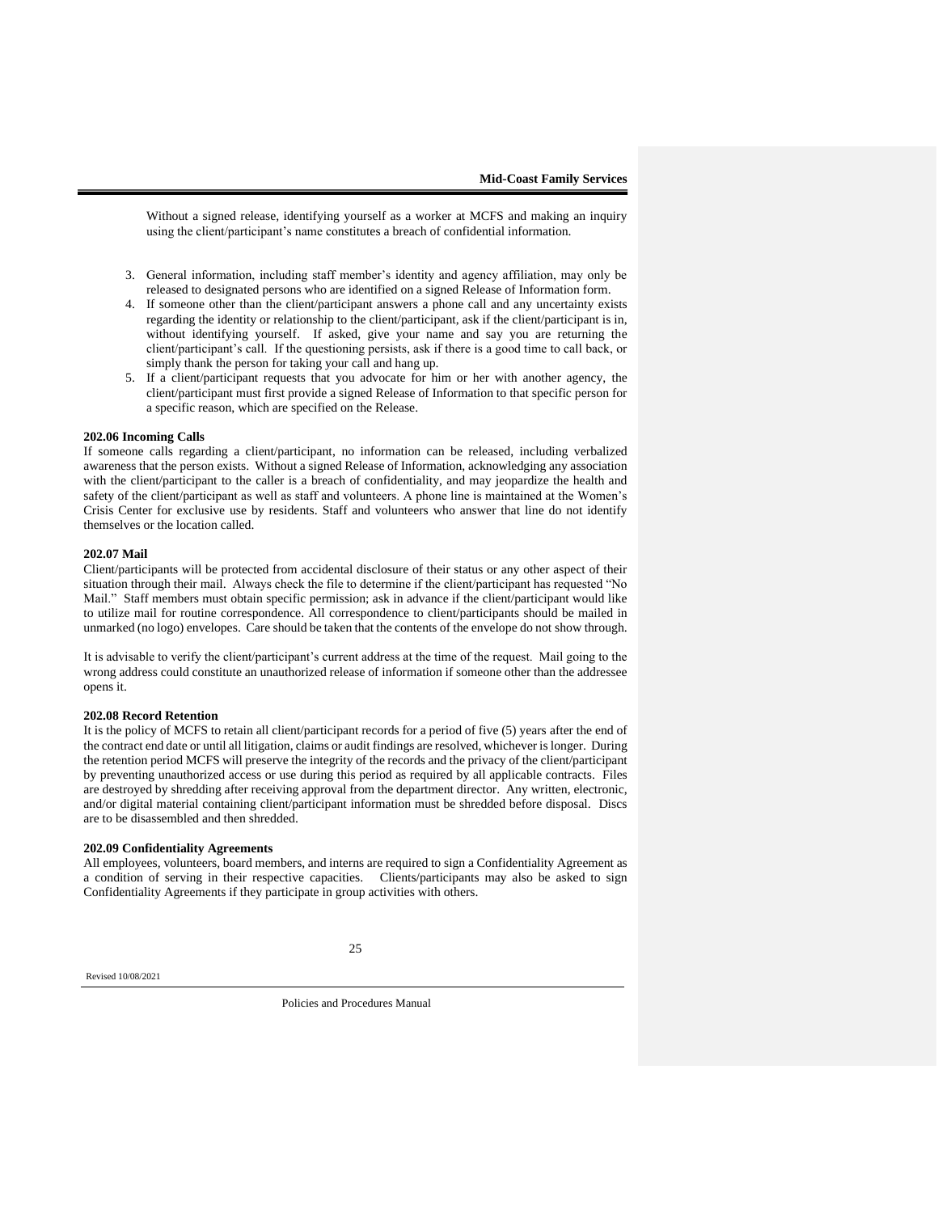Without a signed release, identifying yourself as a worker at MCFS and making an inquiry using the client/participant's name constitutes a breach of confidential information.

3. General information, including staff member's identity and agency affiliation, may only be released to designated persons who are identified on a signed Release of Information form.
4. If someone other than the client/participant answers a phone call and any uncertainty exists regarding the identity or relationship to the client/participant, ask if the client/participant is in, without identifying yourself. If asked, give your name and say you are returning the client/participant's call. If the questioning persists, ask if there is a good time to call back, or simply thank the person for taking your call and hang up.
5. If a client/participant requests that you advocate for him or her with another agency, the client/participant must first provide a signed Release of Information to that specific person for a specific reason, which are specified on the Release.

**202.06 Incoming Calls**

If someone calls regarding a client/participant, no information can be released, including verbalized awareness that the person exists. Without a signed Release of Information, acknowledging any association with the client/participant to the caller is a breach of confidentiality, and may jeopardize the health and safety of the client/participant as well as staff and volunteers. A phone line is maintained at the Women's Crisis Center for exclusive use by residents. Staff and volunteers who answer that line do not identify themselves or the location called.

**202.07 Mail**

Client/participants will be protected from accidental disclosure of their status or any other aspect of their situation through their mail. Always check the file to determine if the client/participant has requested "No Mail." Staff members must obtain specific permission; ask in advance if the client/participant would like to utilize mail for routine correspondence. All correspondence to client/participants should be mailed in unmarked (no logo) envelopes. Care should be taken that the contents of the envelope do not show through.

It is advisable to verify the client/participant's current address at the time of the request. Mail going to the wrong address could constitute an unauthorized release of information if someone other than the addressee opens it.

**202.08 Record Retention**

It is the policy of MCFS to retain all client/participant records for a period of five (5) years after the end of the contract end date or until all litigation, claims or audit findings are resolved, whichever is longer. During the retention period MCFS will preserve the integrity of the records and the privacy of the client/participant by preventing unauthorized access or use during this period as required by all applicable contracts. Files are destroyed by shredding after receiving approval from the department director. Any written, electronic, and/or digital material containing client/participant information must be shredded before disposal. Discs are to be disassembled and then shredded.

**202.09 Confidentiality Agreements**

All employees, volunteers, board members, and interns are required to sign a Confidentiality Agreement as a condition of serving in their respective capacities. Clients/participants may also be asked to sign Confidentiality Agreements if they participate in group activities with others.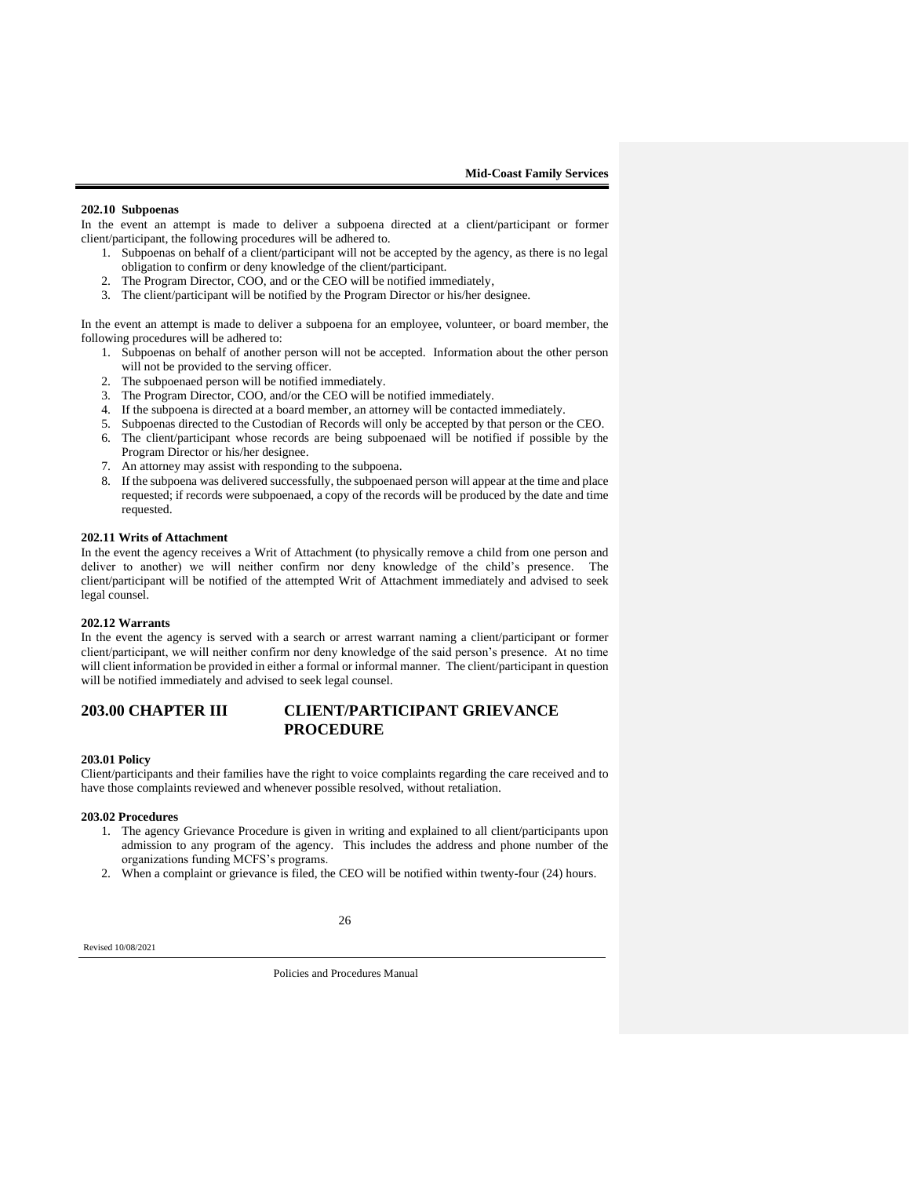**202.10 Subpoenas**

In the event an attempt is made to deliver a subpoena directed at a client/participant or former client/participant, the following procedures will be adhered to.

1. Subpoenas on behalf of a client/participant will not be accepted by the agency, as there is no legal obligation to confirm or deny knowledge of the client/participant.
2. The Program Director, COO, and or the CEO will be notified immediately,
3. The client/participant will be notified by the Program Director or his/her designee.

In the event an attempt is made to deliver a subpoena for an employee, volunteer, or board member, the following procedures will be adhered to:

1. Subpoenas on behalf of another person will not be accepted. Information about the other person will not be provided to the serving officer.
2. The subpoenaed person will be notified immediately.
3. The Program Director, COO, and/or the CEO will be notified immediately.
4. If the subpoena is directed at a board member, an attorney will be contacted immediately.
5. Subpoenas directed to the Custodian of Records will only be accepted by that person or the CEO.
6. The client/participant whose records are being subpoenaed will be notified if possible by the Program Director or his/her designee.
7. An attorney may assist with responding to the subpoena.
8. If the subpoena was delivered successfully, the subpoenaed person will appear at the time and place requested; if records were subpoenaed, a copy of the records will be produced by the date and time requested.

**202.11 Writs of Attachment**

In the event the agency receives a Writ of Attachment (to physically remove a child from one person and deliver to another) we will neither confirm nor deny knowledge of the child's presence. The client/participant will be notified of the attempted Writ of Attachment immediately and advised to seek legal counsel.

**202.12 Warrants**

In the event the agency is served with a search or arrest warrant naming a client/participant or former client/participant, we will neither confirm nor deny knowledge of the said person's presence. At no time will client information be provided in either a formal or informal manner. The client/participant in question will be notified immediately and advised to seek legal counsel.

## 203.00 CHAPTER III CLIENT/PARTICIPANT GRIEVANCE PROCEDURE

**203.01 Policy**

Client/participants and their families have the right to voice complaints regarding the care received and to have those complaints reviewed and whenever possible resolved, without retaliation.

**203.02 Procedures**

1. The agency Grievance Procedure is given in writing and explained to all client/participants upon admission to any program of the agency. This includes the address and phone number of the organizations funding MCFS's programs.
2. When a complaint or grievance is filed, the CEO will be notified within twenty-four (24) hours.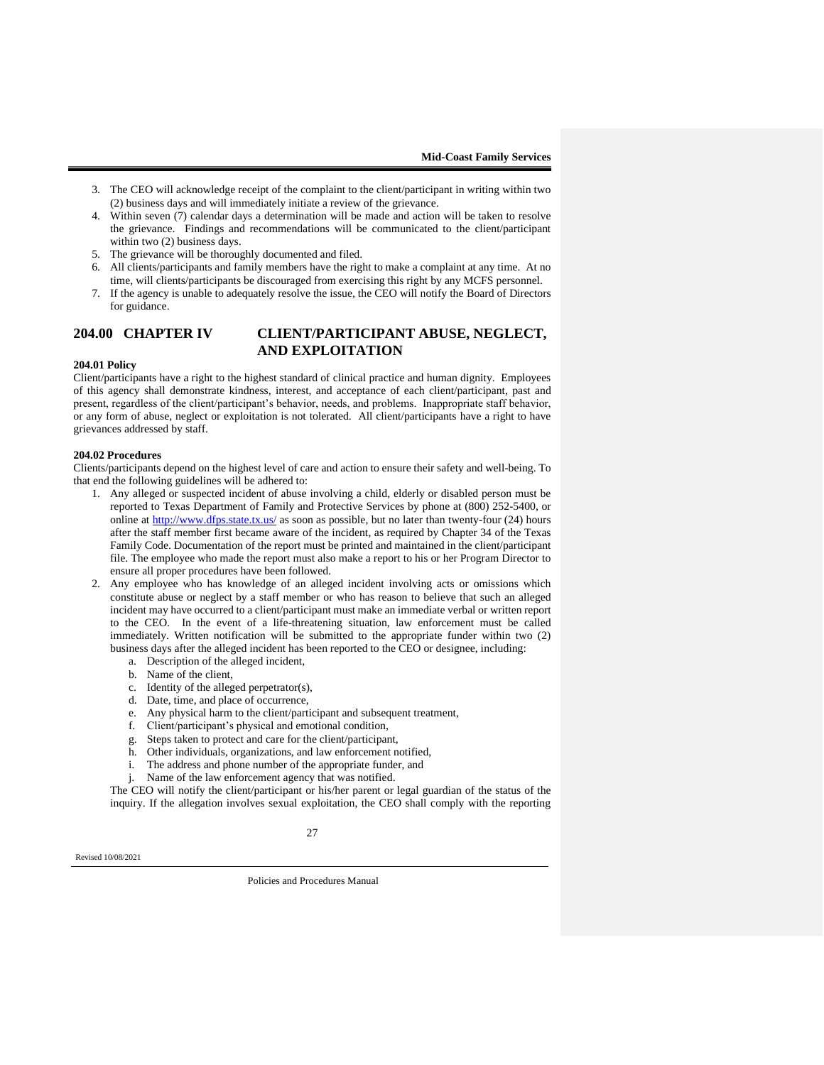3. The CEO will acknowledge receipt of the complaint to the client/participant in writing within two (2) business days and will immediately initiate a review of the grievance.
4. Within seven (7) calendar days a determination will be made and action will be taken to resolve the grievance. Findings and recommendations will be communicated to the client/participant within two (2) business days.
5. The grievance will be thoroughly documented and filed.
6. All clients/participants and family members have the right to make a complaint at any time. At no time, will clients/participants be discouraged from exercising this right by any MCFS personnel.
7. If the agency is unable to adequately resolve the issue, the CEO will notify the Board of Directors for guidance.

## 204.00 CHAPTER IV CLIENT/PARTICIPANT ABUSE, NEGLECT, AND EXPLOITATION

**204.01 Policy**

Client/participants have a right to the highest standard of clinical practice and human dignity. Employees of this agency shall demonstrate kindness, interest, and acceptance of each client/participant, past and present, regardless of the client/participant's behavior, needs, and problems. Inappropriate staff behavior, or any form of abuse, neglect or exploitation is not tolerated. All client/participants have a right to have grievances addressed by staff.

**204.02 Procedures**

Clients/participants depend on the highest level of care and action to ensure their safety and well-being. To that end the following guidelines will be adhered to:

1. Any alleged or suspected incident of abuse involving a child, elderly or disabled person must be reported to Texas Department of Family and Protective Services by phone at (800) 252-5400, or online at http://www.dfps.state.tx.us/ as soon as possible, but no later than twenty-four (24) hours after the staff member first became aware of the incident, as required by Chapter 34 of the Texas Family Code. Documentation of the report must be printed and maintained in the client/participant file. The employee who made the report must also make a report to his or her Program Director to ensure all proper procedures have been followed.
2. Any employee who has knowledge of an alleged incident involving acts or omissions which constitute abuse or neglect by a staff member or who has reason to believe that such an alleged incident may have occurred to a client/participant must make an immediate verbal or written report to the CEO. In the event of a life-threatening situation, law enforcement must be called immediately. Written notification will be submitted to the appropriate funder within two (2) business days after the alleged incident has been reported to the CEO or designee, including:
   a. Description of the alleged incident,
   b. Name of the client,
   c. Identity of the alleged perpetrator(s),
   d. Date, time, and place of occurrence,
   e. Any physical harm to the client/participant and subsequent treatment,
   f. Client/participant's physical and emotional condition,
   g. Steps taken to protect and care for the client/participant,
   h. Other individuals, organizations, and law enforcement notified,
   i. The address and phone number of the appropriate funder, and
   j. Name of the law enforcement agency that was notified.

   The CEO will notify the client/participant or his/her parent or legal guardian of the status of the inquiry. If the allegation involves sexual exploitation, the CEO shall comply with the reporting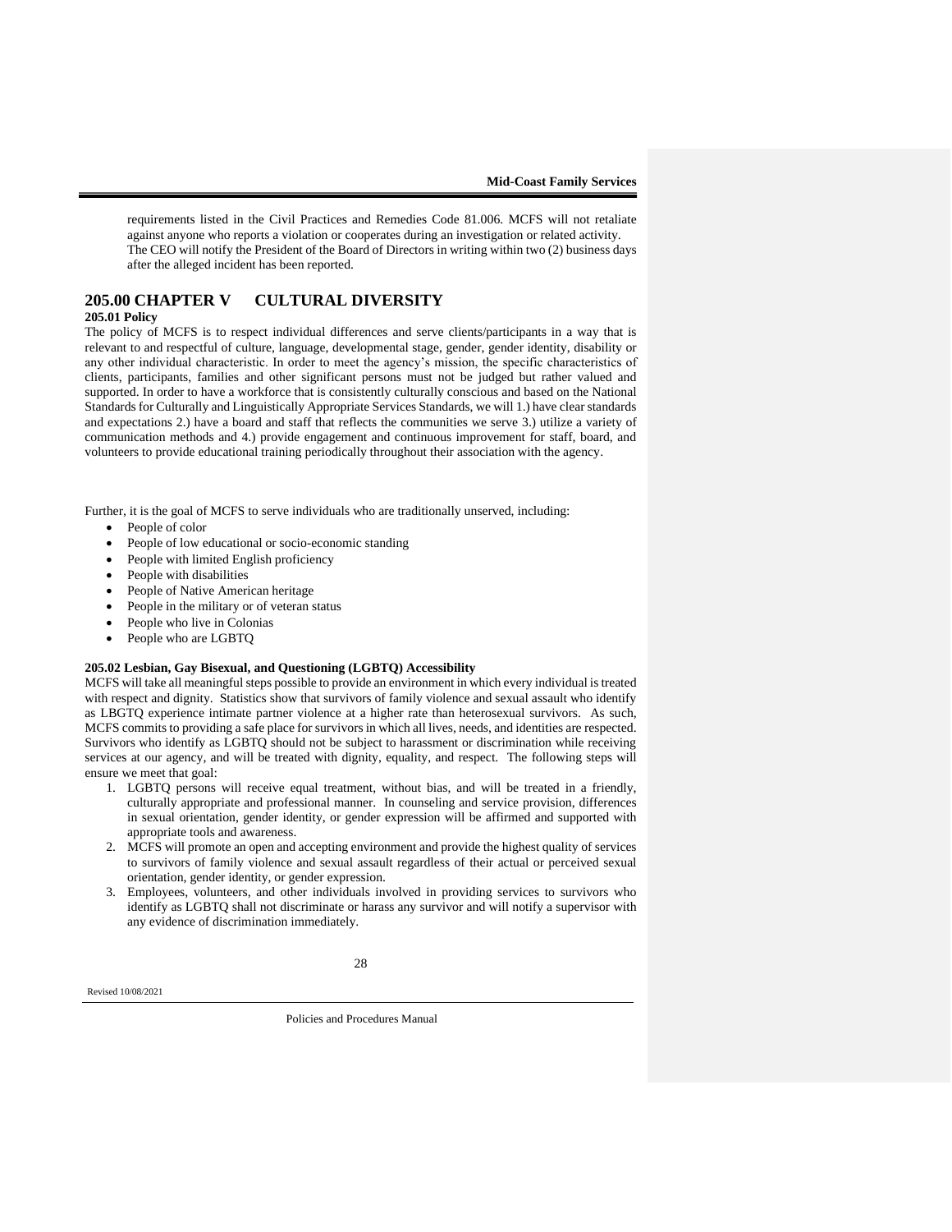requirements listed in the Civil Practices and Remedies Code 81.006. MCFS will not retaliate against anyone who reports a violation or cooperates during an investigation or related activity. The CEO will notify the President of the Board of Directors in writing within two (2) business days after the alleged incident has been reported.

## 205.00 CHAPTER V CULTURAL DIVERSITY

### 205.01 Policy

The policy of MCFS is to respect individual differences and serve clients/participants in a way that is relevant to and respectful of culture, language, developmental stage, gender, gender identity, disability or any other individual characteristic. In order to meet the agency's mission, the specific characteristics of clients, participants, families and other significant persons must not be judged but rather valued and supported. In order to have a workforce that is consistently culturally conscious and based on the National Standards for Culturally and Linguistically Appropriate Services Standards, we will 1.) have clear standards and expectations 2.) have a board and staff that reflects the communities we serve 3.) utilize a variety of communication methods and 4.) provide engagement and continuous improvement for staff, board, and volunteers to provide educational training periodically throughout their association with the agency.

Further, it is the goal of MCFS to serve individuals who are traditionally unserved, including:

- People of color
- People of low educational or socio-economic standing
- People with limited English proficiency
- People with disabilities
- People of Native American heritage
- People in the military or of veteran status
- People who live in Colonias
- People who are LGBTQ

### 205.02 Lesbian, Gay Bisexual, and Questioning (LGBTQ) Accessibility

MCFS will take all meaningful steps possible to provide an environment in which every individual is treated with respect and dignity. Statistics show that survivors of family violence and sexual assault who identify as LBGTQ experience intimate partner violence at a higher rate than heterosexual survivors. As such, MCFS commits to providing a safe place for survivors in which all lives, needs, and identities are respected. Survivors who identify as LGBTQ should not be subject to harassment or discrimination while receiving services at our agency, and will be treated with dignity, equality, and respect. The following steps will ensure we meet that goal:

1. LGBTQ persons will receive equal treatment, without bias, and will be treated in a friendly, culturally appropriate and professional manner. In counseling and service provision, differences in sexual orientation, gender identity, or gender expression will be affirmed and supported with appropriate tools and awareness.
2. MCFS will promote an open and accepting environment and provide the highest quality of services to survivors of family violence and sexual assault regardless of their actual or perceived sexual orientation, gender identity, or gender expression.
3. Employees, volunteers, and other individuals involved in providing services to survivors who identify as LGBTQ shall not discriminate or harass any survivor and will notify a supervisor with any evidence of discrimination immediately.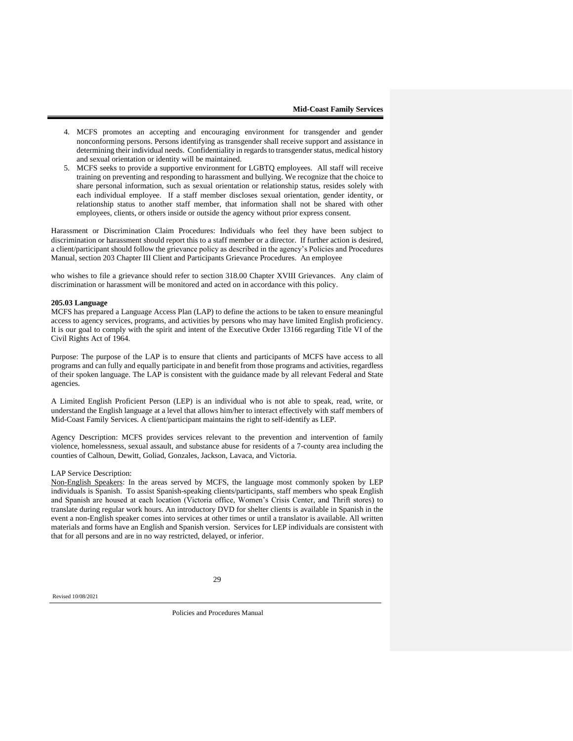4. MCFS promotes an accepting and encouraging environment for transgender and gender nonconforming persons. Persons identifying as transgender shall receive support and assistance in determining their individual needs. Confidentiality in regards to transgender status, medical history and sexual orientation or identity will be maintained.
5. MCFS seeks to provide a supportive environment for LGBTQ employees. All staff will receive training on preventing and responding to harassment and bullying. We recognize that the choice to share personal information, such as sexual orientation or relationship status, resides solely with each individual employee. If a staff member discloses sexual orientation, gender identity, or relationship status to another staff member, that information shall not be shared with other employees, clients, or others inside or outside the agency without prior express consent.

Harassment or Discrimination Claim Procedures: Individuals who feel they have been subject to discrimination or harassment should report this to a staff member or a director. If further action is desired, a client/participant should follow the grievance policy as described in the agency's Policies and Procedures Manual, section 203 Chapter III Client and Participants Grievance Procedures. An employee

who wishes to file a grievance should refer to section 318.00 Chapter XVIII Grievances. Any claim of discrimination or harassment will be monitored and acted on in accordance with this policy.

**205.03 Language**

MCFS has prepared a Language Access Plan (LAP) to define the actions to be taken to ensure meaningful access to agency services, programs, and activities by persons who may have limited English proficiency. It is our goal to comply with the spirit and intent of the Executive Order 13166 regarding Title VI of the Civil Rights Act of 1964.

Purpose: The purpose of the LAP is to ensure that clients and participants of MCFS have access to all programs and can fully and equally participate in and benefit from those programs and activities, regardless of their spoken language. The LAP is consistent with the guidance made by all relevant Federal and State agencies.

A Limited English Proficient Person (LEP) is an individual who is not able to speak, read, write, or understand the English language at a level that allows him/her to interact effectively with staff members of Mid-Coast Family Services. A client/participant maintains the right to self-identify as LEP.

Agency Description: MCFS provides services relevant to the prevention and intervention of family violence, homelessness, sexual assault, and substance abuse for residents of a 7-county area including the counties of Calhoun, Dewitt, Goliad, Gonzales, Jackson, Lavaca, and Victoria.

LAP Service Description:

Non-English Speakers: In the areas served by MCFS, the language most commonly spoken by LEP individuals is Spanish. To assist Spanish-speaking clients/participants, staff members who speak English and Spanish are housed at each location (Victoria office, Women's Crisis Center, and Thrift stores) to translate during regular work hours. An introductory DVD for shelter clients is available in Spanish in the event a non-English speaker comes into services at other times or until a translator is available. All written materials and forms have an English and Spanish version. Services for LEP individuals are consistent with that for all persons and are in no way restricted, delayed, or inferior.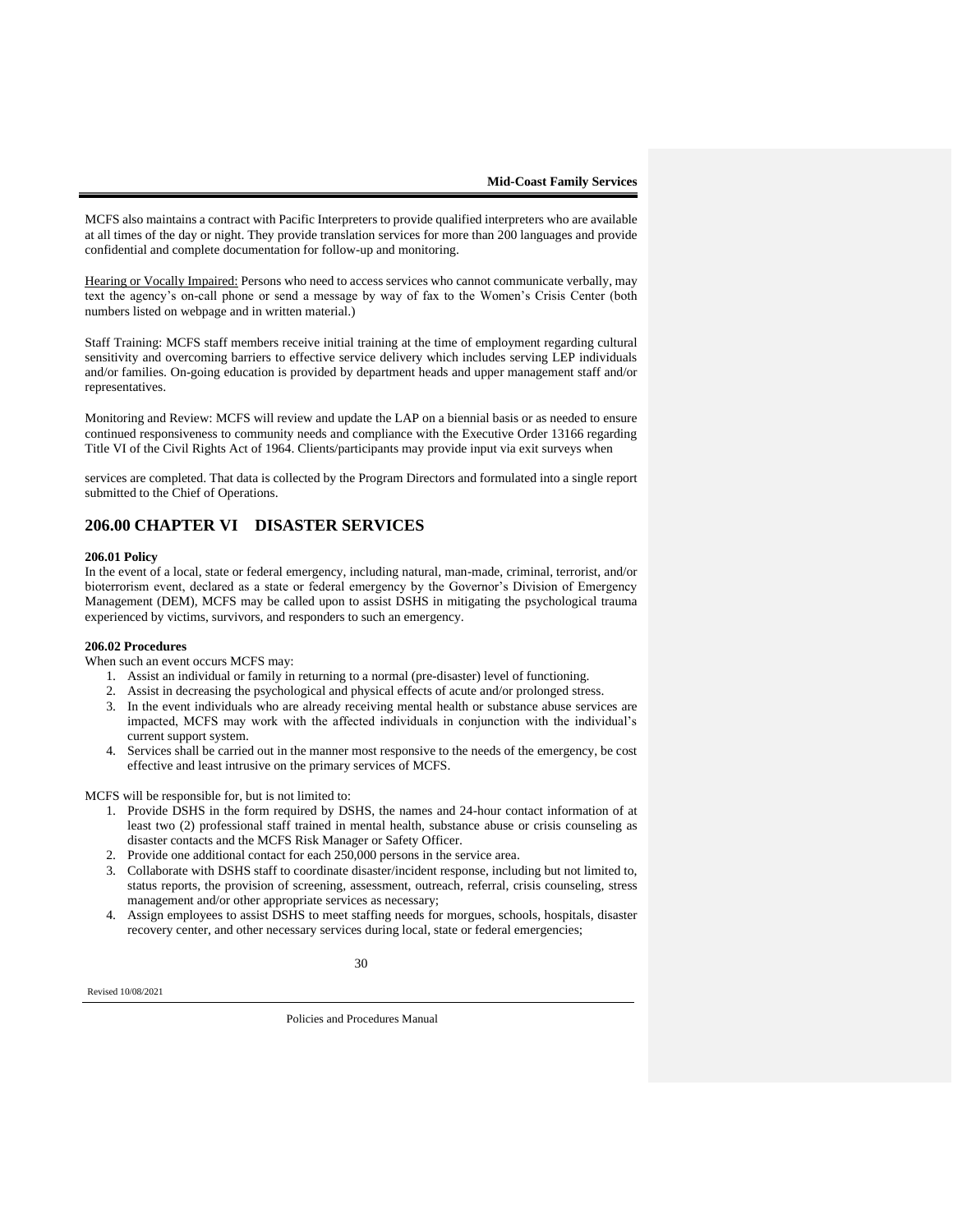MCFS also maintains a contract with Pacific Interpreters to provide qualified interpreters who are available at all times of the day or night. They provide translation services for more than 200 languages and provide confidential and complete documentation for follow-up and monitoring.

Hearing or Vocally Impaired: Persons who need to access services who cannot communicate verbally, may text the agency's on-call phone or send a message by way of fax to the Women's Crisis Center (both numbers listed on webpage and in written material.)

Staff Training: MCFS staff members receive initial training at the time of employment regarding cultural sensitivity and overcoming barriers to effective service delivery which includes serving LEP individuals and/or families. On-going education is provided by department heads and upper management staff and/or representatives.

Monitoring and Review: MCFS will review and update the LAP on a biennial basis or as needed to ensure continued responsiveness to community needs and compliance with the Executive Order 13166 regarding Title VI of the Civil Rights Act of 1964. Clients/participants may provide input via exit surveys when

services are completed. That data is collected by the Program Directors and formulated into a single report submitted to the Chief of Operations.

## 206.00 CHAPTER VI DISASTER SERVICES

**206.01 Policy**

In the event of a local, state or federal emergency, including natural, man-made, criminal, terrorist, and/or bioterrorism event, declared as a state or federal emergency by the Governor's Division of Emergency Management (DEM), MCFS may be called upon to assist DSHS in mitigating the psychological trauma experienced by victims, survivors, and responders to such an emergency.

**206.02 Procedures**

When such an event occurs MCFS may:

1. Assist an individual or family in returning to a normal (pre-disaster) level of functioning.
2. Assist in decreasing the psychological and physical effects of acute and/or prolonged stress.
3. In the event individuals who are already receiving mental health or substance abuse services are impacted, MCFS may work with the affected individuals in conjunction with the individual's current support system.
4. Services shall be carried out in the manner most responsive to the needs of the emergency, be cost effective and least intrusive on the primary services of MCFS.

MCFS will be responsible for, but is not limited to:

1. Provide DSHS in the form required by DSHS, the names and 24-hour contact information of at least two (2) professional staff trained in mental health, substance abuse or crisis counseling as disaster contacts and the MCFS Risk Manager or Safety Officer.
2. Provide one additional contact for each 250,000 persons in the service area.
3. Collaborate with DSHS staff to coordinate disaster/incident response, including but not limited to, status reports, the provision of screening, assessment, outreach, referral, crisis counseling, stress management and/or other appropriate services as necessary;
4. Assign employees to assist DSHS to meet staffing needs for morgues, schools, hospitals, disaster recovery center, and other necessary services during local, state or federal emergencies;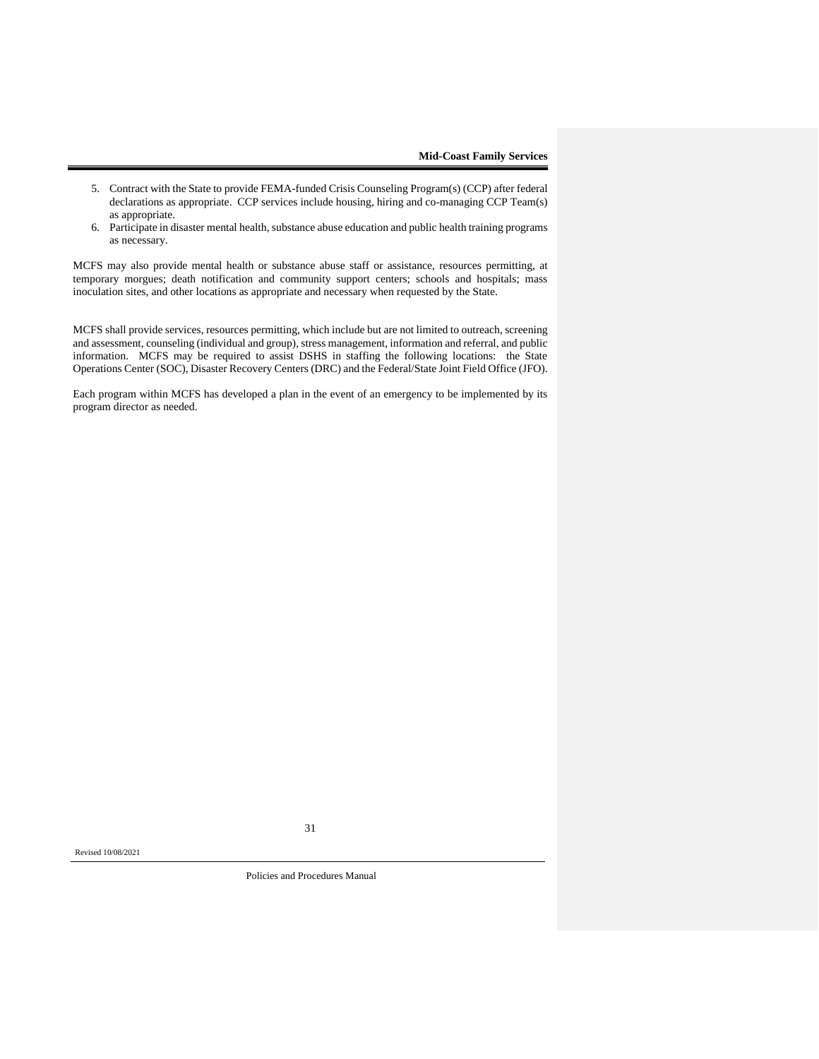5. Contract with the State to provide FEMA-funded Crisis Counseling Program(s) (CCP) after federal declarations as appropriate. CCP services include housing, hiring and co-managing CCP Team(s) as appropriate.
6. Participate in disaster mental health, substance abuse education and public health training programs as necessary.

MCFS may also provide mental health or substance abuse staff or assistance, resources permitting, at temporary morgues; death notification and community support centers; schools and hospitals; mass inoculation sites, and other locations as appropriate and necessary when requested by the State.

MCFS shall provide services, resources permitting, which include but are not limited to outreach, screening and assessment, counseling (individual and group), stress management, information and referral, and public information. MCFS may be required to assist DSHS in staffing the following locations: the State Operations Center (SOC), Disaster Recovery Centers (DRC) and the Federal/State Joint Field Office (JFO).

Each program within MCFS has developed a plan in the event of an emergency to be implemented by its program director as needed.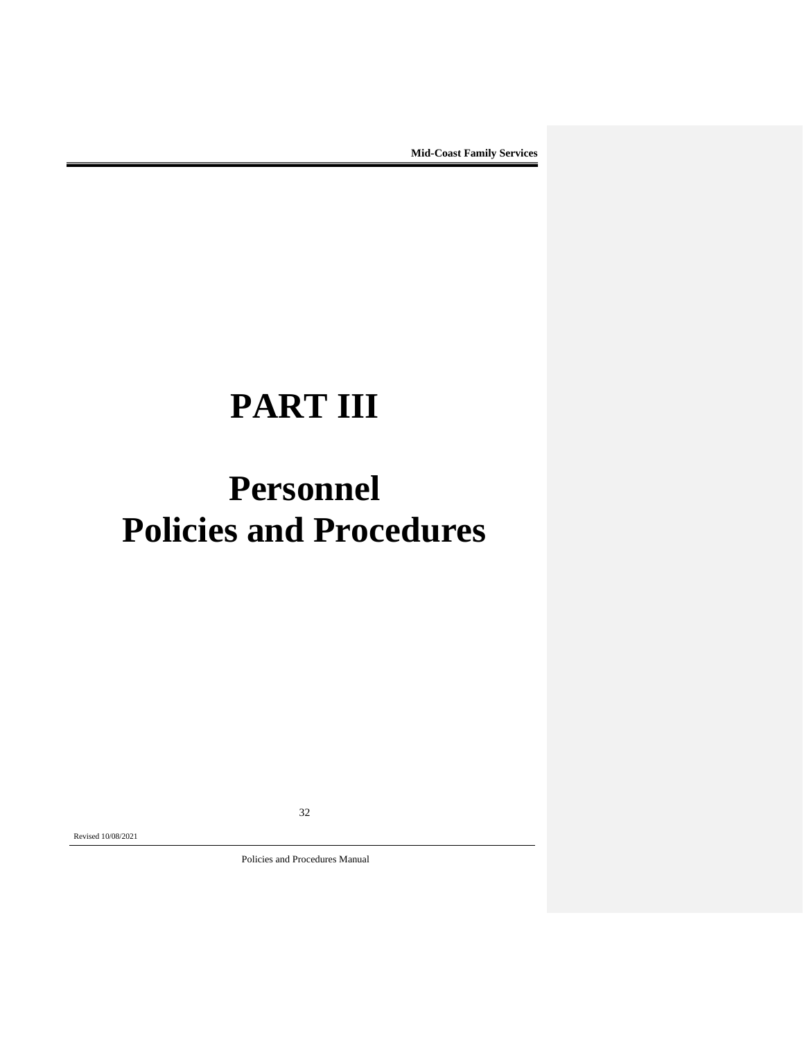# PART III

# Personnel Policies and Procedures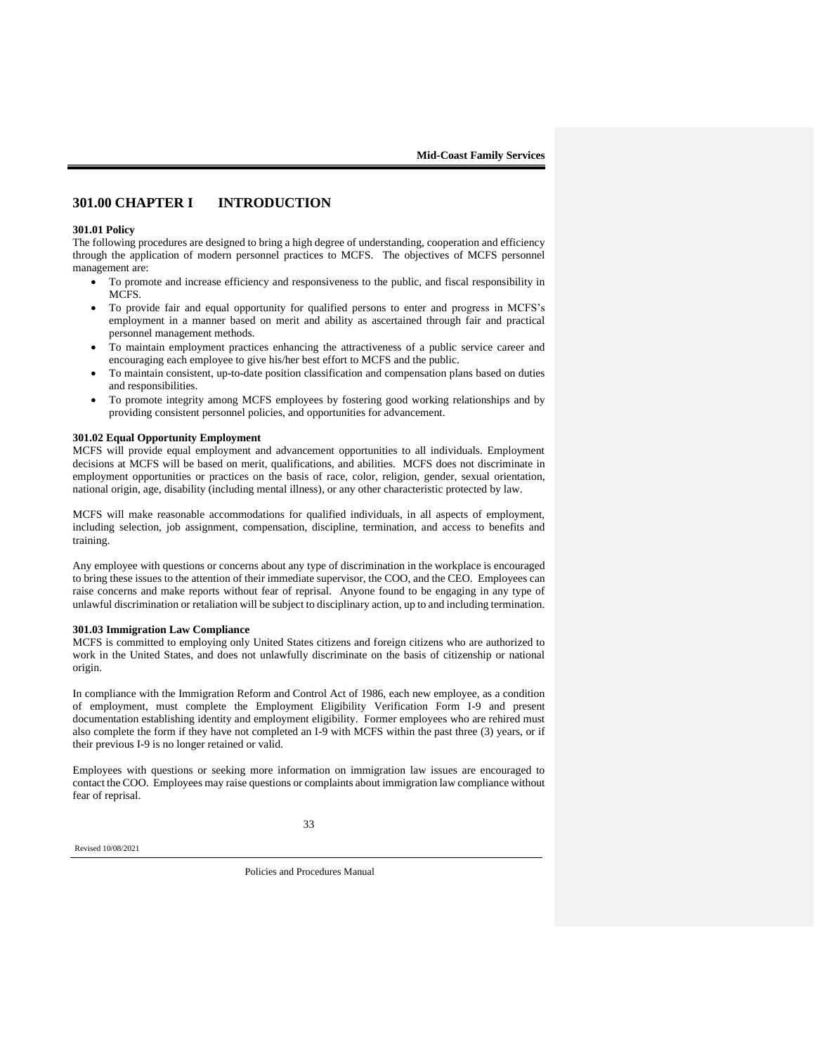# 301.00 CHAPTER I INTRODUCTION

### 301.01 Policy

The following procedures are designed to bring a high degree of understanding, cooperation and efficiency through the application of modern personnel practices to MCFS. The objectives of MCFS personnel management are:

- To promote and increase efficiency and responsiveness to the public, and fiscal responsibility in MCFS.
- To provide fair and equal opportunity for qualified persons to enter and progress in MCFS's employment in a manner based on merit and ability as ascertained through fair and practical personnel management methods.
- To maintain employment practices enhancing the attractiveness of a public service career and encouraging each employee to give his/her best effort to MCFS and the public.
- To maintain consistent, up-to-date position classification and compensation plans based on duties and responsibilities.
- To promote integrity among MCFS employees by fostering good working relationships and by providing consistent personnel policies, and opportunities for advancement.

### 301.02 Equal Opportunity Employment

MCFS will provide equal employment and advancement opportunities to all individuals. Employment decisions at MCFS will be based on merit, qualifications, and abilities. MCFS does not discriminate in employment opportunities or practices on the basis of race, color, religion, gender, sexual orientation, national origin, age, disability (including mental illness), or any other characteristic protected by law.

MCFS will make reasonable accommodations for qualified individuals, in all aspects of employment, including selection, job assignment, compensation, discipline, termination, and access to benefits and training.

Any employee with questions or concerns about any type of discrimination in the workplace is encouraged to bring these issues to the attention of their immediate supervisor, the COO, and the CEO. Employees can raise concerns and make reports without fear of reprisal. Anyone found to be engaging in any type of unlawful discrimination or retaliation will be subject to disciplinary action, up to and including termination.

### 301.03 Immigration Law Compliance

MCFS is committed to employing only United States citizens and foreign citizens who are authorized to work in the United States, and does not unlawfully discriminate on the basis of citizenship or national origin.

In compliance with the Immigration Reform and Control Act of 1986, each new employee, as a condition of employment, must complete the Employment Eligibility Verification Form I-9 and present documentation establishing identity and employment eligibility. Former employees who are rehired must also complete the form if they have not completed an I-9 with MCFS within the past three (3) years, or if their previous I-9 is no longer retained or valid.

Employees with questions or seeking more information on immigration law issues are encouraged to contact the COO. Employees may raise questions or complaints about immigration law compliance without fear of reprisal.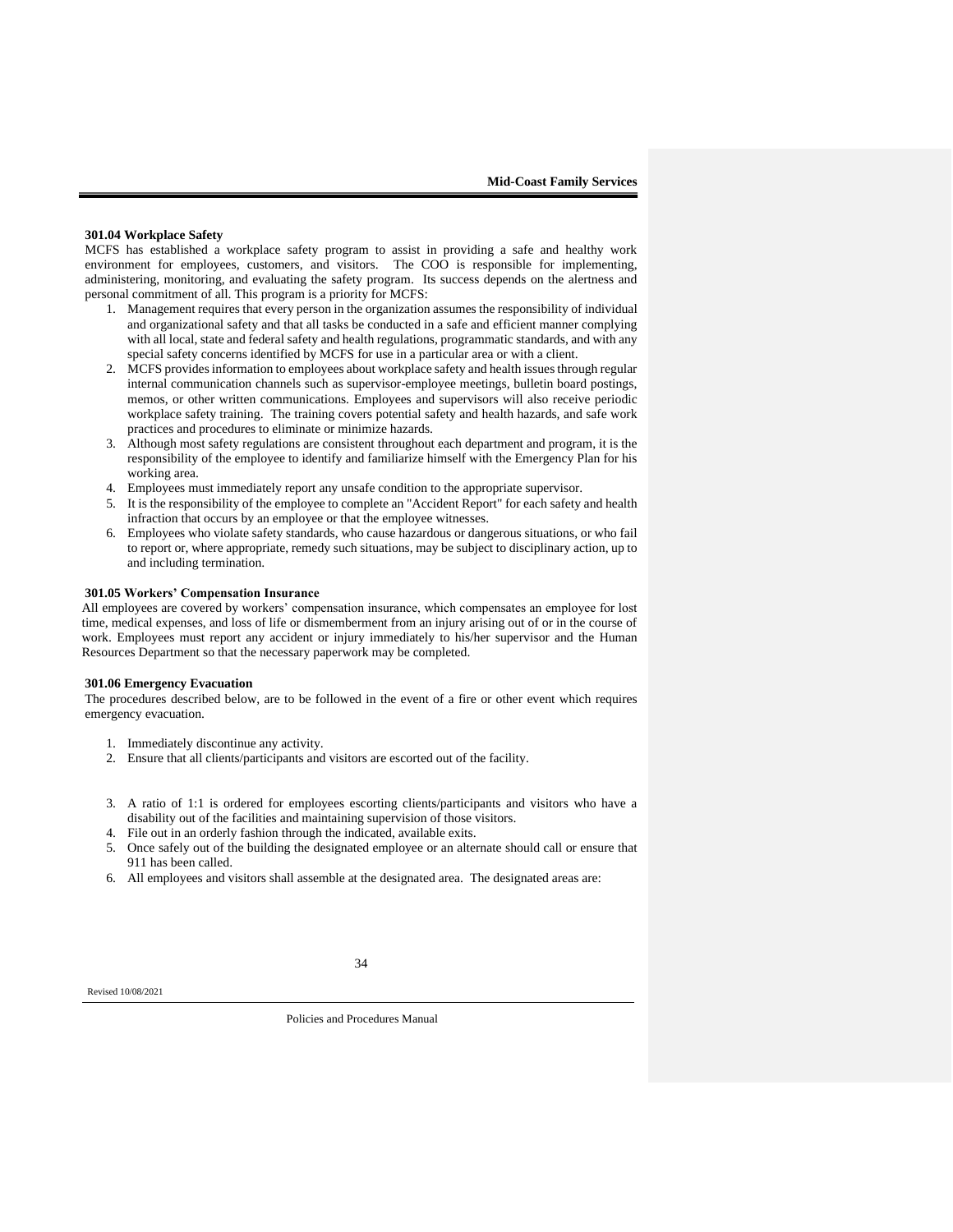### 301.04 Workplace Safety

MCFS has established a workplace safety program to assist in providing a safe and healthy work environment for employees, customers, and visitors. The COO is responsible for implementing, administering, monitoring, and evaluating the safety program. Its success depends on the alertness and personal commitment of all. This program is a priority for MCFS:

1. Management requires that every person in the organization assumes the responsibility of individual and organizational safety and that all tasks be conducted in a safe and efficient manner complying with all local, state and federal safety and health regulations, programmatic standards, and with any special safety concerns identified by MCFS for use in a particular area or with a client.
2. MCFS provides information to employees about workplace safety and health issues through regular internal communication channels such as supervisor-employee meetings, bulletin board postings, memos, or other written communications. Employees and supervisors will also receive periodic workplace safety training. The training covers potential safety and health hazards, and safe work practices and procedures to eliminate or minimize hazards.
3. Although most safety regulations are consistent throughout each department and program, it is the responsibility of the employee to identify and familiarize himself with the Emergency Plan for his working area.
4. Employees must immediately report any unsafe condition to the appropriate supervisor.
5. It is the responsibility of the employee to complete an "Accident Report" for each safety and health infraction that occurs by an employee or that the employee witnesses.
6. Employees who violate safety standards, who cause hazardous or dangerous situations, or who fail to report or, where appropriate, remedy such situations, may be subject to disciplinary action, up to and including termination.

### 301.05 Workers' Compensation Insurance

All employees are covered by workers' compensation insurance, which compensates an employee for lost time, medical expenses, and loss of life or dismemberment from an injury arising out of or in the course of work. Employees must report any accident or injury immediately to his/her supervisor and the Human Resources Department so that the necessary paperwork may be completed.

### 301.06 Emergency Evacuation

The procedures described below, are to be followed in the event of a fire or other event which requires emergency evacuation.

1. Immediately discontinue any activity.
2. Ensure that all clients/participants and visitors are escorted out of the facility.
3. A ratio of 1:1 is ordered for employees escorting clients/participants and visitors who have a disability out of the facilities and maintaining supervision of those visitors.
4. File out in an orderly fashion through the indicated, available exits.
5. Once safely out of the building the designated employee or an alternate should call or ensure that 911 has been called.
6. All employees and visitors shall assemble at the designated area. The designated areas are: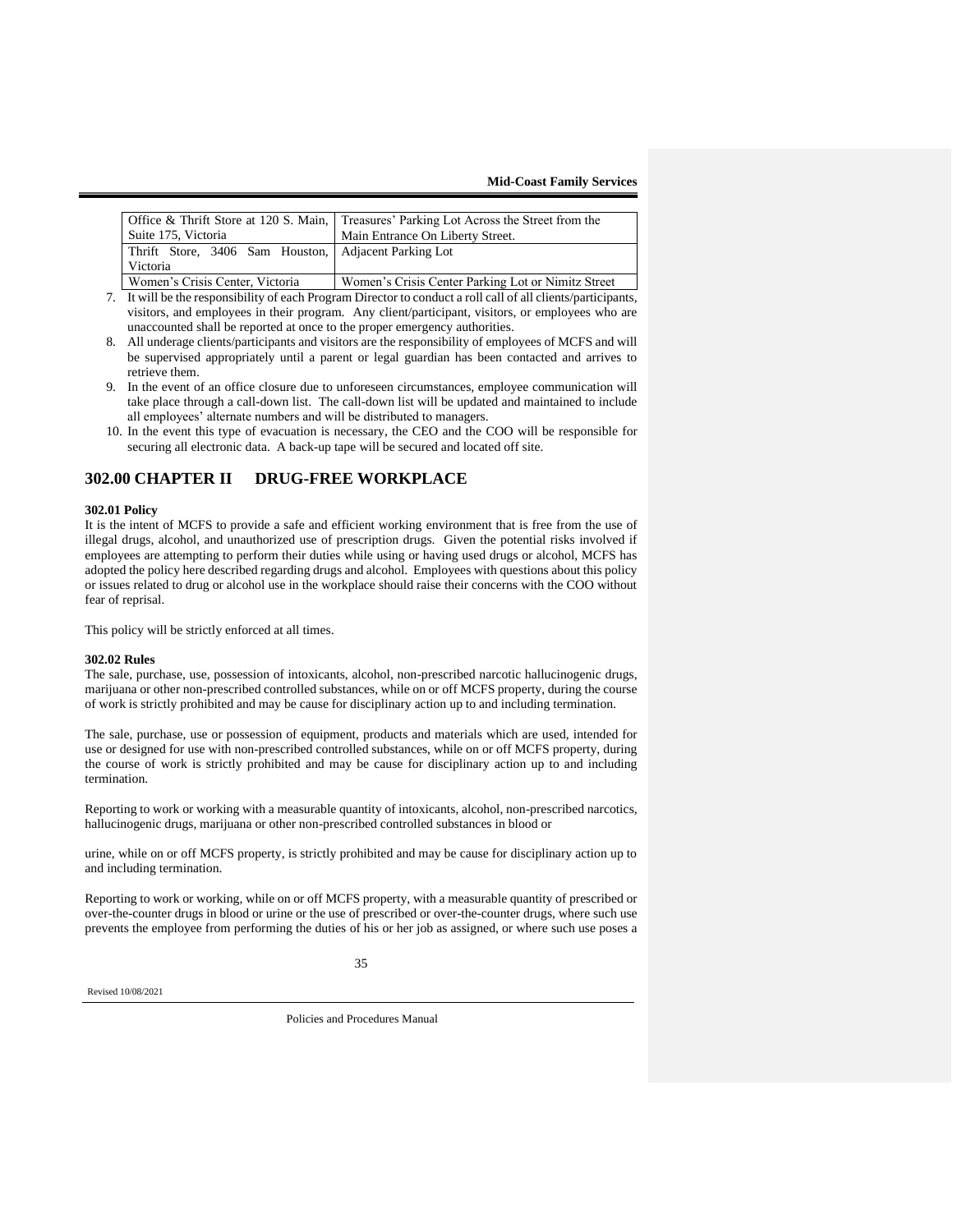| Office & Thrift Store at 120 S. Main, Suite 175, Victoria | Treasures' Parking Lot Across the Street from the Main Entrance On Liberty Street. |
|---|---|
| Thrift Store, 3406 Sam Houston, Victoria | Adjacent Parking Lot |
| Women's Crisis Center, Victoria | Women's Crisis Center Parking Lot or Nimitz Street |

7. It will be the responsibility of each Program Director to conduct a roll call of all clients/participants, visitors, and employees in their program. Any client/participant, visitors, or employees who are unaccounted shall be reported at once to the proper emergency authorities.
8. All underage clients/participants and visitors are the responsibility of employees of MCFS and will be supervised appropriately until a parent or legal guardian has been contacted and arrives to retrieve them.
9. In the event of an office closure due to unforeseen circumstances, employee communication will take place through a call-down list. The call-down list will be updated and maintained to include all employees' alternate numbers and will be distributed to managers.
10. In the event this type of evacuation is necessary, the CEO and the COO will be responsible for securing all electronic data. A back-up tape will be secured and located off site.

## 302.00 CHAPTER II DRUG-FREE WORKPLACE

**302.01 Policy**

It is the intent of MCFS to provide a safe and efficient working environment that is free from the use of illegal drugs, alcohol, and unauthorized use of prescription drugs. Given the potential risks involved if employees are attempting to perform their duties while using or having used drugs or alcohol, MCFS has adopted the policy here described regarding drugs and alcohol. Employees with questions about this policy or issues related to drug or alcohol use in the workplace should raise their concerns with the COO without fear of reprisal.

This policy will be strictly enforced at all times.

**302.02 Rules**

The sale, purchase, use, possession of intoxicants, alcohol, non-prescribed narcotic hallucinogenic drugs, marijuana or other non-prescribed controlled substances, while on or off MCFS property, during the course of work is strictly prohibited and may be cause for disciplinary action up to and including termination.

The sale, purchase, use or possession of equipment, products and materials which are used, intended for use or designed for use with non-prescribed controlled substances, while on or off MCFS property, during the course of work is strictly prohibited and may be cause for disciplinary action up to and including termination.

Reporting to work or working with a measurable quantity of intoxicants, alcohol, non-prescribed narcotics, hallucinogenic drugs, marijuana or other non-prescribed controlled substances in blood or urine, while on or off MCFS property, is strictly prohibited and may be cause for disciplinary action up to and including termination.

Reporting to work or working, while on or off MCFS property, with a measurable quantity of prescribed or over-the-counter drugs in blood or urine or the use of prescribed or over-the-counter drugs, where such use prevents the employee from performing the duties of his or her job as assigned, or where such use poses a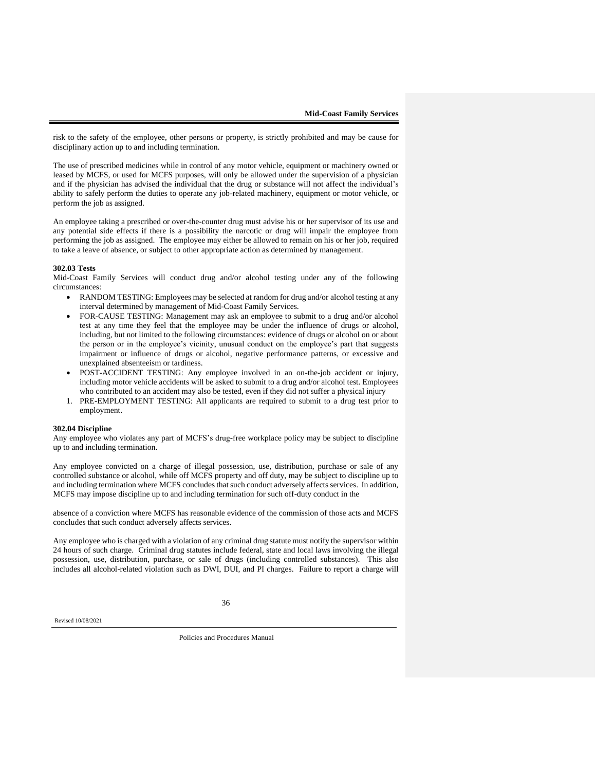risk to the safety of the employee, other persons or property, is strictly prohibited and may be cause for disciplinary action up to and including termination.

The use of prescribed medicines while in control of any motor vehicle, equipment or machinery owned or leased by MCFS, or used for MCFS purposes, will only be allowed under the supervision of a physician and if the physician has advised the individual that the drug or substance will not affect the individual's ability to safely perform the duties to operate any job-related machinery, equipment or motor vehicle, or perform the job as assigned.

An employee taking a prescribed or over-the-counter drug must advise his or her supervisor of its use and any potential side effects if there is a possibility the narcotic or drug will impair the employee from performing the job as assigned. The employee may either be allowed to remain on his or her job, required to take a leave of absence, or subject to other appropriate action as determined by management.

**302.03 Tests**

Mid-Coast Family Services will conduct drug and/or alcohol testing under any of the following circumstances:

- RANDOM TESTING: Employees may be selected at random for drug and/or alcohol testing at any interval determined by management of Mid-Coast Family Services.
- FOR-CAUSE TESTING: Management may ask an employee to submit to a drug and/or alcohol test at any time they feel that the employee may be under the influence of drugs or alcohol, including, but not limited to the following circumstances: evidence of drugs or alcohol on or about the person or in the employee's vicinity, unusual conduct on the employee's part that suggests impairment or influence of drugs or alcohol, negative performance patterns, or excessive and unexplained absenteeism or tardiness.
- POST-ACCIDENT TESTING: Any employee involved in an on-the-job accident or injury, including motor vehicle accidents will be asked to submit to a drug and/or alcohol test. Employees who contributed to an accident may also be tested, even if they did not suffer a physical injury

1. PRE-EMPLOYMENT TESTING: All applicants are required to submit to a drug test prior to employment.

**302.04 Discipline**

Any employee who violates any part of MCFS's drug-free workplace policy may be subject to discipline up to and including termination.

Any employee convicted on a charge of illegal possession, use, distribution, purchase or sale of any controlled substance or alcohol, while off MCFS property and off duty, may be subject to discipline up to and including termination where MCFS concludes that such conduct adversely affects services. In addition, MCFS may impose discipline up to and including termination for such off-duty conduct in the absence of a conviction where MCFS has reasonable evidence of the commission of those acts and MCFS concludes that such conduct adversely affects services.

Any employee who is charged with a violation of any criminal drug statute must notify the supervisor within 24 hours of such charge. Criminal drug statutes include federal, state and local laws involving the illegal possession, use, distribution, purchase, or sale of drugs (including controlled substances). This also includes all alcohol-related violation such as DWI, DUI, and PI charges. Failure to report a charge will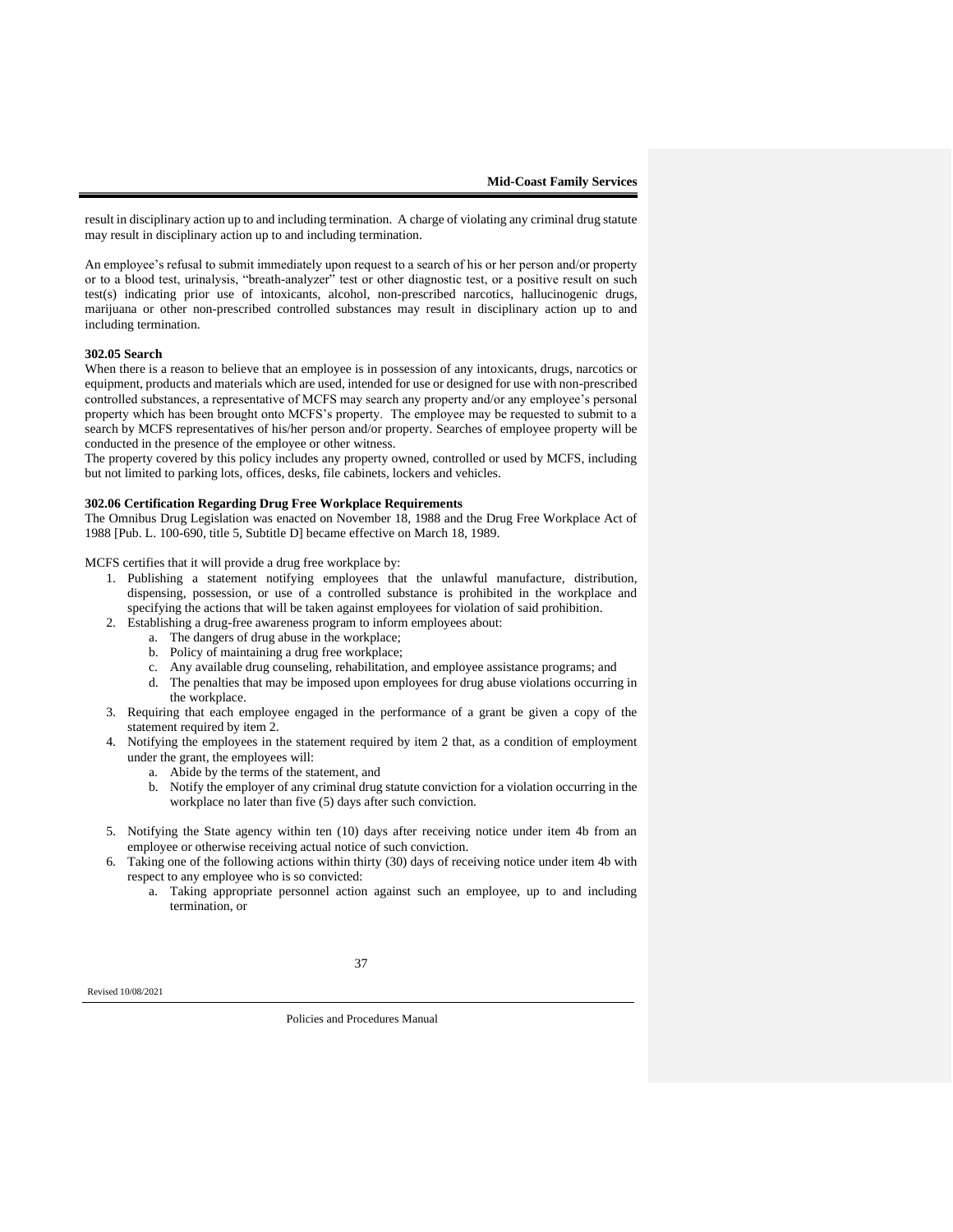result in disciplinary action up to and including termination. A charge of violating any criminal drug statute may result in disciplinary action up to and including termination.

An employee's refusal to submit immediately upon request to a search of his or her person and/or property or to a blood test, urinalysis, "breath-analyzer" test or other diagnostic test, or a positive result on such test(s) indicating prior use of intoxicants, alcohol, non-prescribed narcotics, hallucinogenic drugs, marijuana or other non-prescribed controlled substances may result in disciplinary action up to and including termination.

**302.05 Search**

When there is a reason to believe that an employee is in possession of any intoxicants, drugs, narcotics or equipment, products and materials which are used, intended for use or designed for use with non-prescribed controlled substances, a representative of MCFS may search any property and/or any employee's personal property which has been brought onto MCFS's property. The employee may be requested to submit to a search by MCFS representatives of his/her person and/or property. Searches of employee property will be conducted in the presence of the employee or other witness.

The property covered by this policy includes any property owned, controlled or used by MCFS, including but not limited to parking lots, offices, desks, file cabinets, lockers and vehicles.

**302.06 Certification Regarding Drug Free Workplace Requirements**

The Omnibus Drug Legislation was enacted on November 18, 1988 and the Drug Free Workplace Act of 1988 [Pub. L. 100-690, title 5, Subtitle D] became effective on March 18, 1989.

MCFS certifies that it will provide a drug free workplace by:

1. Publishing a statement notifying employees that the unlawful manufacture, distribution, dispensing, possession, or use of a controlled substance is prohibited in the workplace and specifying the actions that will be taken against employees for violation of said prohibition.
2. Establishing a drug-free awareness program to inform employees about:
   a. The dangers of drug abuse in the workplace;
   b. Policy of maintaining a drug free workplace;
   c. Any available drug counseling, rehabilitation, and employee assistance programs; and
   d. The penalties that may be imposed upon employees for drug abuse violations occurring in the workplace.
3. Requiring that each employee engaged in the performance of a grant be given a copy of the statement required by item 2.
4. Notifying the employees in the statement required by item 2 that, as a condition of employment under the grant, the employees will:
   a. Abide by the terms of the statement, and
   b. Notify the employer of any criminal drug statute conviction for a violation occurring in the workplace no later than five (5) days after such conviction.
5. Notifying the State agency within ten (10) days after receiving notice under item 4b from an employee or otherwise receiving actual notice of such conviction.
6. Taking one of the following actions within thirty (30) days of receiving notice under item 4b with respect to any employee who is so convicted:
   a. Taking appropriate personnel action against such an employee, up to and including termination, or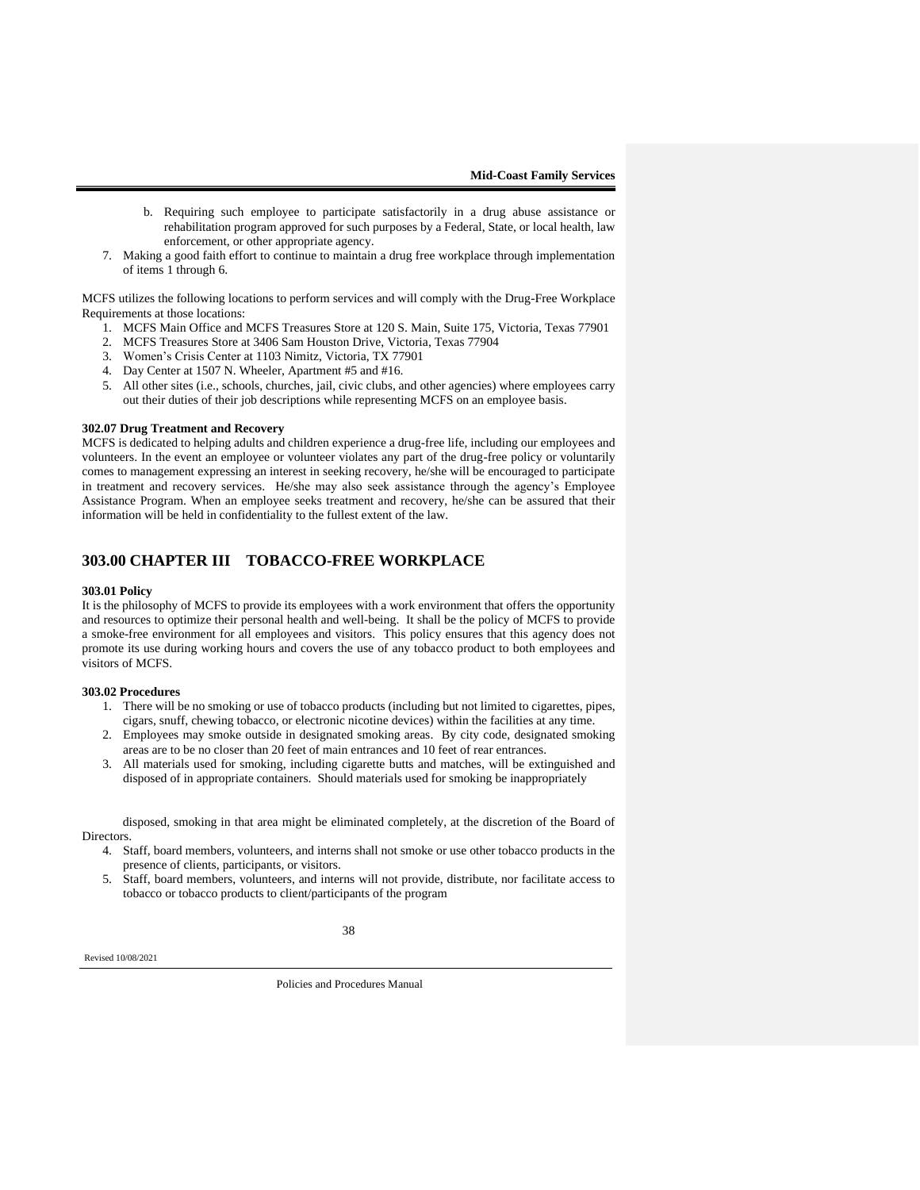b. Requiring such employee to participate satisfactorily in a drug abuse assistance or rehabilitation program approved for such purposes by a Federal, State, or local health, law enforcement, or other appropriate agency.

7. Making a good faith effort to continue to maintain a drug free workplace through implementation of items 1 through 6.

MCFS utilizes the following locations to perform services and will comply with the Drug-Free Workplace Requirements at those locations:

1. MCFS Main Office and MCFS Treasures Store at 120 S. Main, Suite 175, Victoria, Texas 77901
2. MCFS Treasures Store at 3406 Sam Houston Drive, Victoria, Texas 77904
3. Women's Crisis Center at 1103 Nimitz, Victoria, TX 77901
4. Day Center at 1507 N. Wheeler, Apartment #5 and #16.
5. All other sites (i.e., schools, churches, jail, civic clubs, and other agencies) where employees carry out their duties of their job descriptions while representing MCFS on an employee basis.

**302.07 Drug Treatment and Recovery**

MCFS is dedicated to helping adults and children experience a drug-free life, including our employees and volunteers. In the event an employee or volunteer violates any part of the drug-free policy or voluntarily comes to management expressing an interest in seeking recovery, he/she will be encouraged to participate in treatment and recovery services. He/she may also seek assistance through the agency's Employee Assistance Program. When an employee seeks treatment and recovery, he/she can be assured that their information will be held in confidentiality to the fullest extent of the law.

## 303.00 CHAPTER III TOBACCO-FREE WORKPLACE

**303.01 Policy**

It is the philosophy of MCFS to provide its employees with a work environment that offers the opportunity and resources to optimize their personal health and well-being. It shall be the policy of MCFS to provide a smoke-free environment for all employees and visitors. This policy ensures that this agency does not promote its use during working hours and covers the use of any tobacco product to both employees and visitors of MCFS.

**303.02 Procedures**

1. There will be no smoking or use of tobacco products (including but not limited to cigarettes, pipes, cigars, snuff, chewing tobacco, or electronic nicotine devices) within the facilities at any time.
2. Employees may smoke outside in designated smoking areas. By city code, designated smoking areas are to be no closer than 20 feet of main entrances and 10 feet of rear entrances.
3. All materials used for smoking, including cigarette butts and matches, will be extinguished and disposed of in appropriate containers. Should materials used for smoking be inappropriately disposed, smoking in that area might be eliminated completely, at the discretion of the Board of Directors.
4. Staff, board members, volunteers, and interns shall not smoke or use other tobacco products in the presence of clients, participants, or visitors.
5. Staff, board members, volunteers, and interns will not provide, distribute, nor facilitate access to tobacco or tobacco products to client/participants of the program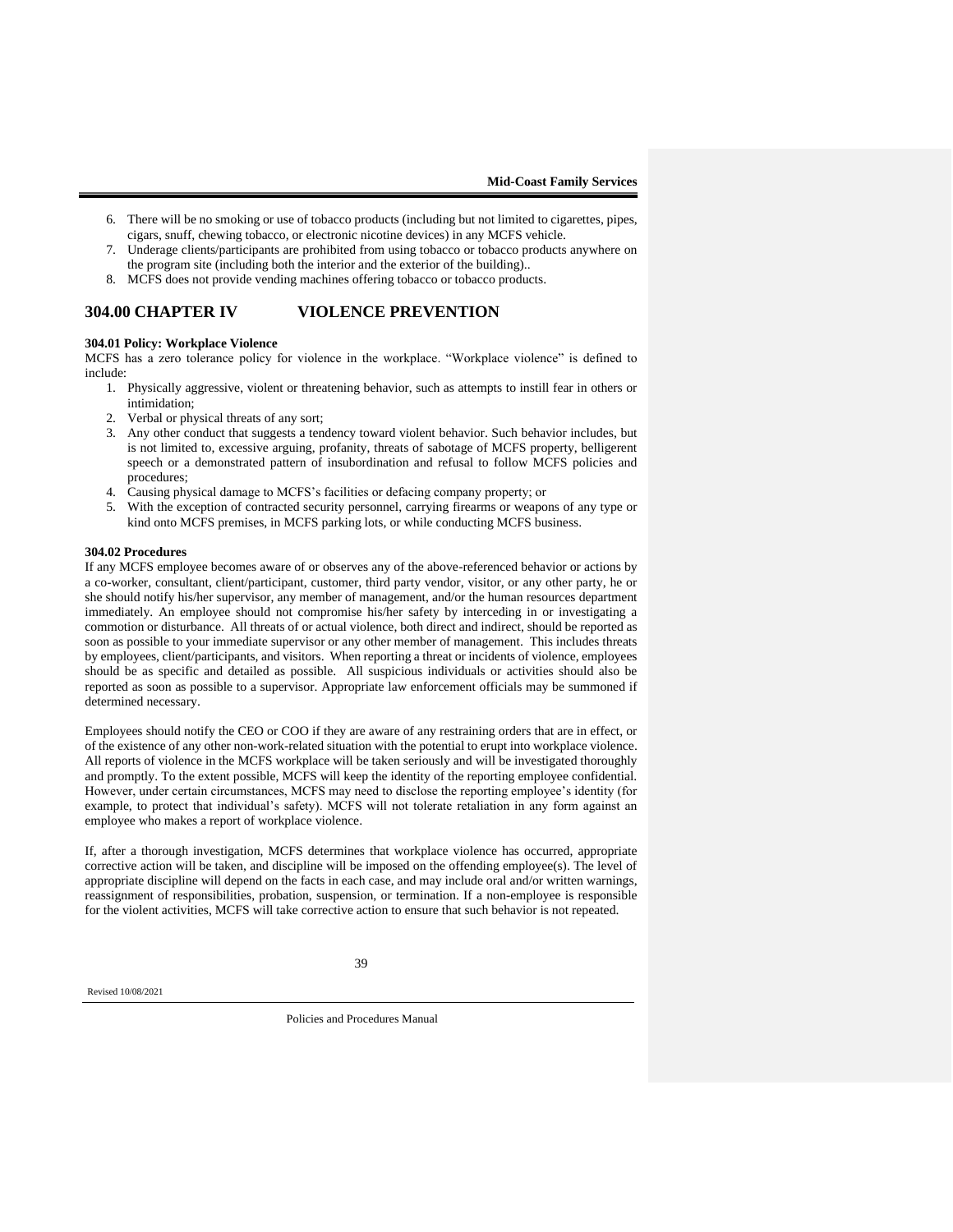6. There will be no smoking or use of tobacco products (including but not limited to cigarettes, pipes, cigars, snuff, chewing tobacco, or electronic nicotine devices) in any MCFS vehicle.
7. Underage clients/participants are prohibited from using tobacco or tobacco products anywhere on the program site (including both the interior and the exterior of the building)..
8. MCFS does not provide vending machines offering tobacco or tobacco products.

## 304.00 CHAPTER IV VIOLENCE PREVENTION

**304.01 Policy: Workplace Violence**

MCFS has a zero tolerance policy for violence in the workplace. "Workplace violence" is defined to include:

1. Physically aggressive, violent or threatening behavior, such as attempts to instill fear in others or intimidation;
2. Verbal or physical threats of any sort;
3. Any other conduct that suggests a tendency toward violent behavior. Such behavior includes, but is not limited to, excessive arguing, profanity, threats of sabotage of MCFS property, belligerent speech or a demonstrated pattern of insubordination and refusal to follow MCFS policies and procedures;
4. Causing physical damage to MCFS's facilities or defacing company property; or
5. With the exception of contracted security personnel, carrying firearms or weapons of any type or kind onto MCFS premises, in MCFS parking lots, or while conducting MCFS business.

**304.02 Procedures**

If any MCFS employee becomes aware of or observes any of the above-referenced behavior or actions by a co-worker, consultant, client/participant, customer, third party vendor, visitor, or any other party, he or she should notify his/her supervisor, any member of management, and/or the human resources department immediately. An employee should not compromise his/her safety by interceding in or investigating a commotion or disturbance. All threats of or actual violence, both direct and indirect, should be reported as soon as possible to your immediate supervisor or any other member of management. This includes threats by employees, client/participants, and visitors. When reporting a threat or incidents of violence, employees should be as specific and detailed as possible. All suspicious individuals or activities should also be reported as soon as possible to a supervisor. Appropriate law enforcement officials may be summoned if determined necessary.

Employees should notify the CEO or COO if they are aware of any restraining orders that are in effect, or of the existence of any other non-work-related situation with the potential to erupt into workplace violence. All reports of violence in the MCFS workplace will be taken seriously and will be investigated thoroughly and promptly. To the extent possible, MCFS will keep the identity of the reporting employee confidential. However, under certain circumstances, MCFS may need to disclose the reporting employee's identity (for example, to protect that individual's safety). MCFS will not tolerate retaliation in any form against an employee who makes a report of workplace violence.

If, after a thorough investigation, MCFS determines that workplace violence has occurred, appropriate corrective action will be taken, and discipline will be imposed on the offending employee(s). The level of appropriate discipline will depend on the facts in each case, and may include oral and/or written warnings, reassignment of responsibilities, probation, suspension, or termination. If a non-employee is responsible for the violent activities, MCFS will take corrective action to ensure that such behavior is not repeated.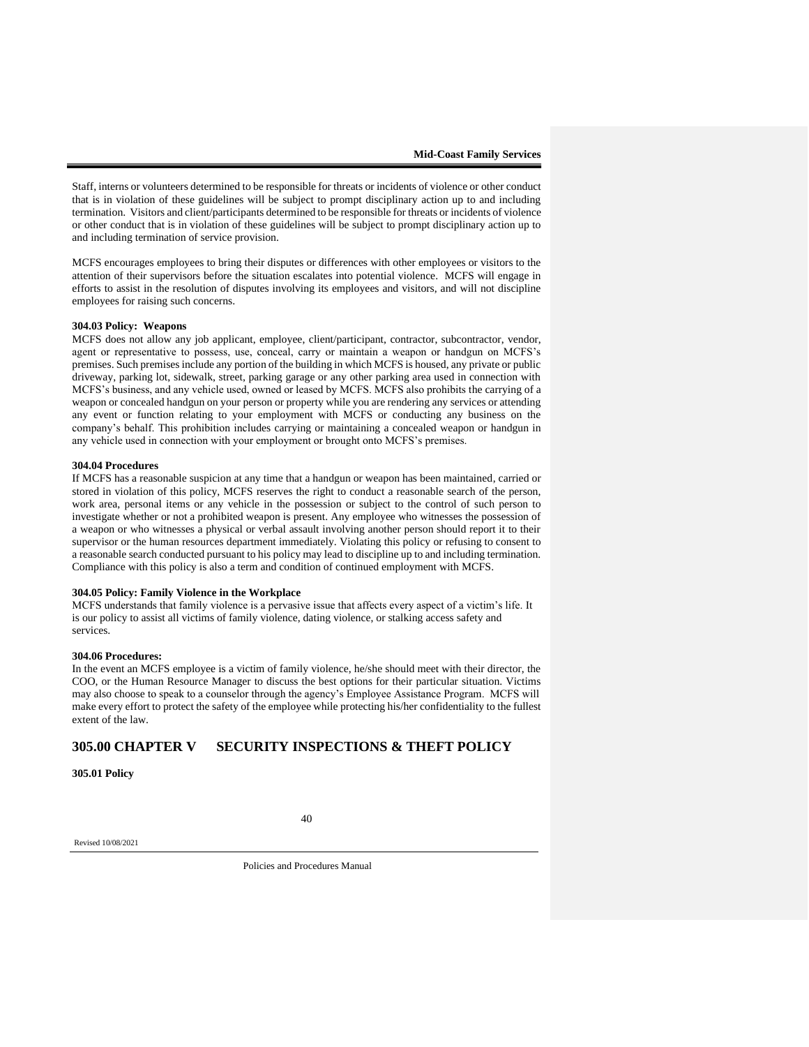Staff, interns or volunteers determined to be responsible for threats or incidents of violence or other conduct that is in violation of these guidelines will be subject to prompt disciplinary action up to and including termination. Visitors and client/participants determined to be responsible for threats or incidents of violence or other conduct that is in violation of these guidelines will be subject to prompt disciplinary action up to and including termination of service provision.

MCFS encourages employees to bring their disputes or differences with other employees or visitors to the attention of their supervisors before the situation escalates into potential violence. MCFS will engage in efforts to assist in the resolution of disputes involving its employees and visitors, and will not discipline employees for raising such concerns.

**304.03 Policy: Weapons**

MCFS does not allow any job applicant, employee, client/participant, contractor, subcontractor, vendor, agent or representative to possess, use, conceal, carry or maintain a weapon or handgun on MCFS's premises. Such premises include any portion of the building in which MCFS is housed, any private or public driveway, parking lot, sidewalk, street, parking garage or any other parking area used in connection with MCFS's business, and any vehicle used, owned or leased by MCFS. MCFS also prohibits the carrying of a weapon or concealed handgun on your person or property while you are rendering any services or attending any event or function relating to your employment with MCFS or conducting any business on the company's behalf. This prohibition includes carrying or maintaining a concealed weapon or handgun in any vehicle used in connection with your employment or brought onto MCFS's premises.

**304.04 Procedures**

If MCFS has a reasonable suspicion at any time that a handgun or weapon has been maintained, carried or stored in violation of this policy, MCFS reserves the right to conduct a reasonable search of the person, work area, personal items or any vehicle in the possession or subject to the control of such person to investigate whether or not a prohibited weapon is present. Any employee who witnesses the possession of a weapon or who witnesses a physical or verbal assault involving another person should report it to their supervisor or the human resources department immediately. Violating this policy or refusing to consent to a reasonable search conducted pursuant to his policy may lead to discipline up to and including termination. Compliance with this policy is also a term and condition of continued employment with MCFS.

**304.05 Policy: Family Violence in the Workplace**

MCFS understands that family violence is a pervasive issue that affects every aspect of a victim's life. It is our policy to assist all victims of family violence, dating violence, or stalking access safety and services.

**304.06 Procedures:**

In the event an MCFS employee is a victim of family violence, he/she should meet with their director, the COO, or the Human Resource Manager to discuss the best options for their particular situation. Victims may also choose to speak to a counselor through the agency's Employee Assistance Program. MCFS will make every effort to protect the safety of the employee while protecting his/her confidentiality to the fullest extent of the law.

## 305.00 CHAPTER V SECURITY INSPECTIONS & THEFT POLICY

**305.01 Policy**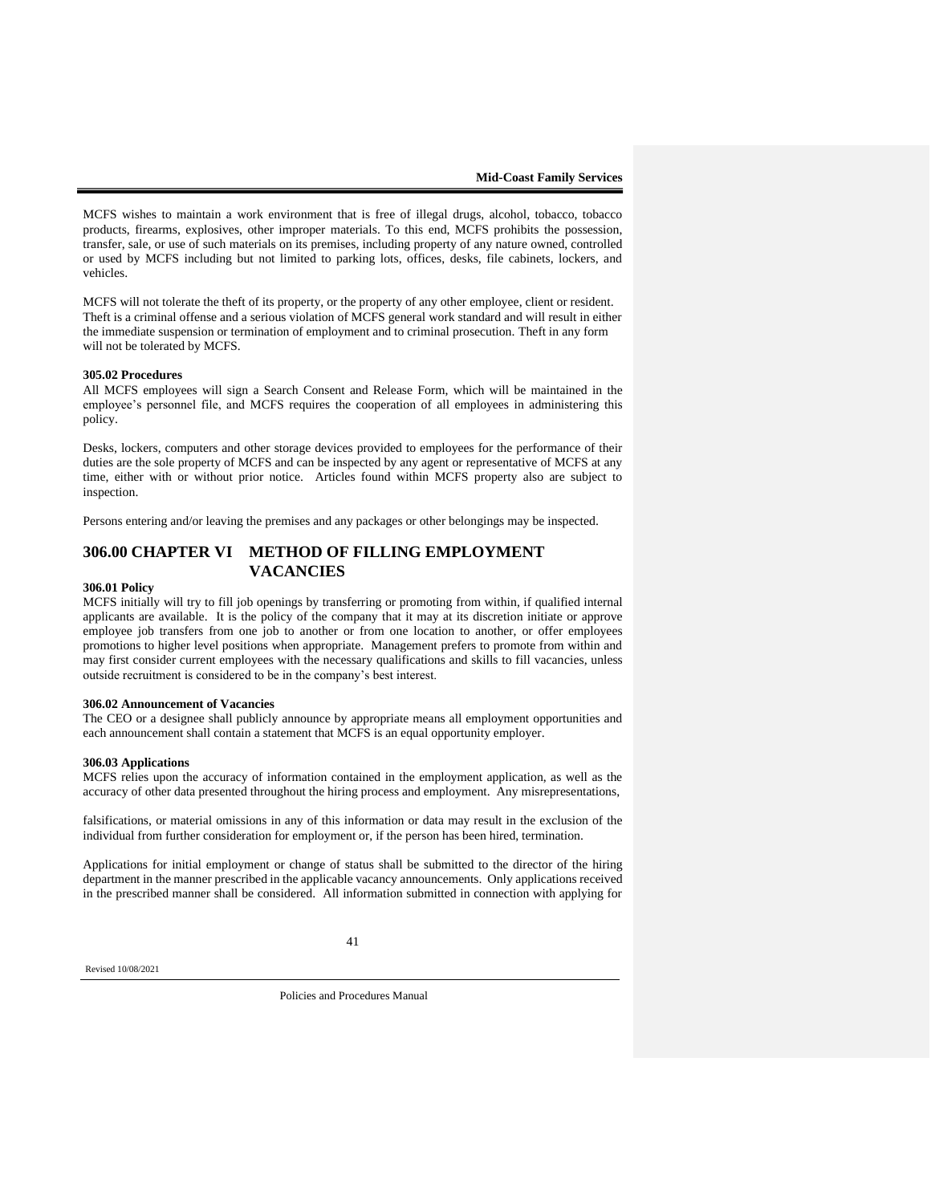MCFS wishes to maintain a work environment that is free of illegal drugs, alcohol, tobacco, tobacco products, firearms, explosives, other improper materials. To this end, MCFS prohibits the possession, transfer, sale, or use of such materials on its premises, including property of any nature owned, controlled or used by MCFS including but not limited to parking lots, offices, desks, file cabinets, lockers, and vehicles.

MCFS will not tolerate the theft of its property, or the property of any other employee, client or resident. Theft is a criminal offense and a serious violation of MCFS general work standard and will result in either the immediate suspension or termination of employment and to criminal prosecution. Theft in any form will not be tolerated by MCFS.

**305.02 Procedures**

All MCFS employees will sign a Search Consent and Release Form, which will be maintained in the employee's personnel file, and MCFS requires the cooperation of all employees in administering this policy.

Desks, lockers, computers and other storage devices provided to employees for the performance of their duties are the sole property of MCFS and can be inspected by any agent or representative of MCFS at any time, either with or without prior notice. Articles found within MCFS property also are subject to inspection.

Persons entering and/or leaving the premises and any packages or other belongings may be inspected.

## 306.00 CHAPTER VI METHOD OF FILLING EMPLOYMENT VACANCIES

**306.01 Policy**

MCFS initially will try to fill job openings by transferring or promoting from within, if qualified internal applicants are available. It is the policy of the company that it may at its discretion initiate or approve employee job transfers from one job to another or from one location to another, or offer employees promotions to higher level positions when appropriate. Management prefers to promote from within and may first consider current employees with the necessary qualifications and skills to fill vacancies, unless outside recruitment is considered to be in the company's best interest.

**306.02 Announcement of Vacancies**

The CEO or a designee shall publicly announce by appropriate means all employment opportunities and each announcement shall contain a statement that MCFS is an equal opportunity employer.

**306.03 Applications**

MCFS relies upon the accuracy of information contained in the employment application, as well as the accuracy of other data presented throughout the hiring process and employment. Any misrepresentations, falsifications, or material omissions in any of this information or data may result in the exclusion of the individual from further consideration for employment or, if the person has been hired, termination.

Applications for initial employment or change of status shall be submitted to the director of the hiring department in the manner prescribed in the applicable vacancy announcements. Only applications received in the prescribed manner shall be considered. All information submitted in connection with applying for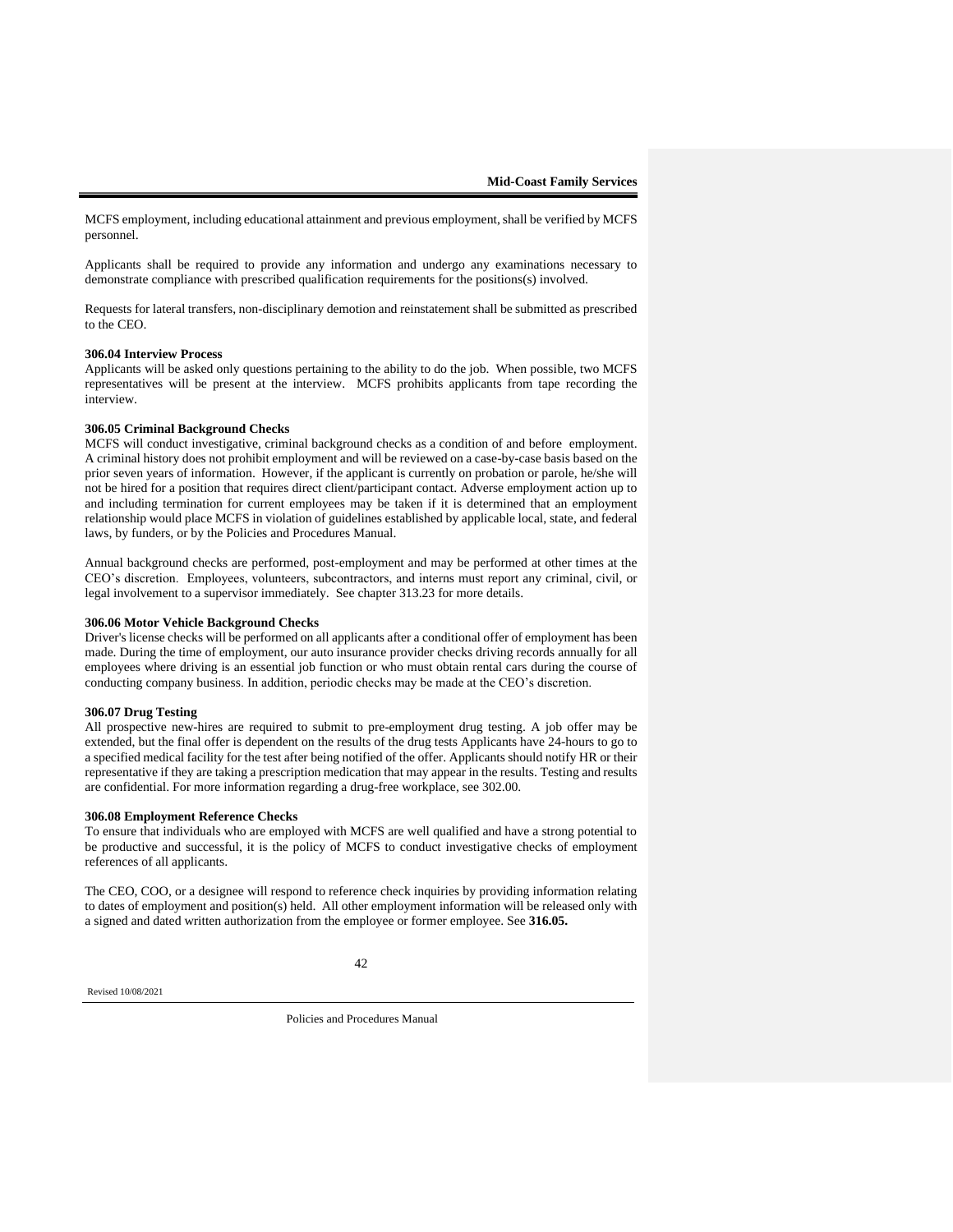MCFS employment, including educational attainment and previous employment, shall be verified by MCFS personnel.

Applicants shall be required to provide any information and undergo any examinations necessary to demonstrate compliance with prescribed qualification requirements for the positions(s) involved.

Requests for lateral transfers, non-disciplinary demotion and reinstatement shall be submitted as prescribed to the CEO.

### 306.04 Interview Process

Applicants will be asked only questions pertaining to the ability to do the job. When possible, two MCFS representatives will be present at the interview. MCFS prohibits applicants from tape recording the interview.

### 306.05 Criminal Background Checks

MCFS will conduct investigative, criminal background checks as a condition of and before employment. A criminal history does not prohibit employment and will be reviewed on a case-by-case basis based on the prior seven years of information. However, if the applicant is currently on probation or parole, he/she will not be hired for a position that requires direct client/participant contact. Adverse employment action up to and including termination for current employees may be taken if it is determined that an employment relationship would place MCFS in violation of guidelines established by applicable local, state, and federal laws, by funders, or by the Policies and Procedures Manual.

Annual background checks are performed, post-employment and may be performed at other times at the CEO's discretion. Employees, volunteers, subcontractors, and interns must report any criminal, civil, or legal involvement to a supervisor immediately. See chapter 313.23 for more details.

### 306.06 Motor Vehicle Background Checks

Driver's license checks will be performed on all applicants after a conditional offer of employment has been made. During the time of employment, our auto insurance provider checks driving records annually for all employees where driving is an essential job function or who must obtain rental cars during the course of conducting company business. In addition, periodic checks may be made at the CEO's discretion.

### 306.07 Drug Testing

All prospective new-hires are required to submit to pre-employment drug testing. A job offer may be extended, but the final offer is dependent on the results of the drug tests Applicants have 24-hours to go to a specified medical facility for the test after being notified of the offer. Applicants should notify HR or their representative if they are taking a prescription medication that may appear in the results. Testing and results are confidential. For more information regarding a drug-free workplace, see 302.00.

### 306.08 Employment Reference Checks

To ensure that individuals who are employed with MCFS are well qualified and have a strong potential to be productive and successful, it is the policy of MCFS to conduct investigative checks of employment references of all applicants.

The CEO, COO, or a designee will respond to reference check inquiries by providing information relating to dates of employment and position(s) held. All other employment information will be released only with a signed and dated written authorization from the employee or former employee. See **316.05.**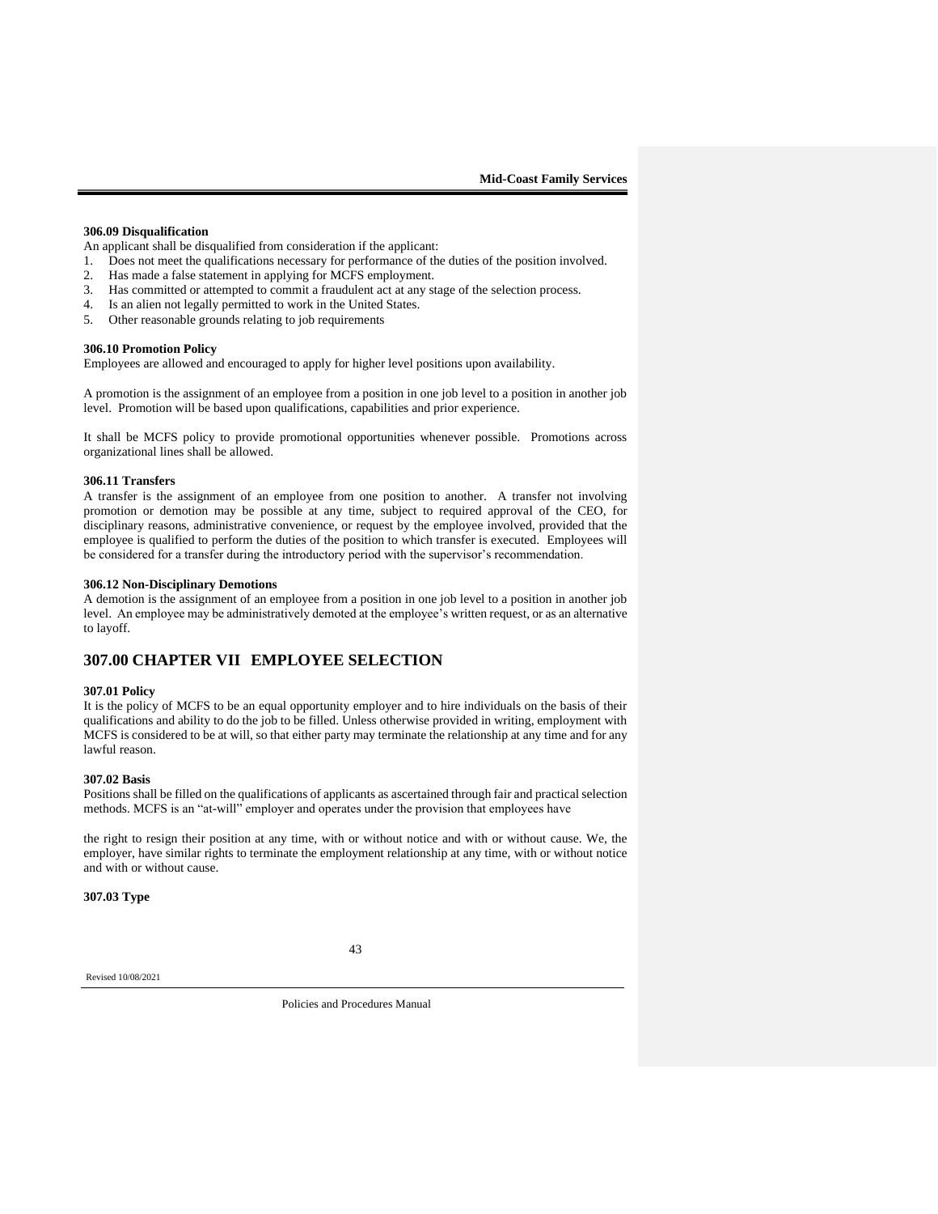**306.09 Disqualification**

An applicant shall be disqualified from consideration if the applicant:

1. Does not meet the qualifications necessary for performance of the duties of the position involved.
2. Has made a false statement in applying for MCFS employment.
3. Has committed or attempted to commit a fraudulent act at any stage of the selection process.
4. Is an alien not legally permitted to work in the United States.
5. Other reasonable grounds relating to job requirements

**306.10 Promotion Policy**

Employees are allowed and encouraged to apply for higher level positions upon availability.

A promotion is the assignment of an employee from a position in one job level to a position in another job level. Promotion will be based upon qualifications, capabilities and prior experience.

It shall be MCFS policy to provide promotional opportunities whenever possible. Promotions across organizational lines shall be allowed.

**306.11 Transfers**

A transfer is the assignment of an employee from one position to another. A transfer not involving promotion or demotion may be possible at any time, subject to required approval of the CEO, for disciplinary reasons, administrative convenience, or request by the employee involved, provided that the employee is qualified to perform the duties of the position to which transfer is executed. Employees will be considered for a transfer during the introductory period with the supervisor's recommendation.

**306.12 Non-Disciplinary Demotions**

A demotion is the assignment of an employee from a position in one job level to a position in another job level. An employee may be administratively demoted at the employee's written request, or as an alternative to layoff.

## 307.00 CHAPTER VII EMPLOYEE SELECTION

**307.01 Policy**

It is the policy of MCFS to be an equal opportunity employer and to hire individuals on the basis of their qualifications and ability to do the job to be filled. Unless otherwise provided in writing, employment with MCFS is considered to be at will, so that either party may terminate the relationship at any time and for any lawful reason.

**307.02 Basis**

Positions shall be filled on the qualifications of applicants as ascertained through fair and practical selection methods. MCFS is an "at-will" employer and operates under the provision that employees have

the right to resign their position at any time, with or without notice and with or without cause. We, the employer, have similar rights to terminate the employment relationship at any time, with or without notice and with or without cause.

**307.03 Type**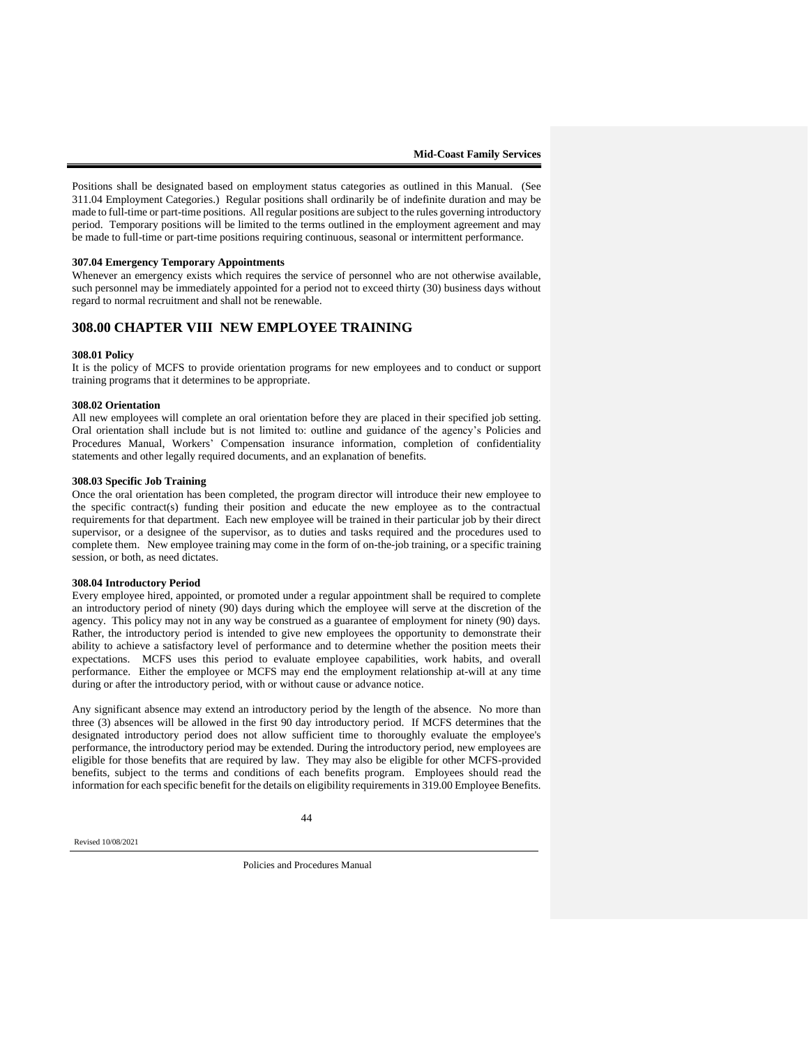Positions shall be designated based on employment status categories as outlined in this Manual. (See 311.04 Employment Categories.) Regular positions shall ordinarily be of indefinite duration and may be made to full-time or part-time positions. All regular positions are subject to the rules governing introductory period. Temporary positions will be limited to the terms outlined in the employment agreement and may be made to full-time or part-time positions requiring continuous, seasonal or intermittent performance.

**307.04 Emergency Temporary Appointments**

Whenever an emergency exists which requires the service of personnel who are not otherwise available, such personnel may be immediately appointed for a period not to exceed thirty (30) business days without regard to normal recruitment and shall not be renewable.

## 308.00 CHAPTER VIII NEW EMPLOYEE TRAINING

**308.01 Policy**

It is the policy of MCFS to provide orientation programs for new employees and to conduct or support training programs that it determines to be appropriate.

**308.02 Orientation**

All new employees will complete an oral orientation before they are placed in their specified job setting. Oral orientation shall include but is not limited to: outline and guidance of the agency's Policies and Procedures Manual, Workers' Compensation insurance information, completion of confidentiality statements and other legally required documents, and an explanation of benefits.

**308.03 Specific Job Training**

Once the oral orientation has been completed, the program director will introduce their new employee to the specific contract(s) funding their position and educate the new employee as to the contractual requirements for that department. Each new employee will be trained in their particular job by their direct supervisor, or a designee of the supervisor, as to duties and tasks required and the procedures used to complete them. New employee training may come in the form of on-the-job training, or a specific training session, or both, as need dictates.

**308.04 Introductory Period**

Every employee hired, appointed, or promoted under a regular appointment shall be required to complete an introductory period of ninety (90) days during which the employee will serve at the discretion of the agency. This policy may not in any way be construed as a guarantee of employment for ninety (90) days. Rather, the introductory period is intended to give new employees the opportunity to demonstrate their ability to achieve a satisfactory level of performance and to determine whether the position meets their expectations. MCFS uses this period to evaluate employee capabilities, work habits, and overall performance. Either the employee or MCFS may end the employment relationship at-will at any time during or after the introductory period, with or without cause or advance notice.

Any significant absence may extend an introductory period by the length of the absence. No more than three (3) absences will be allowed in the first 90 day introductory period. If MCFS determines that the designated introductory period does not allow sufficient time to thoroughly evaluate the employee's performance, the introductory period may be extended. During the introductory period, new employees are eligible for those benefits that are required by law. They may also be eligible for other MCFS-provided benefits, subject to the terms and conditions of each benefits program. Employees should read the information for each specific benefit for the details on eligibility requirements in 319.00 Employee Benefits.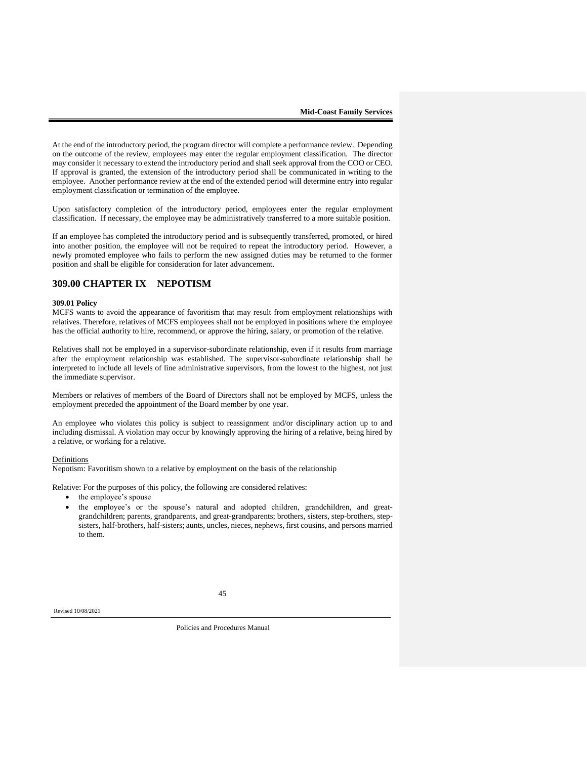At the end of the introductory period, the program director will complete a performance review. Depending on the outcome of the review, employees may enter the regular employment classification. The director may consider it necessary to extend the introductory period and shall seek approval from the COO or CEO. If approval is granted, the extension of the introductory period shall be communicated in writing to the employee. Another performance review at the end of the extended period will determine entry into regular employment classification or termination of the employee.

Upon satisfactory completion of the introductory period, employees enter the regular employment classification. If necessary, the employee may be administratively transferred to a more suitable position.

If an employee has completed the introductory period and is subsequently transferred, promoted, or hired into another position, the employee will not be required to repeat the introductory period. However, a newly promoted employee who fails to perform the new assigned duties may be returned to the former position and shall be eligible for consideration for later advancement.

## 309.00 CHAPTER IX NEPOTISM

**309.01 Policy**

MCFS wants to avoid the appearance of favoritism that may result from employment relationships with relatives. Therefore, relatives of MCFS employees shall not be employed in positions where the employee has the official authority to hire, recommend, or approve the hiring, salary, or promotion of the relative.

Relatives shall not be employed in a supervisor-subordinate relationship, even if it results from marriage after the employment relationship was established. The supervisor-subordinate relationship shall be interpreted to include all levels of line administrative supervisors, from the lowest to the highest, not just the immediate supervisor.

Members or relatives of members of the Board of Directors shall not be employed by MCFS, unless the employment preceded the appointment of the Board member by one year.

An employee who violates this policy is subject to reassignment and/or disciplinary action up to and including dismissal. A violation may occur by knowingly approving the hiring of a relative, being hired by a relative, or working for a relative.

Definitions

Nepotism: Favoritism shown to a relative by employment on the basis of the relationship

Relative: For the purposes of this policy, the following are considered relatives:

- the employee's spouse
- the employee's or the spouse's natural and adopted children, grandchildren, and great-grandchildren; parents, grandparents, and great-grandparents; brothers, sisters, step-brothers, step-sisters, half-brothers, half-sisters; aunts, uncles, nieces, nephews, first cousins, and persons married to them.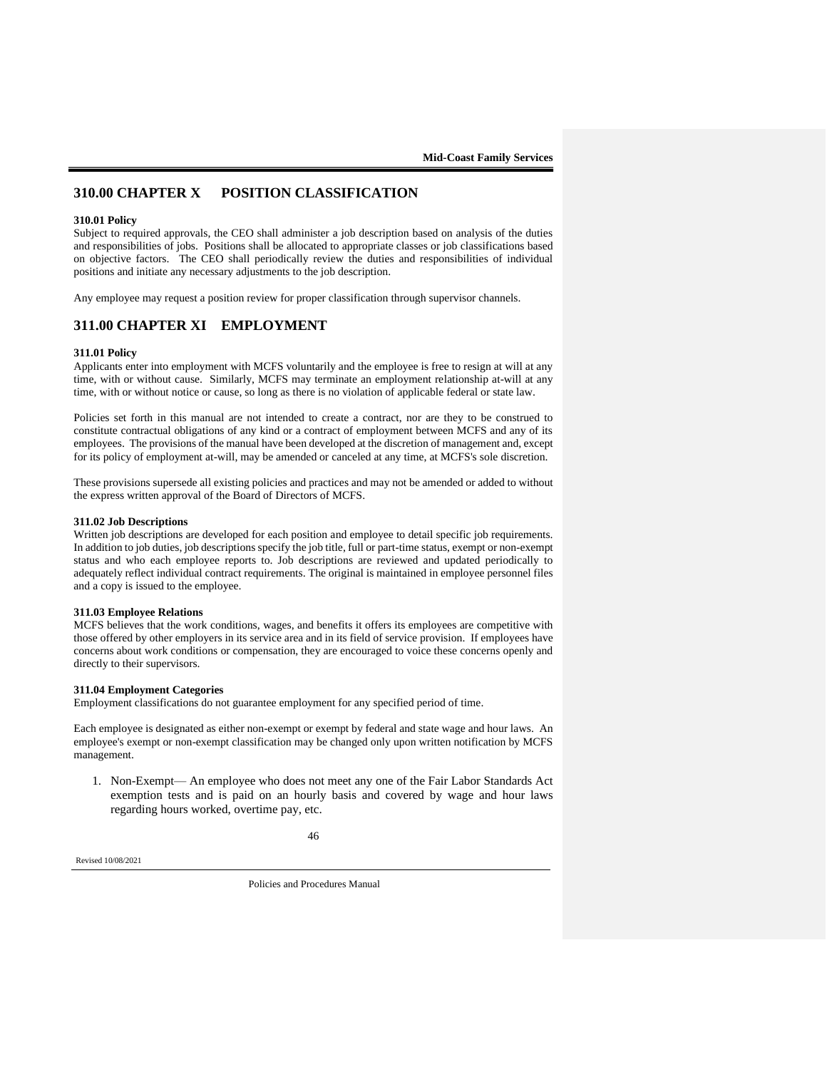## 310.00 CHAPTER X POSITION CLASSIFICATION

### 310.01 Policy

Subject to required approvals, the CEO shall administer a job description based on analysis of the duties and responsibilities of jobs. Positions shall be allocated to appropriate classes or job classifications based on objective factors. The CEO shall periodically review the duties and responsibilities of individual positions and initiate any necessary adjustments to the job description.

Any employee may request a position review for proper classification through supervisor channels.

## 311.00 CHAPTER XI EMPLOYMENT

### 311.01 Policy

Applicants enter into employment with MCFS voluntarily and the employee is free to resign at will at any time, with or without cause. Similarly, MCFS may terminate an employment relationship at-will at any time, with or without notice or cause, so long as there is no violation of applicable federal or state law.

Policies set forth in this manual are not intended to create a contract, nor are they to be construed to constitute contractual obligations of any kind or a contract of employment between MCFS and any of its employees. The provisions of the manual have been developed at the discretion of management and, except for its policy of employment at-will, may be amended or canceled at any time, at MCFS's sole discretion.

These provisions supersede all existing policies and practices and may not be amended or added to without the express written approval of the Board of Directors of MCFS.

### 311.02 Job Descriptions

Written job descriptions are developed for each position and employee to detail specific job requirements. In addition to job duties, job descriptions specify the job title, full or part-time status, exempt or non-exempt status and who each employee reports to. Job descriptions are reviewed and updated periodically to adequately reflect individual contract requirements. The original is maintained in employee personnel files and a copy is issued to the employee.

### 311.03 Employee Relations

MCFS believes that the work conditions, wages, and benefits it offers its employees are competitive with those offered by other employers in its service area and in its field of service provision. If employees have concerns about work conditions or compensation, they are encouraged to voice these concerns openly and directly to their supervisors.

### 311.04 Employment Categories

Employment classifications do not guarantee employment for any specified period of time.

Each employee is designated as either non-exempt or exempt by federal and state wage and hour laws. An employee's exempt or non-exempt classification may be changed only upon written notification by MCFS management.

1. Non-Exempt— An employee who does not meet any one of the Fair Labor Standards Act exemption tests and is paid on an hourly basis and covered by wage and hour laws regarding hours worked, overtime pay, etc.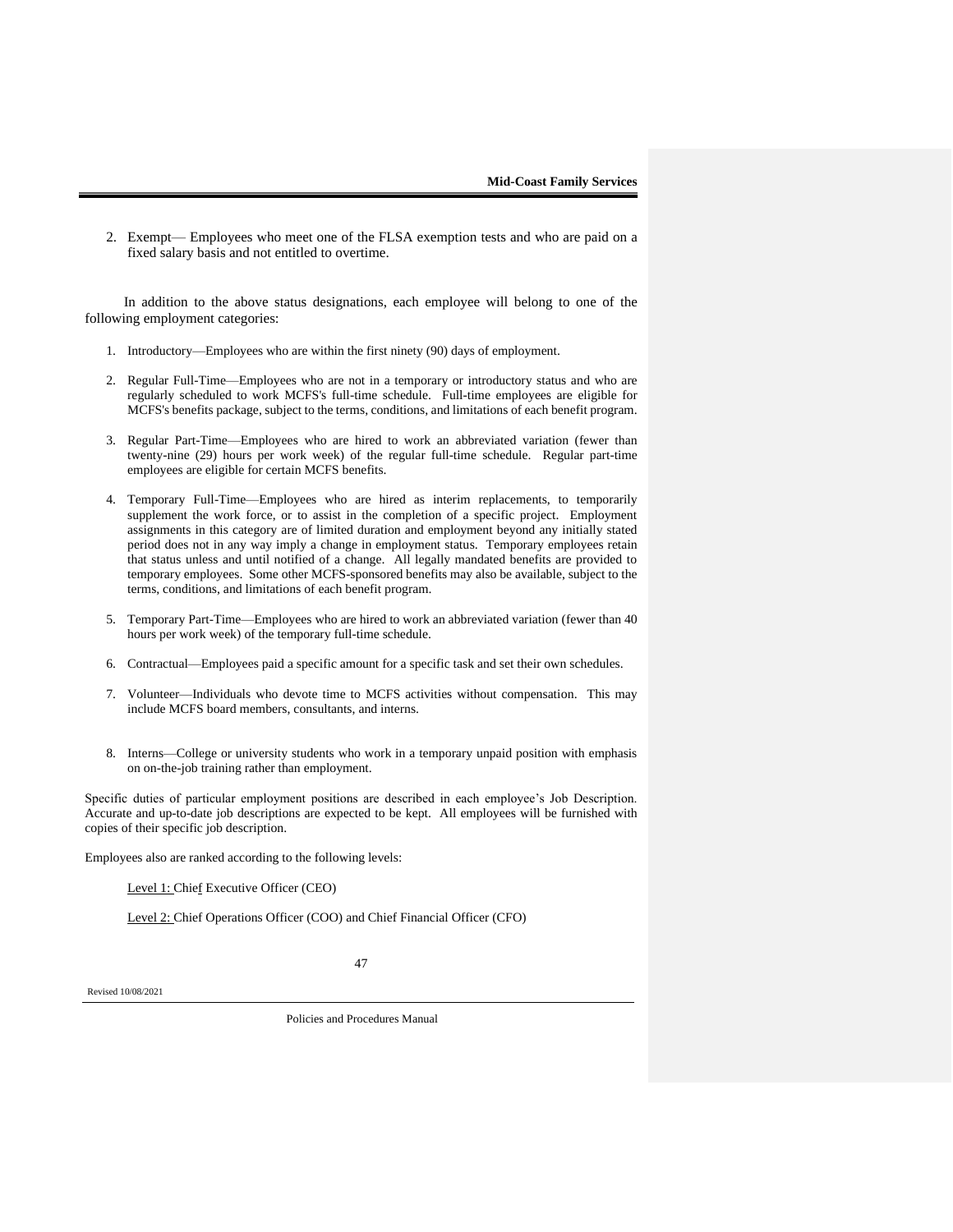2. Exempt— Employees who meet one of the FLSA exemption tests and who are paid on a fixed salary basis and not entitled to overtime.

In addition to the above status designations, each employee will belong to one of the following employment categories:

1. Introductory—Employees who are within the first ninety (90) days of employment.
2. Regular Full-Time—Employees who are not in a temporary or introductory status and who are regularly scheduled to work MCFS's full-time schedule. Full-time employees are eligible for MCFS's benefits package, subject to the terms, conditions, and limitations of each benefit program.
3. Regular Part-Time—Employees who are hired to work an abbreviated variation (fewer than twenty-nine (29) hours per work week) of the regular full-time schedule. Regular part-time employees are eligible for certain MCFS benefits.
4. Temporary Full-Time—Employees who are hired as interim replacements, to temporarily supplement the work force, or to assist in the completion of a specific project. Employment assignments in this category are of limited duration and employment beyond any initially stated period does not in any way imply a change in employment status. Temporary employees retain that status unless and until notified of a change. All legally mandated benefits are provided to temporary employees. Some other MCFS-sponsored benefits may also be available, subject to the terms, conditions, and limitations of each benefit program.
5. Temporary Part-Time—Employees who are hired to work an abbreviated variation (fewer than 40 hours per work week) of the temporary full-time schedule.
6. Contractual—Employees paid a specific amount for a specific task and set their own schedules.
7. Volunteer—Individuals who devote time to MCFS activities without compensation. This may include MCFS board members, consultants, and interns.
8. Interns—College or university students who work in a temporary unpaid position with emphasis on on-the-job training rather than employment.

Specific duties of particular employment positions are described in each employee's Job Description. Accurate and up-to-date job descriptions are expected to be kept. All employees will be furnished with copies of their specific job description.

Employees also are ranked according to the following levels:

Level 1: Chief Executive Officer (CEO)

Level 2: Chief Operations Officer (COO) and Chief Financial Officer (CFO)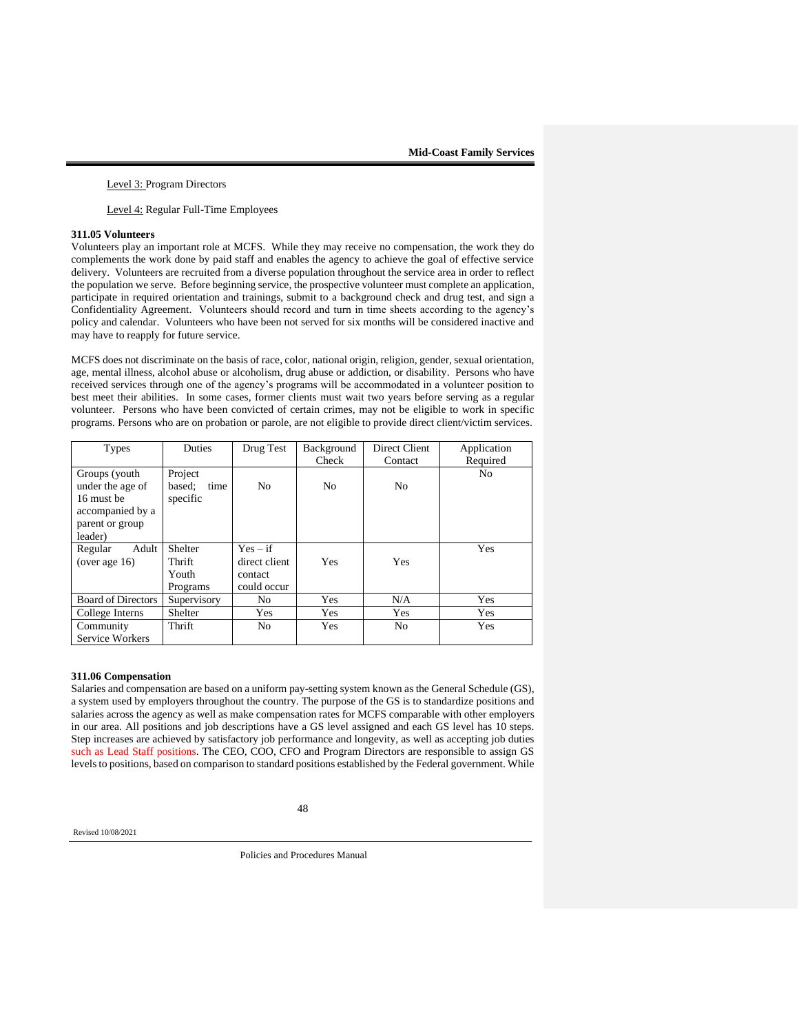Level 3: Program Directors

Level 4: Regular Full-Time Employees

**311.05 Volunteers**

Volunteers play an important role at MCFS. While they may receive no compensation, the work they do complements the work done by paid staff and enables the agency to achieve the goal of effective service delivery. Volunteers are recruited from a diverse population throughout the service area in order to reflect the population we serve. Before beginning service, the prospective volunteer must complete an application, participate in required orientation and trainings, submit to a background check and drug test, and sign a Confidentiality Agreement. Volunteers should record and turn in time sheets according to the agency's policy and calendar. Volunteers who have been not served for six months will be considered inactive and may have to reapply for future service.

MCFS does not discriminate on the basis of race, color, national origin, religion, gender, sexual orientation, age, mental illness, alcohol abuse or alcoholism, drug abuse or addiction, or disability. Persons who have received services through one of the agency's programs will be accommodated in a volunteer position to best meet their abilities. In some cases, former clients must wait two years before serving as a regular volunteer. Persons who have been convicted of certain crimes, may not be eligible to work in specific programs. Persons who are on probation or parole, are not eligible to provide direct client/victim services.

| Types | Duties | Drug Test | Background Check | Direct Client Contact | Application Required |
|---|---|---|---|---|---|
| Groups (youth under the age of 16 must be accompanied by a parent or group leader) | Project based; time specific | No | No | No | No |
| Regular Adult (over age 16) | Shelter Thrift Youth Programs | Yes – if direct client contact could occur | Yes | Yes | Yes |
| Board of Directors | Supervisory | No | Yes | N/A | Yes |
| College Interns | Shelter | Yes | Yes | Yes | Yes |
| Community Service Workers | Thrift | No | Yes | No | Yes |

**311.06 Compensation**

Salaries and compensation are based on a uniform pay-setting system known as the General Schedule (GS), a system used by employers throughout the country. The purpose of the GS is to standardize positions and salaries across the agency as well as make compensation rates for MCFS comparable with other employers in our area. All positions and job descriptions have a GS level assigned and each GS level has 10 steps. Step increases are achieved by satisfactory job performance and longevity, as well as accepting job duties such as Lead Staff positions. The CEO, COO, CFO and Program Directors are responsible to assign GS levels to positions, based on comparison to standard positions established by the Federal government. While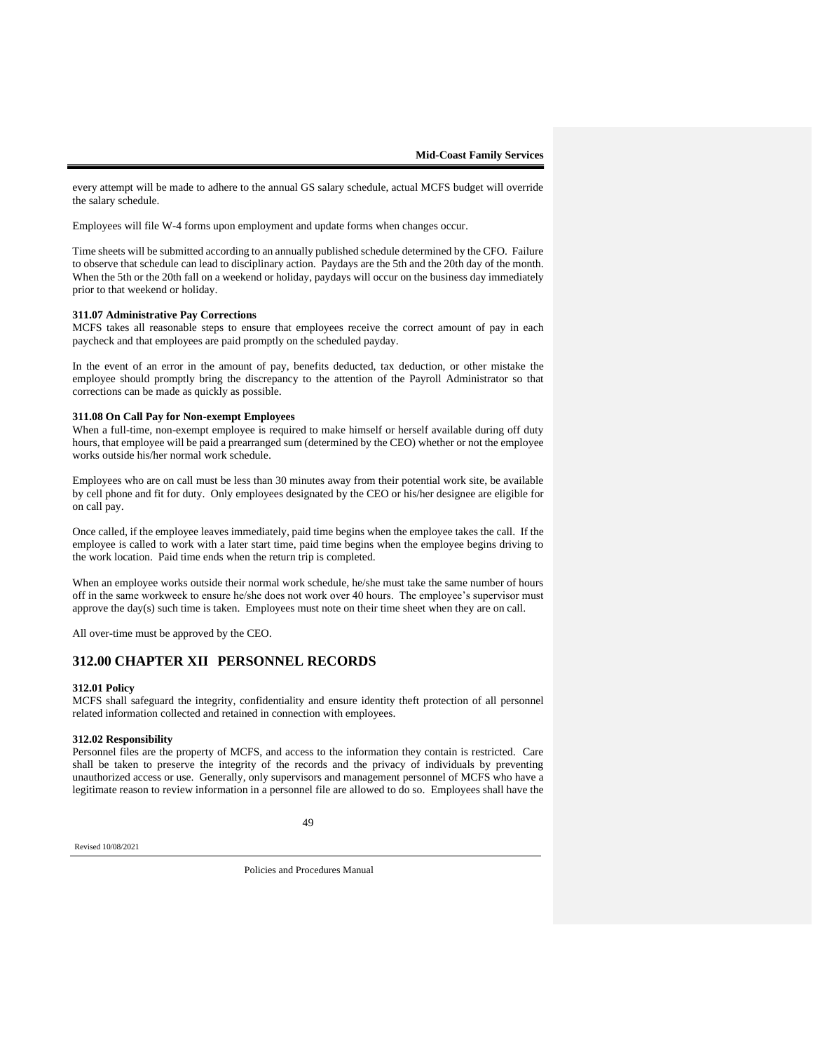every attempt will be made to adhere to the annual GS salary schedule, actual MCFS budget will override the salary schedule.

Employees will file W-4 forms upon employment and update forms when changes occur.

Time sheets will be submitted according to an annually published schedule determined by the CFO. Failure to observe that schedule can lead to disciplinary action. Paydays are the 5th and the 20th day of the month. When the 5th or the 20th fall on a weekend or holiday, paydays will occur on the business day immediately prior to that weekend or holiday.

**311.07 Administrative Pay Corrections**

MCFS takes all reasonable steps to ensure that employees receive the correct amount of pay in each paycheck and that employees are paid promptly on the scheduled payday.

In the event of an error in the amount of pay, benefits deducted, tax deduction, or other mistake the employee should promptly bring the discrepancy to the attention of the Payroll Administrator so that corrections can be made as quickly as possible.

**311.08 On Call Pay for Non-exempt Employees**

When a full-time, non-exempt employee is required to make himself or herself available during off duty hours, that employee will be paid a prearranged sum (determined by the CEO) whether or not the employee works outside his/her normal work schedule.

Employees who are on call must be less than 30 minutes away from their potential work site, be available by cell phone and fit for duty. Only employees designated by the CEO or his/her designee are eligible for on call pay.

Once called, if the employee leaves immediately, paid time begins when the employee takes the call. If the employee is called to work with a later start time, paid time begins when the employee begins driving to the work location. Paid time ends when the return trip is completed.

When an employee works outside their normal work schedule, he/she must take the same number of hours off in the same workweek to ensure he/she does not work over 40 hours. The employee's supervisor must approve the day(s) such time is taken. Employees must note on their time sheet when they are on call.

All over-time must be approved by the CEO.

## 312.00 CHAPTER XII PERSONNEL RECORDS

**312.01 Policy**

MCFS shall safeguard the integrity, confidentiality and ensure identity theft protection of all personnel related information collected and retained in connection with employees.

**312.02 Responsibility**

Personnel files are the property of MCFS, and access to the information they contain is restricted. Care shall be taken to preserve the integrity of the records and the privacy of individuals by preventing unauthorized access or use. Generally, only supervisors and management personnel of MCFS who have a legitimate reason to review information in a personnel file are allowed to do so. Employees shall have the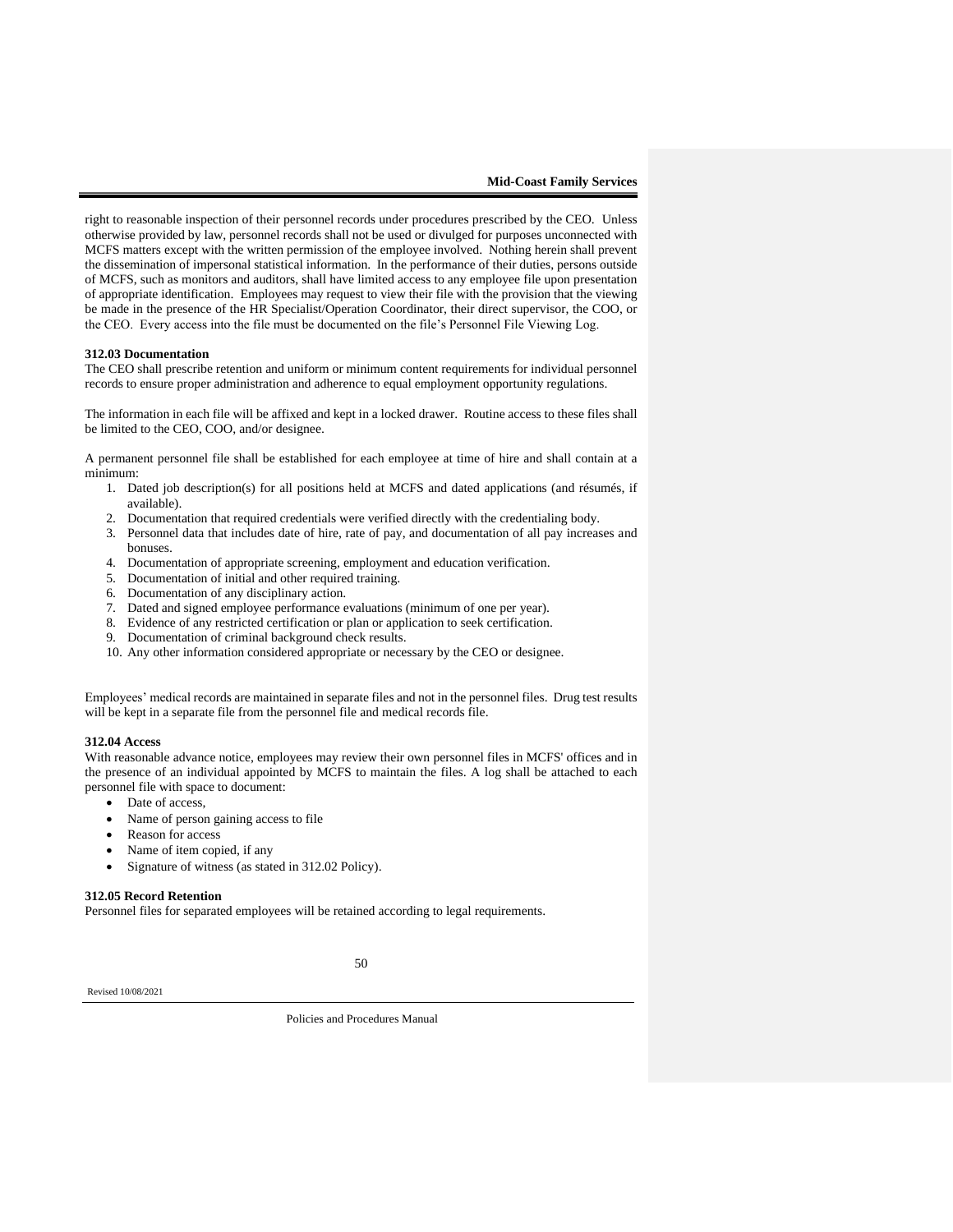right to reasonable inspection of their personnel records under procedures prescribed by the CEO. Unless otherwise provided by law, personnel records shall not be used or divulged for purposes unconnected with MCFS matters except with the written permission of the employee involved. Nothing herein shall prevent the dissemination of impersonal statistical information. In the performance of their duties, persons outside of MCFS, such as monitors and auditors, shall have limited access to any employee file upon presentation of appropriate identification. Employees may request to view their file with the provision that the viewing be made in the presence of the HR Specialist/Operation Coordinator, their direct supervisor, the COO, or the CEO. Every access into the file must be documented on the file's Personnel File Viewing Log.

**312.03 Documentation**

The CEO shall prescribe retention and uniform or minimum content requirements for individual personnel records to ensure proper administration and adherence to equal employment opportunity regulations.

The information in each file will be affixed and kept in a locked drawer. Routine access to these files shall be limited to the CEO, COO, and/or designee.

A permanent personnel file shall be established for each employee at time of hire and shall contain at a minimum:

1. Dated job description(s) for all positions held at MCFS and dated applications (and résumés, if available).
2. Documentation that required credentials were verified directly with the credentialing body.
3. Personnel data that includes date of hire, rate of pay, and documentation of all pay increases and bonuses.
4. Documentation of appropriate screening, employment and education verification.
5. Documentation of initial and other required training.
6. Documentation of any disciplinary action.
7. Dated and signed employee performance evaluations (minimum of one per year).
8. Evidence of any restricted certification or plan or application to seek certification.
9. Documentation of criminal background check results.
10. Any other information considered appropriate or necessary by the CEO or designee.

Employees' medical records are maintained in separate files and not in the personnel files. Drug test results will be kept in a separate file from the personnel file and medical records file.

**312.04 Access**

With reasonable advance notice, employees may review their own personnel files in MCFS' offices and in the presence of an individual appointed by MCFS to maintain the files. A log shall be attached to each personnel file with space to document:

- Date of access,
- Name of person gaining access to file
- Reason for access
- Name of item copied, if any
- Signature of witness (as stated in 312.02 Policy).

**312.05 Record Retention**

Personnel files for separated employees will be retained according to legal requirements.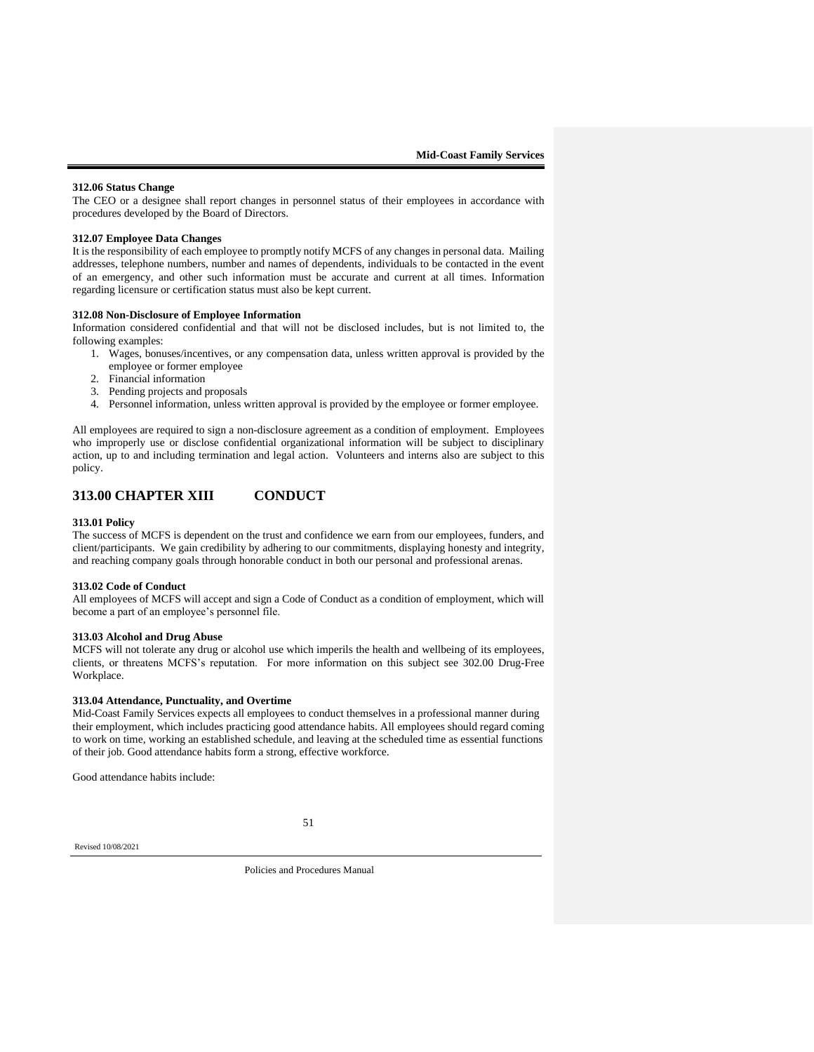### 312.06 Status Change

The CEO or a designee shall report changes in personnel status of their employees in accordance with procedures developed by the Board of Directors.

### 312.07 Employee Data Changes

It is the responsibility of each employee to promptly notify MCFS of any changes in personal data. Mailing addresses, telephone numbers, number and names of dependents, individuals to be contacted in the event of an emergency, and other such information must be accurate and current at all times. Information regarding licensure or certification status must also be kept current.

### 312.08 Non-Disclosure of Employee Information

Information considered confidential and that will not be disclosed includes, but is not limited to, the following examples:

1. Wages, bonuses/incentives, or any compensation data, unless written approval is provided by the employee or former employee
2. Financial information
3. Pending projects and proposals
4. Personnel information, unless written approval is provided by the employee or former employee.

All employees are required to sign a non-disclosure agreement as a condition of employment. Employees who improperly use or disclose confidential organizational information will be subject to disciplinary action, up to and including termination and legal action. Volunteers and interns also are subject to this policy.

## 313.00 CHAPTER XIII CONDUCT

### 313.01 Policy

The success of MCFS is dependent on the trust and confidence we earn from our employees, funders, and client/participants. We gain credibility by adhering to our commitments, displaying honesty and integrity, and reaching company goals through honorable conduct in both our personal and professional arenas.

### 313.02 Code of Conduct

All employees of MCFS will accept and sign a Code of Conduct as a condition of employment, which will become a part of an employee's personnel file.

### 313.03 Alcohol and Drug Abuse

MCFS will not tolerate any drug or alcohol use which imperils the health and wellbeing of its employees, clients, or threatens MCFS's reputation. For more information on this subject see 302.00 Drug-Free Workplace.

### 313.04 Attendance, Punctuality, and Overtime

Mid-Coast Family Services expects all employees to conduct themselves in a professional manner during their employment, which includes practicing good attendance habits. All employees should regard coming to work on time, working an established schedule, and leaving at the scheduled time as essential functions of their job. Good attendance habits form a strong, effective workforce.

Good attendance habits include: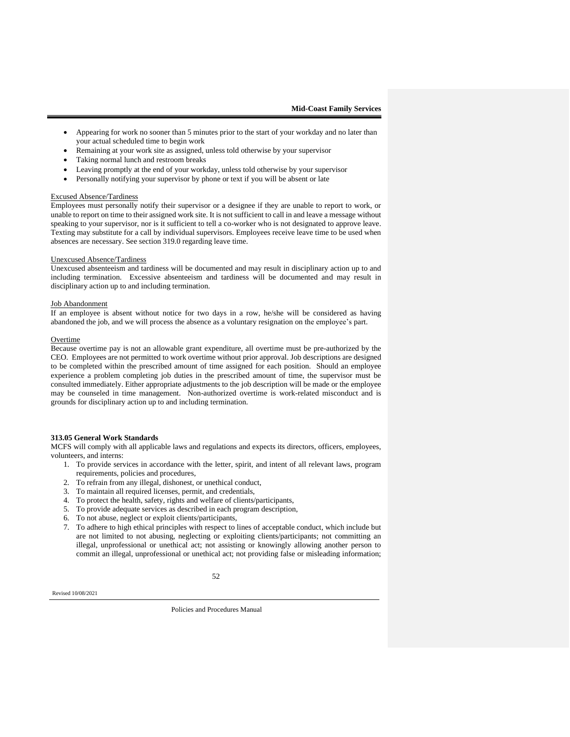- Appearing for work no sooner than 5 minutes prior to the start of your workday and no later than your actual scheduled time to begin work
- Remaining at your work site as assigned, unless told otherwise by your supervisor
- Taking normal lunch and restroom breaks
- Leaving promptly at the end of your workday, unless told otherwise by your supervisor
- Personally notifying your supervisor by phone or text if you will be absent or late

Excused Absence/Tardiness

Employees must personally notify their supervisor or a designee if they are unable to report to work, or unable to report on time to their assigned work site. It is not sufficient to call in and leave a message without speaking to your supervisor, nor is it sufficient to tell a co-worker who is not designated to approve leave. Texting may substitute for a call by individual supervisors. Employees receive leave time to be used when absences are necessary. See section 319.0 regarding leave time.

Unexcused Absence/Tardiness

Unexcused absenteeism and tardiness will be documented and may result in disciplinary action up to and including termination. Excessive absenteeism and tardiness will be documented and may result in disciplinary action up to and including termination.

Job Abandonment

If an employee is absent without notice for two days in a row, he/she will be considered as having abandoned the job, and we will process the absence as a voluntary resignation on the employee's part.

Overtime

Because overtime pay is not an allowable grant expenditure, all overtime must be pre-authorized by the CEO. Employees are not permitted to work overtime without prior approval. Job descriptions are designed to be completed within the prescribed amount of time assigned for each position. Should an employee experience a problem completing job duties in the prescribed amount of time, the supervisor must be consulted immediately. Either appropriate adjustments to the job description will be made or the employee may be counseled in time management. Non-authorized overtime is work-related misconduct and is grounds for disciplinary action up to and including termination.

**313.05 General Work Standards**

MCFS will comply with all applicable laws and regulations and expects its directors, officers, employees, volunteers, and interns:

1. To provide services in accordance with the letter, spirit, and intent of all relevant laws, program requirements, policies and procedures,
2. To refrain from any illegal, dishonest, or unethical conduct,
3. To maintain all required licenses, permit, and credentials,
4. To protect the health, safety, rights and welfare of clients/participants,
5. To provide adequate services as described in each program description,
6. To not abuse, neglect or exploit clients/participants,
7. To adhere to high ethical principles with respect to lines of acceptable conduct, which include but are not limited to not abusing, neglecting or exploiting clients/participants; not committing an illegal, unprofessional or unethical act; not assisting or knowingly allowing another person to commit an illegal, unprofessional or unethical act; not providing false or misleading information;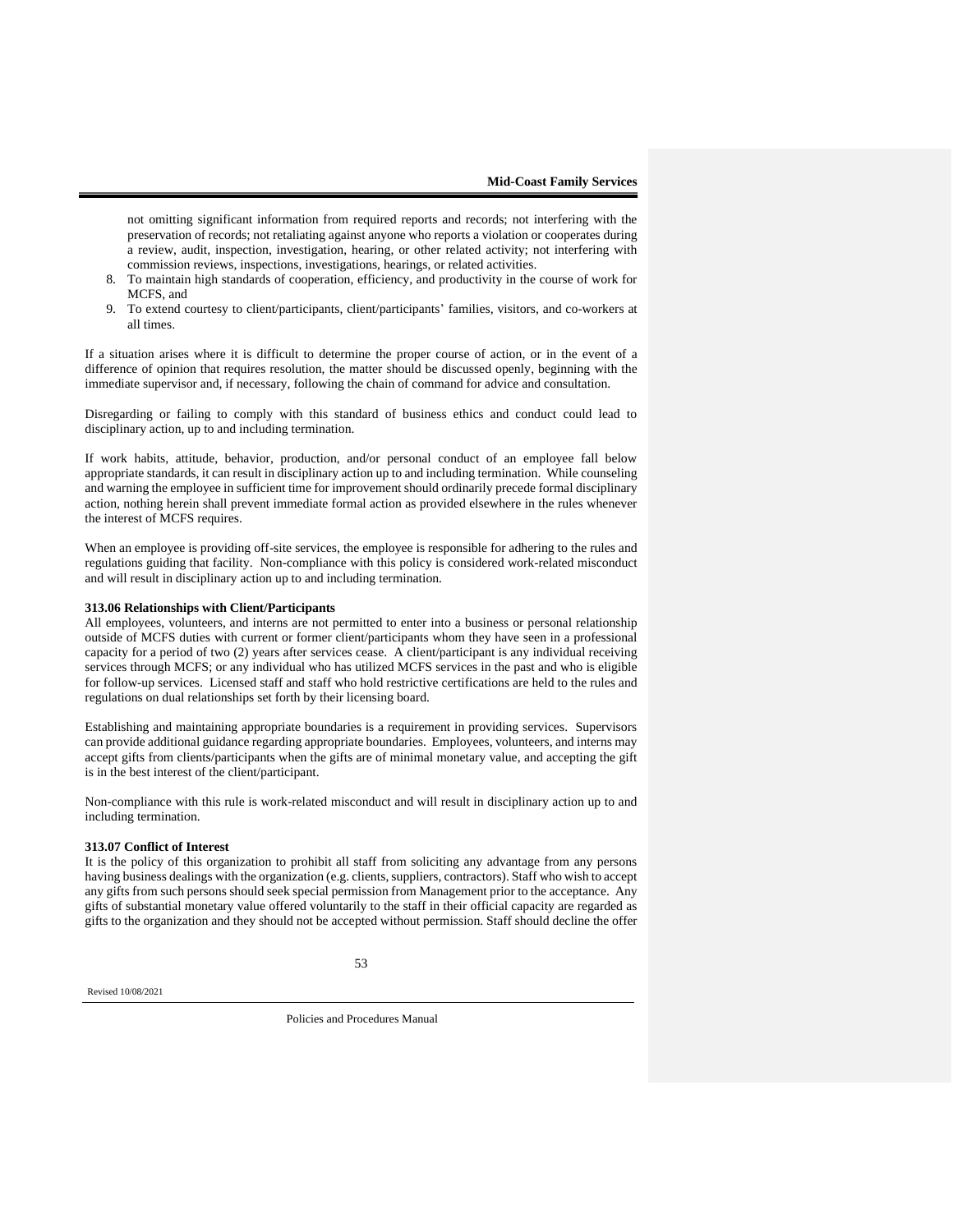not omitting significant information from required reports and records; not interfering with the preservation of records; not retaliating against anyone who reports a violation or cooperates during a review, audit, inspection, investigation, hearing, or other related activity; not interfering with commission reviews, inspections, investigations, hearings, or related activities.

8. To maintain high standards of cooperation, efficiency, and productivity in the course of work for MCFS, and
9. To extend courtesy to client/participants, client/participants' families, visitors, and co-workers at all times.

If a situation arises where it is difficult to determine the proper course of action, or in the event of a difference of opinion that requires resolution, the matter should be discussed openly, beginning with the immediate supervisor and, if necessary, following the chain of command for advice and consultation.

Disregarding or failing to comply with this standard of business ethics and conduct could lead to disciplinary action, up to and including termination.

If work habits, attitude, behavior, production, and/or personal conduct of an employee fall below appropriate standards, it can result in disciplinary action up to and including termination. While counseling and warning the employee in sufficient time for improvement should ordinarily precede formal disciplinary action, nothing herein shall prevent immediate formal action as provided elsewhere in the rules whenever the interest of MCFS requires.

When an employee is providing off-site services, the employee is responsible for adhering to the rules and regulations guiding that facility. Non-compliance with this policy is considered work-related misconduct and will result in disciplinary action up to and including termination.

**313.06 Relationships with Client/Participants**

All employees, volunteers, and interns are not permitted to enter into a business or personal relationship outside of MCFS duties with current or former client/participants whom they have seen in a professional capacity for a period of two (2) years after services cease. A client/participant is any individual receiving services through MCFS; or any individual who has utilized MCFS services in the past and who is eligible for follow-up services. Licensed staff and staff who hold restrictive certifications are held to the rules and regulations on dual relationships set forth by their licensing board.

Establishing and maintaining appropriate boundaries is a requirement in providing services. Supervisors can provide additional guidance regarding appropriate boundaries. Employees, volunteers, and interns may accept gifts from clients/participants when the gifts are of minimal monetary value, and accepting the gift is in the best interest of the client/participant.

Non-compliance with this rule is work-related misconduct and will result in disciplinary action up to and including termination.

**313.07 Conflict of Interest**

It is the policy of this organization to prohibit all staff from soliciting any advantage from any persons having business dealings with the organization (e.g. clients, suppliers, contractors). Staff who wish to accept any gifts from such persons should seek special permission from Management prior to the acceptance. Any gifts of substantial monetary value offered voluntarily to the staff in their official capacity are regarded as gifts to the organization and they should not be accepted without permission. Staff should decline the offer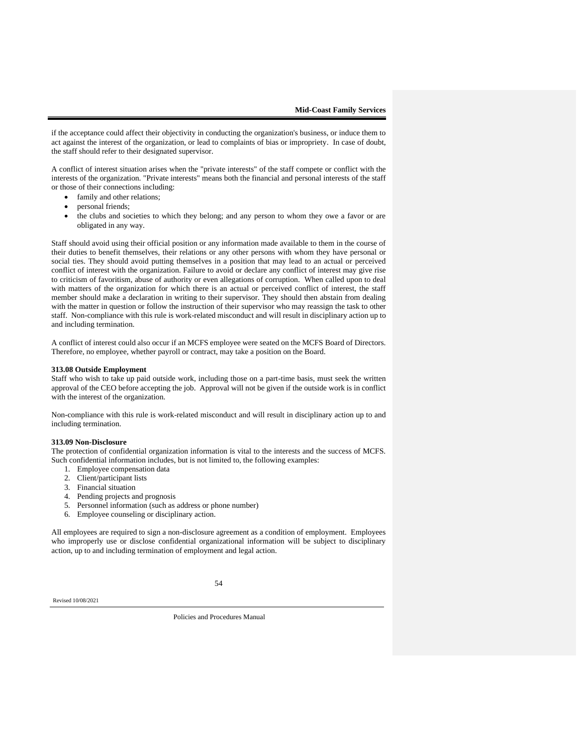if the acceptance could affect their objectivity in conducting the organization's business, or induce them to act against the interest of the organization, or lead to complaints of bias or impropriety. In case of doubt, the staff should refer to their designated supervisor.

A conflict of interest situation arises when the "private interests" of the staff compete or conflict with the interests of the organization. "Private interests" means both the financial and personal interests of the staff or those of their connections including:

- family and other relations;
- personal friends;
- the clubs and societies to which they belong; and any person to whom they owe a favor or are obligated in any way.

Staff should avoid using their official position or any information made available to them in the course of their duties to benefit themselves, their relations or any other persons with whom they have personal or social ties. They should avoid putting themselves in a position that may lead to an actual or perceived conflict of interest with the organization. Failure to avoid or declare any conflict of interest may give rise to criticism of favoritism, abuse of authority or even allegations of corruption. When called upon to deal with matters of the organization for which there is an actual or perceived conflict of interest, the staff member should make a declaration in writing to their supervisor. They should then abstain from dealing with the matter in question or follow the instruction of their supervisor who may reassign the task to other staff. Non-compliance with this rule is work-related misconduct and will result in disciplinary action up to and including termination.

A conflict of interest could also occur if an MCFS employee were seated on the MCFS Board of Directors. Therefore, no employee, whether payroll or contract, may take a position on the Board.

**313.08 Outside Employment**

Staff who wish to take up paid outside work, including those on a part-time basis, must seek the written approval of the CEO before accepting the job. Approval will not be given if the outside work is in conflict with the interest of the organization.

Non-compliance with this rule is work-related misconduct and will result in disciplinary action up to and including termination.

**313.09 Non-Disclosure**

The protection of confidential organization information is vital to the interests and the success of MCFS. Such confidential information includes, but is not limited to, the following examples:

1. Employee compensation data
2. Client/participant lists
3. Financial situation
4. Pending projects and prognosis
5. Personnel information (such as address or phone number)
6. Employee counseling or disciplinary action.

All employees are required to sign a non-disclosure agreement as a condition of employment. Employees who improperly use or disclose confidential organizational information will be subject to disciplinary action, up to and including termination of employment and legal action.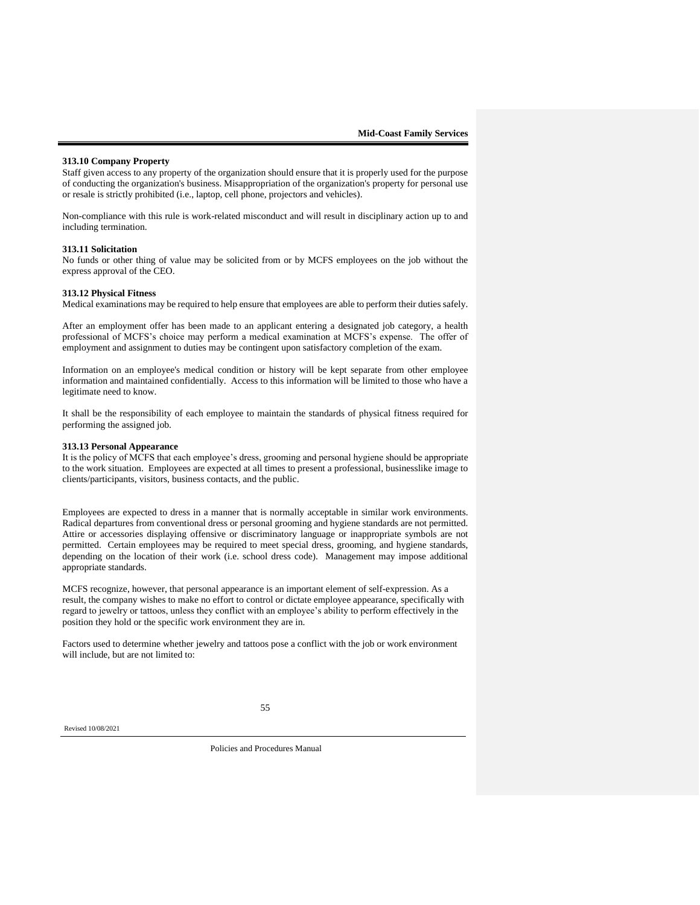### 313.10 Company Property

Staff given access to any property of the organization should ensure that it is properly used for the purpose of conducting the organization's business. Misappropriation of the organization's property for personal use or resale is strictly prohibited (i.e., laptop, cell phone, projectors and vehicles).

Non-compliance with this rule is work-related misconduct and will result in disciplinary action up to and including termination.

### 313.11 Solicitation

No funds or other thing of value may be solicited from or by MCFS employees on the job without the express approval of the CEO.

### 313.12 Physical Fitness

Medical examinations may be required to help ensure that employees are able to perform their duties safely.

After an employment offer has been made to an applicant entering a designated job category, a health professional of MCFS's choice may perform a medical examination at MCFS's expense. The offer of employment and assignment to duties may be contingent upon satisfactory completion of the exam.

Information on an employee's medical condition or history will be kept separate from other employee information and maintained confidentially. Access to this information will be limited to those who have a legitimate need to know.

It shall be the responsibility of each employee to maintain the standards of physical fitness required for performing the assigned job.

### 313.13 Personal Appearance

It is the policy of MCFS that each employee's dress, grooming and personal hygiene should be appropriate to the work situation. Employees are expected at all times to present a professional, businesslike image to clients/participants, visitors, business contacts, and the public.

Employees are expected to dress in a manner that is normally acceptable in similar work environments. Radical departures from conventional dress or personal grooming and hygiene standards are not permitted. Attire or accessories displaying offensive or discriminatory language or inappropriate symbols are not permitted. Certain employees may be required to meet special dress, grooming, and hygiene standards, depending on the location of their work (i.e. school dress code). Management may impose additional appropriate standards.

MCFS recognize, however, that personal appearance is an important element of self-expression. As a result, the company wishes to make no effort to control or dictate employee appearance, specifically with regard to jewelry or tattoos, unless they conflict with an employee's ability to perform effectively in the position they hold or the specific work environment they are in.

Factors used to determine whether jewelry and tattoos pose a conflict with the job or work environment will include, but are not limited to: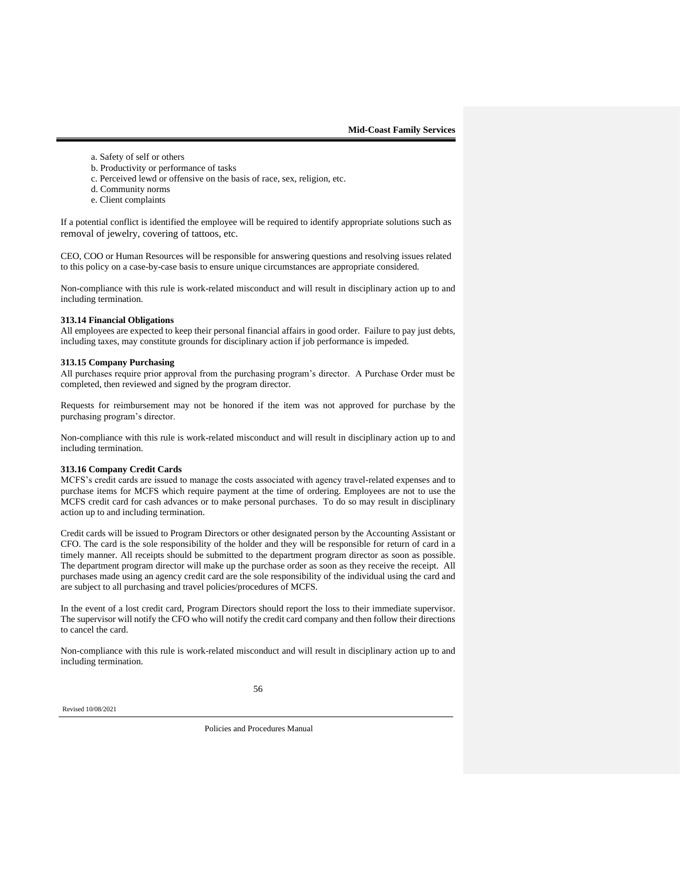a. Safety of self or others
b. Productivity or performance of tasks
c. Perceived lewd or offensive on the basis of race, sex, religion, etc.
d. Community norms
e. Client complaints

If a potential conflict is identified the employee will be required to identify appropriate solutions such as removal of jewelry, covering of tattoos, etc.

CEO, COO or Human Resources will be responsible for answering questions and resolving issues related to this policy on a case-by-case basis to ensure unique circumstances are appropriate considered.

Non-compliance with this rule is work-related misconduct and will result in disciplinary action up to and including termination.

**313.14 Financial Obligations**

All employees are expected to keep their personal financial affairs in good order. Failure to pay just debts, including taxes, may constitute grounds for disciplinary action if job performance is impeded.

**313.15 Company Purchasing**

All purchases require prior approval from the purchasing program's director. A Purchase Order must be completed, then reviewed and signed by the program director.

Requests for reimbursement may not be honored if the item was not approved for purchase by the purchasing program's director.

Non-compliance with this rule is work-related misconduct and will result in disciplinary action up to and including termination.

**313.16 Company Credit Cards**

MCFS's credit cards are issued to manage the costs associated with agency travel-related expenses and to purchase items for MCFS which require payment at the time of ordering. Employees are not to use the MCFS credit card for cash advances or to make personal purchases. To do so may result in disciplinary action up to and including termination.

Credit cards will be issued to Program Directors or other designated person by the Accounting Assistant or CFO. The card is the sole responsibility of the holder and they will be responsible for return of card in a timely manner. All receipts should be submitted to the department program director as soon as possible. The department program director will make up the purchase order as soon as they receive the receipt. All purchases made using an agency credit card are the sole responsibility of the individual using the card and are subject to all purchasing and travel policies/procedures of MCFS.

In the event of a lost credit card, Program Directors should report the loss to their immediate supervisor. The supervisor will notify the CFO who will notify the credit card company and then follow their directions to cancel the card.

Non-compliance with this rule is work-related misconduct and will result in disciplinary action up to and including termination.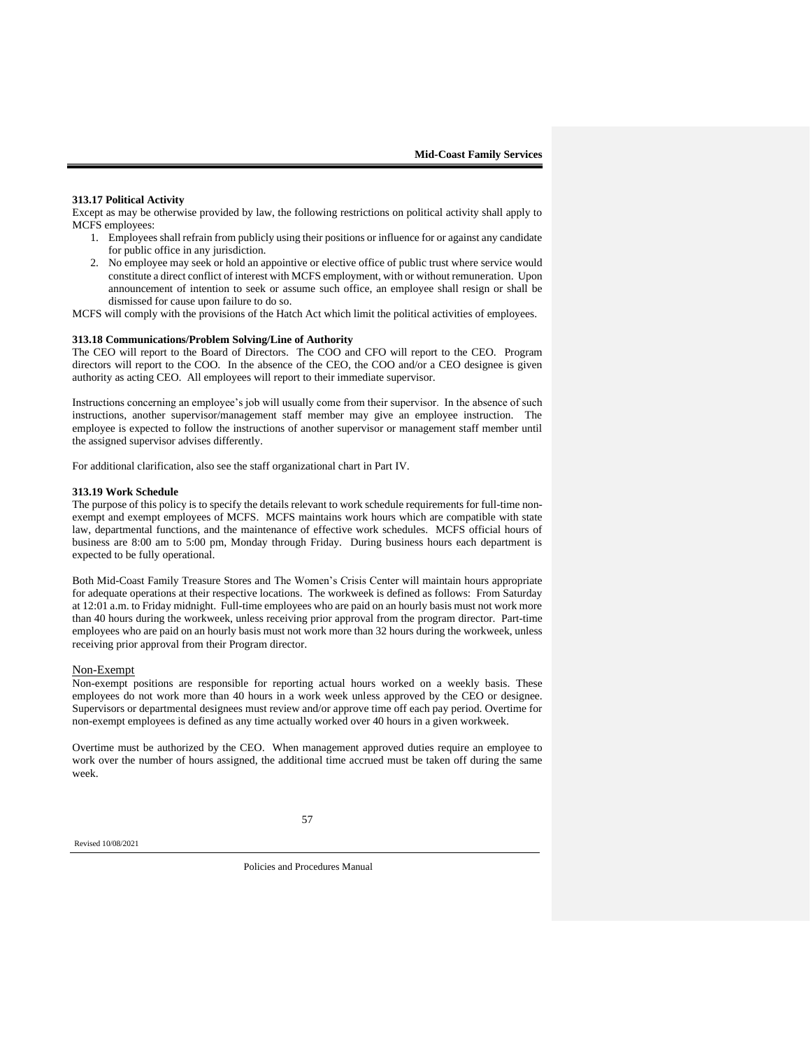### 313.17 Political Activity

Except as may be otherwise provided by law, the following restrictions on political activity shall apply to MCFS employees:

1. Employees shall refrain from publicly using their positions or influence for or against any candidate for public office in any jurisdiction.
2. No employee may seek or hold an appointive or elective office of public trust where service would constitute a direct conflict of interest with MCFS employment, with or without remuneration. Upon announcement of intention to seek or assume such office, an employee shall resign or shall be dismissed for cause upon failure to do so.

MCFS will comply with the provisions of the Hatch Act which limit the political activities of employees.

### 313.18 Communications/Problem Solving/Line of Authority

The CEO will report to the Board of Directors. The COO and CFO will report to the CEO. Program directors will report to the COO. In the absence of the CEO, the COO and/or a CEO designee is given authority as acting CEO. All employees will report to their immediate supervisor.

Instructions concerning an employee's job will usually come from their supervisor. In the absence of such instructions, another supervisor/management staff member may give an employee instruction. The employee is expected to follow the instructions of another supervisor or management staff member until the assigned supervisor advises differently.

For additional clarification, also see the staff organizational chart in Part IV.

### 313.19 Work Schedule

The purpose of this policy is to specify the details relevant to work schedule requirements for full-time non-exempt and exempt employees of MCFS. MCFS maintains work hours which are compatible with state law, departmental functions, and the maintenance of effective work schedules. MCFS official hours of business are 8:00 am to 5:00 pm, Monday through Friday. During business hours each department is expected to be fully operational.

Both Mid-Coast Family Treasure Stores and The Women's Crisis Center will maintain hours appropriate for adequate operations at their respective locations. The workweek is defined as follows: From Saturday at 12:01 a.m. to Friday midnight. Full-time employees who are paid on an hourly basis must not work more than 40 hours during the workweek, unless receiving prior approval from the program director. Part-time employees who are paid on an hourly basis must not work more than 32 hours during the workweek, unless receiving prior approval from their Program director.

#### Non-Exempt

Non-exempt positions are responsible for reporting actual hours worked on a weekly basis. These employees do not work more than 40 hours in a work week unless approved by the CEO or designee. Supervisors or departmental designees must review and/or approve time off each pay period. Overtime for non-exempt employees is defined as any time actually worked over 40 hours in a given workweek.

Overtime must be authorized by the CEO. When management approved duties require an employee to work over the number of hours assigned, the additional time accrued must be taken off during the same week.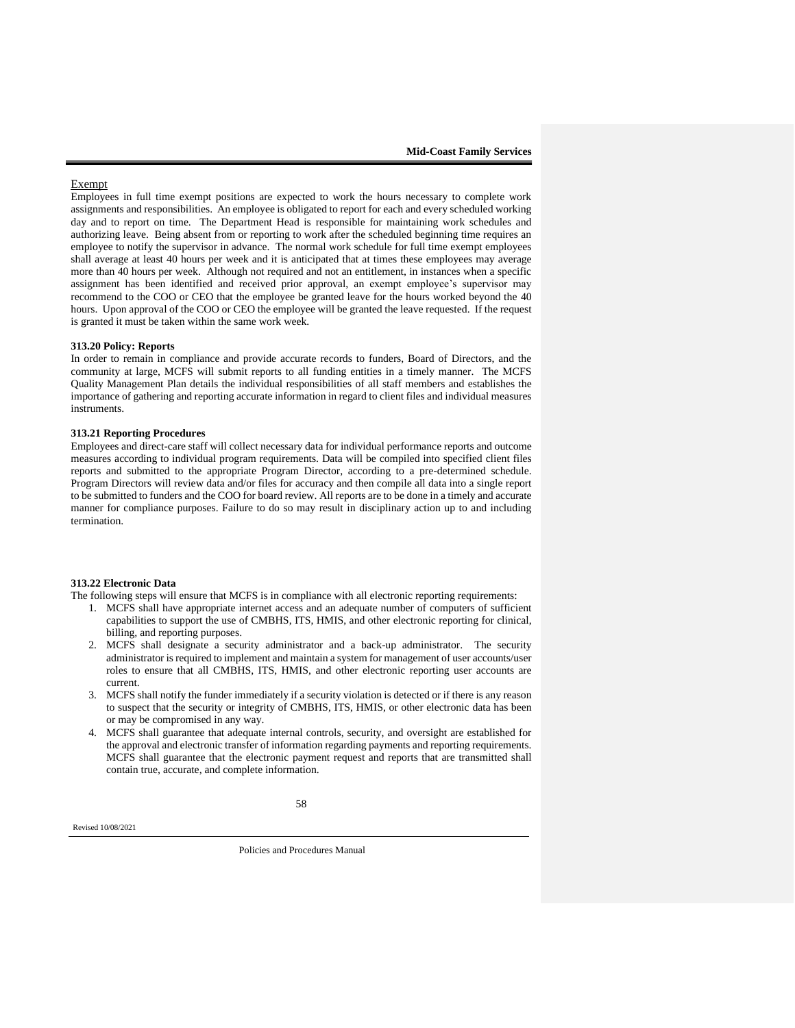Exempt

Employees in full time exempt positions are expected to work the hours necessary to complete work assignments and responsibilities. An employee is obligated to report for each and every scheduled working day and to report on time. The Department Head is responsible for maintaining work schedules and authorizing leave. Being absent from or reporting to work after the scheduled beginning time requires an employee to notify the supervisor in advance. The normal work schedule for full time exempt employees shall average at least 40 hours per week and it is anticipated that at times these employees may average more than 40 hours per week. Although not required and not an entitlement, in instances when a specific assignment has been identified and received prior approval, an exempt employee's supervisor may recommend to the COO or CEO that the employee be granted leave for the hours worked beyond the 40 hours. Upon approval of the COO or CEO the employee will be granted the leave requested. If the request is granted it must be taken within the same work week.

**313.20 Policy: Reports**

In order to remain in compliance and provide accurate records to funders, Board of Directors, and the community at large, MCFS will submit reports to all funding entities in a timely manner. The MCFS Quality Management Plan details the individual responsibilities of all staff members and establishes the importance of gathering and reporting accurate information in regard to client files and individual measures instruments.

**313.21 Reporting Procedures**

Employees and direct-care staff will collect necessary data for individual performance reports and outcome measures according to individual program requirements. Data will be compiled into specified client files reports and submitted to the appropriate Program Director, according to a pre-determined schedule. Program Directors will review data and/or files for accuracy and then compile all data into a single report to be submitted to funders and the COO for board review. All reports are to be done in a timely and accurate manner for compliance purposes. Failure to do so may result in disciplinary action up to and including termination.

**313.22 Electronic Data**

The following steps will ensure that MCFS is in compliance with all electronic reporting requirements:

1. MCFS shall have appropriate internet access and an adequate number of computers of sufficient capabilities to support the use of CMBHS, ITS, HMIS, and other electronic reporting for clinical, billing, and reporting purposes.
2. MCFS shall designate a security administrator and a back-up administrator. The security administrator is required to implement and maintain a system for management of user accounts/user roles to ensure that all CMBHS, ITS, HMIS, and other electronic reporting user accounts are current.
3. MCFS shall notify the funder immediately if a security violation is detected or if there is any reason to suspect that the security or integrity of CMBHS, ITS, HMIS, or other electronic data has been or may be compromised in any way.
4. MCFS shall guarantee that adequate internal controls, security, and oversight are established for the approval and electronic transfer of information regarding payments and reporting requirements. MCFS shall guarantee that the electronic payment request and reports that are transmitted shall contain true, accurate, and complete information.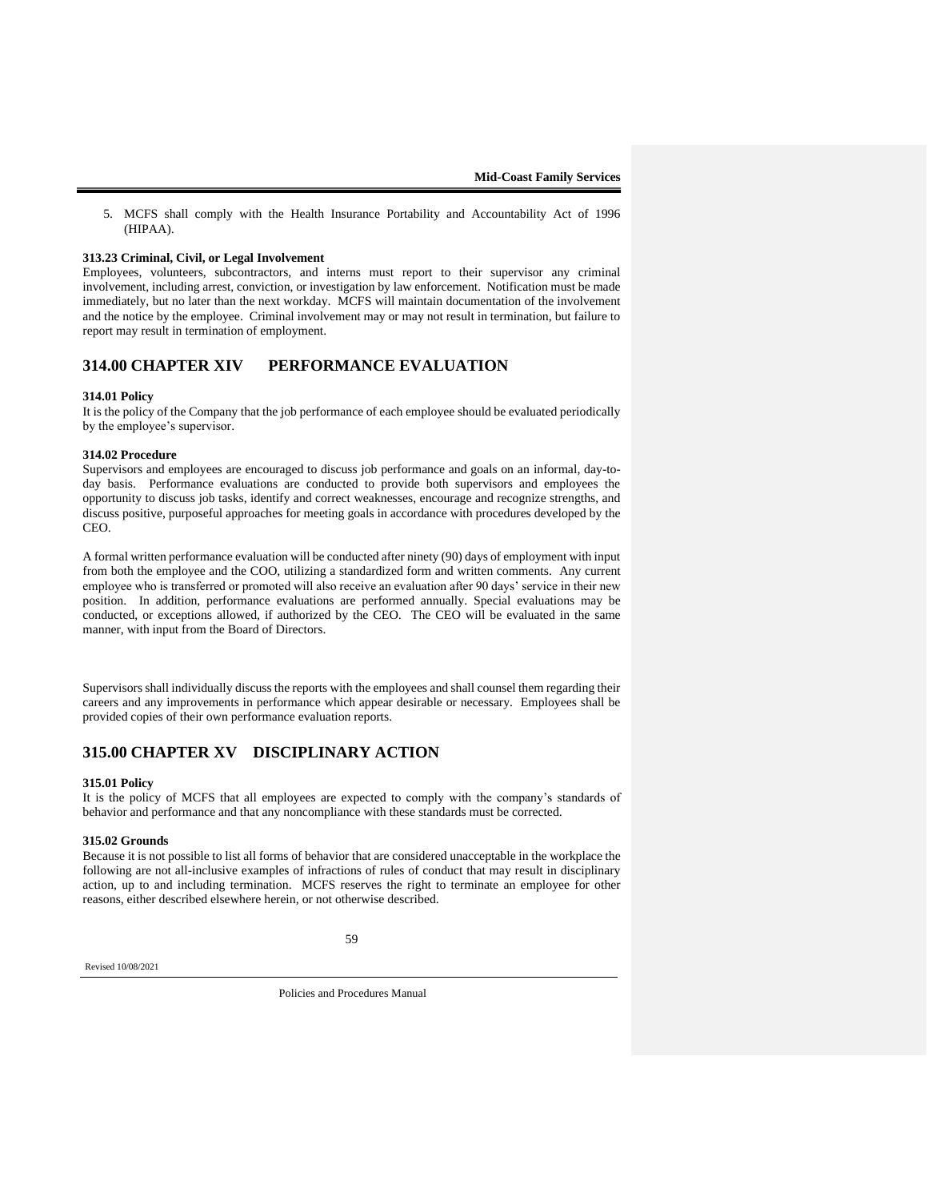5. MCFS shall comply with the Health Insurance Portability and Accountability Act of 1996 (HIPAA).

**313.23 Criminal, Civil, or Legal Involvement**

Employees, volunteers, subcontractors, and interns must report to their supervisor any criminal involvement, including arrest, conviction, or investigation by law enforcement. Notification must be made immediately, but no later than the next workday. MCFS will maintain documentation of the involvement and the notice by the employee. Criminal involvement may or may not result in termination, but failure to report may result in termination of employment.

## 314.00 CHAPTER XIV PERFORMANCE EVALUATION

**314.01 Policy**

It is the policy of the Company that the job performance of each employee should be evaluated periodically by the employee's supervisor.

**314.02 Procedure**

Supervisors and employees are encouraged to discuss job performance and goals on an informal, day-to-day basis. Performance evaluations are conducted to provide both supervisors and employees the opportunity to discuss job tasks, identify and correct weaknesses, encourage and recognize strengths, and discuss positive, purposeful approaches for meeting goals in accordance with procedures developed by the CEO.

A formal written performance evaluation will be conducted after ninety (90) days of employment with input from both the employee and the COO, utilizing a standardized form and written comments. Any current employee who is transferred or promoted will also receive an evaluation after 90 days' service in their new position. In addition, performance evaluations are performed annually. Special evaluations may be conducted, or exceptions allowed, if authorized by the CEO. The CEO will be evaluated in the same manner, with input from the Board of Directors.

Supervisors shall individually discuss the reports with the employees and shall counsel them regarding their careers and any improvements in performance which appear desirable or necessary. Employees shall be provided copies of their own performance evaluation reports.

## 315.00 CHAPTER XV DISCIPLINARY ACTION

**315.01 Policy**

It is the policy of MCFS that all employees are expected to comply with the company's standards of behavior and performance and that any noncompliance with these standards must be corrected.

**315.02 Grounds**

Because it is not possible to list all forms of behavior that are considered unacceptable in the workplace the following are not all-inclusive examples of infractions of rules of conduct that may result in disciplinary action, up to and including termination. MCFS reserves the right to terminate an employee for other reasons, either described elsewhere herein, or not otherwise described.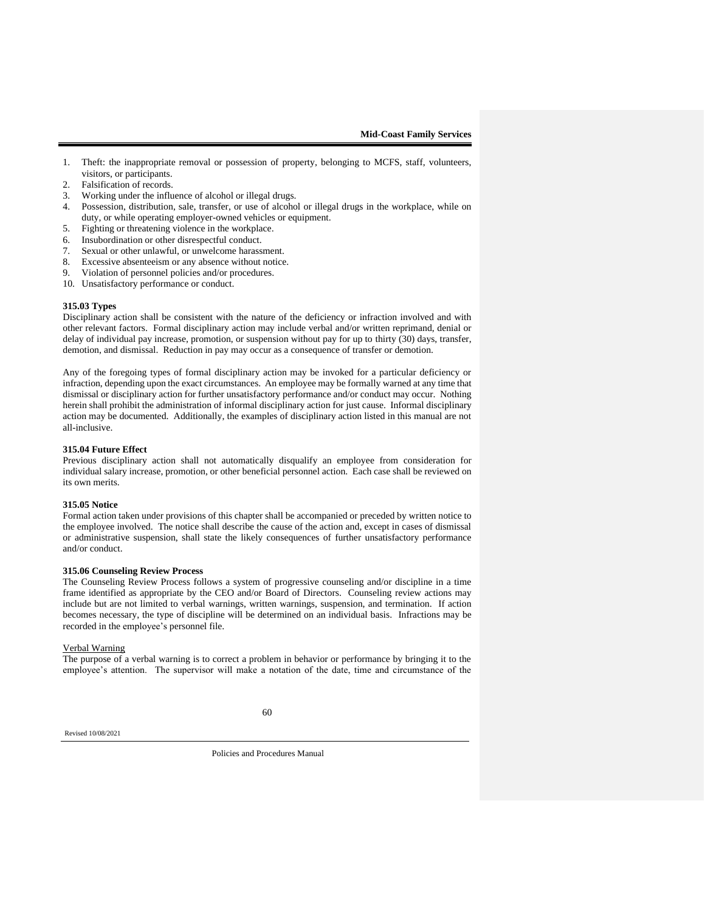1. Theft: the inappropriate removal or possession of property, belonging to MCFS, staff, volunteers, visitors, or participants.
2. Falsification of records.
3. Working under the influence of alcohol or illegal drugs.
4. Possession, distribution, sale, transfer, or use of alcohol or illegal drugs in the workplace, while on duty, or while operating employer-owned vehicles or equipment.
5. Fighting or threatening violence in the workplace.
6. Insubordination or other disrespectful conduct.
7. Sexual or other unlawful, or unwelcome harassment.
8. Excessive absenteeism or any absence without notice.
9. Violation of personnel policies and/or procedures.
10. Unsatisfactory performance or conduct.

**315.03 Types**

Disciplinary action shall be consistent with the nature of the deficiency or infraction involved and with other relevant factors. Formal disciplinary action may include verbal and/or written reprimand, denial or delay of individual pay increase, promotion, or suspension without pay for up to thirty (30) days, transfer, demotion, and dismissal. Reduction in pay may occur as a consequence of transfer or demotion.

Any of the foregoing types of formal disciplinary action may be invoked for a particular deficiency or infraction, depending upon the exact circumstances. An employee may be formally warned at any time that dismissal or disciplinary action for further unsatisfactory performance and/or conduct may occur. Nothing herein shall prohibit the administration of informal disciplinary action for just cause. Informal disciplinary action may be documented. Additionally, the examples of disciplinary action listed in this manual are not all-inclusive.

**315.04 Future Effect**

Previous disciplinary action shall not automatically disqualify an employee from consideration for individual salary increase, promotion, or other beneficial personnel action. Each case shall be reviewed on its own merits.

**315.05 Notice**

Formal action taken under provisions of this chapter shall be accompanied or preceded by written notice to the employee involved. The notice shall describe the cause of the action and, except in cases of dismissal or administrative suspension, shall state the likely consequences of further unsatisfactory performance and/or conduct.

**315.06 Counseling Review Process**

The Counseling Review Process follows a system of progressive counseling and/or discipline in a time frame identified as appropriate by the CEO and/or Board of Directors. Counseling review actions may include but are not limited to verbal warnings, written warnings, suspension, and termination. If action becomes necessary, the type of discipline will be determined on an individual basis. Infractions may be recorded in the employee's personnel file.

Verbal Warning

The purpose of a verbal warning is to correct a problem in behavior or performance by bringing it to the employee's attention. The supervisor will make a notation of the date, time and circumstance of the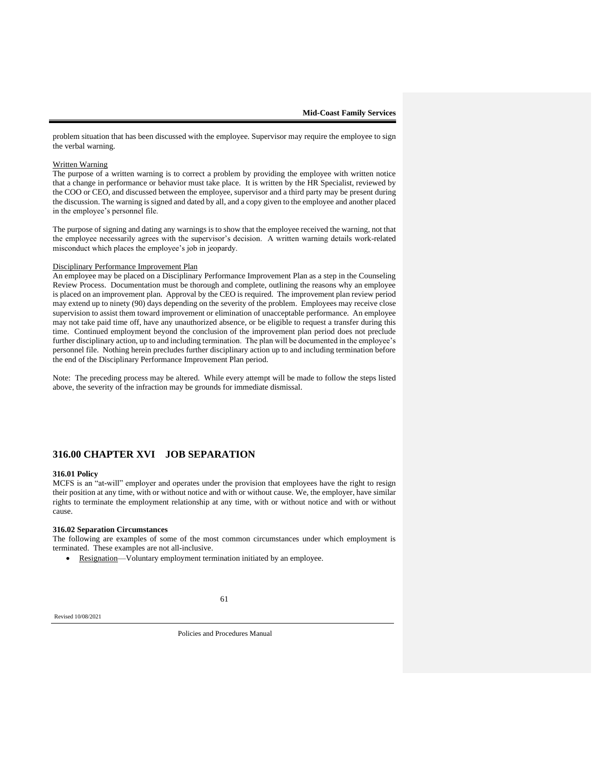problem situation that has been discussed with the employee. Supervisor may require the employee to sign the verbal warning.

Written Warning

The purpose of a written warning is to correct a problem by providing the employee with written notice that a change in performance or behavior must take place. It is written by the HR Specialist, reviewed by the COO or CEO, and discussed between the employee, supervisor and a third party may be present during the discussion. The warning is signed and dated by all, and a copy given to the employee and another placed in the employee's personnel file.

The purpose of signing and dating any warnings is to show that the employee received the warning, not that the employee necessarily agrees with the supervisor's decision. A written warning details work-related misconduct which places the employee's job in jeopardy.

Disciplinary Performance Improvement Plan

An employee may be placed on a Disciplinary Performance Improvement Plan as a step in the Counseling Review Process. Documentation must be thorough and complete, outlining the reasons why an employee is placed on an improvement plan. Approval by the CEO is required. The improvement plan review period may extend up to ninety (90) days depending on the severity of the problem. Employees may receive close supervision to assist them toward improvement or elimination of unacceptable performance. An employee may not take paid time off, have any unauthorized absence, or be eligible to request a transfer during this time. Continued employment beyond the conclusion of the improvement plan period does not preclude further disciplinary action, up to and including termination. The plan will be documented in the employee's personnel file. Nothing herein precludes further disciplinary action up to and including termination before the end of the Disciplinary Performance Improvement Plan period.

Note: The preceding process may be altered. While every attempt will be made to follow the steps listed above, the severity of the infraction may be grounds for immediate dismissal.

## 316.00 CHAPTER XVI JOB SEPARATION

**316.01 Policy**

MCFS is an "at-will" employer and operates under the provision that employees have the right to resign their position at any time, with or without notice and with or without cause. We, the employer, have similar rights to terminate the employment relationship at any time, with or without notice and with or without cause.

**316.02 Separation Circumstances**

The following are examples of some of the most common circumstances under which employment is terminated. These examples are not all-inclusive.

- Resignation—Voluntary employment termination initiated by an employee.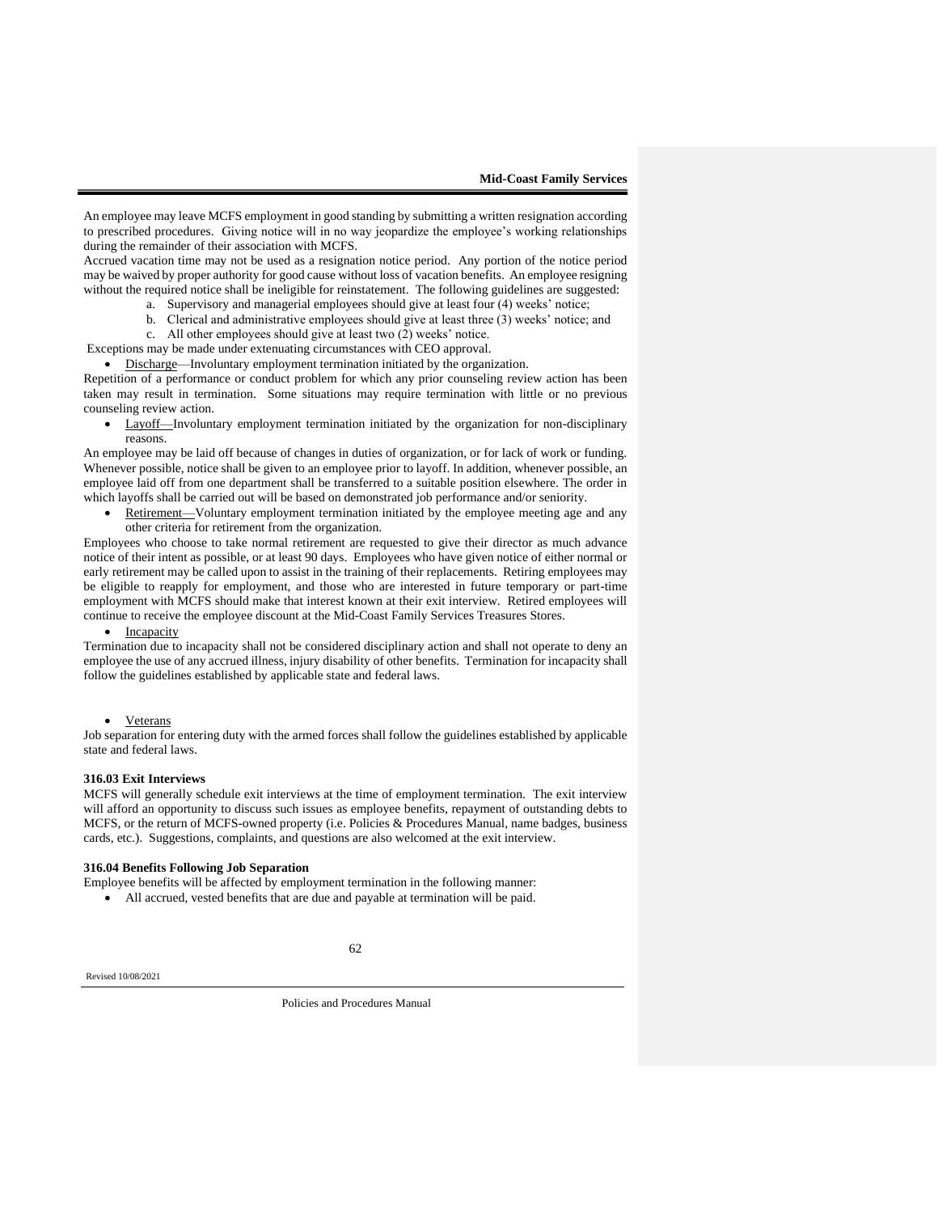An employee may leave MCFS employment in good standing by submitting a written resignation according to prescribed procedures. Giving notice will in no way jeopardize the employee's working relationships during the remainder of their association with MCFS.

Accrued vacation time may not be used as a resignation notice period. Any portion of the notice period may be waived by proper authority for good cause without loss of vacation benefits. An employee resigning without the required notice shall be ineligible for reinstatement. The following guidelines are suggested:

a. Supervisory and managerial employees should give at least four (4) weeks' notice;
b. Clerical and administrative employees should give at least three (3) weeks' notice; and
c. All other employees should give at least two (2) weeks' notice.

Exceptions may be made under extenuating circumstances with CEO approval.

- Discharge—Involuntary employment termination initiated by the organization.

Repetition of a performance or conduct problem for which any prior counseling review action has been taken may result in termination. Some situations may require termination with little or no previous counseling review action.

- Layoff—Involuntary employment termination initiated by the organization for non-disciplinary reasons.

An employee may be laid off because of changes in duties of organization, or for lack of work or funding. Whenever possible, notice shall be given to an employee prior to layoff. In addition, whenever possible, an employee laid off from one department shall be transferred to a suitable position elsewhere. The order in which layoffs shall be carried out will be based on demonstrated job performance and/or seniority.

- Retirement—Voluntary employment termination initiated by the employee meeting age and any other criteria for retirement from the organization.

Employees who choose to take normal retirement are requested to give their director as much advance notice of their intent as possible, or at least 90 days. Employees who have given notice of either normal or early retirement may be called upon to assist in the training of their replacements. Retiring employees may be eligible to reapply for employment, and those who are interested in future temporary or part-time employment with MCFS should make that interest known at their exit interview. Retired employees will continue to receive the employee discount at the Mid-Coast Family Services Treasures Stores.

- Incapacity

Termination due to incapacity shall not be considered disciplinary action and shall not operate to deny an employee the use of any accrued illness, injury disability of other benefits. Termination for incapacity shall follow the guidelines established by applicable state and federal laws.

- Veterans

Job separation for entering duty with the armed forces shall follow the guidelines established by applicable state and federal laws.

**316.03 Exit Interviews**

MCFS will generally schedule exit interviews at the time of employment termination. The exit interview will afford an opportunity to discuss such issues as employee benefits, repayment of outstanding debts to MCFS, or the return of MCFS-owned property (i.e. Policies & Procedures Manual, name badges, business cards, etc.). Suggestions, complaints, and questions are also welcomed at the exit interview.

**316.04 Benefits Following Job Separation**

Employee benefits will be affected by employment termination in the following manner:

- All accrued, vested benefits that are due and payable at termination will be paid.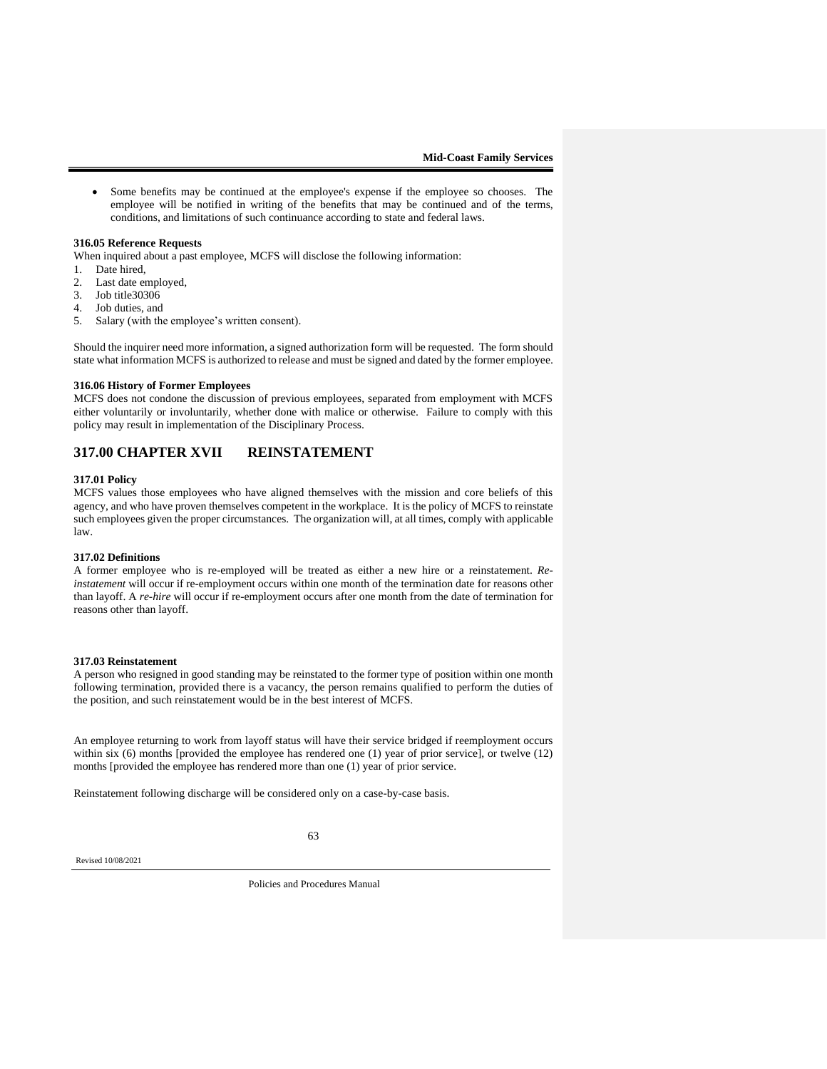- Some benefits may be continued at the employee's expense if the employee so chooses. The employee will be notified in writing of the benefits that may be continued and of the terms, conditions, and limitations of such continuance according to state and federal laws.

**316.05 Reference Requests**

When inquired about a past employee, MCFS will disclose the following information:

1. Date hired,
2. Last date employed,
3. Job title30306
4. Job duties, and
5. Salary (with the employee's written consent).

Should the inquirer need more information, a signed authorization form will be requested. The form should state what information MCFS is authorized to release and must be signed and dated by the former employee.

**316.06 History of Former Employees**

MCFS does not condone the discussion of previous employees, separated from employment with MCFS either voluntarily or involuntarily, whether done with malice or otherwise. Failure to comply with this policy may result in implementation of the Disciplinary Process.

# 317.00 CHAPTER XVII REINSTATEMENT

**317.01 Policy**

MCFS values those employees who have aligned themselves with the mission and core beliefs of this agency, and who have proven themselves competent in the workplace. It is the policy of MCFS to reinstate such employees given the proper circumstances. The organization will, at all times, comply with applicable law.

**317.02 Definitions**

A former employee who is re-employed will be treated as either a new hire or a reinstatement. *Re-instatement* will occur if re-employment occurs within one month of the termination date for reasons other than layoff. A *re-hire* will occur if re-employment occurs after one month from the date of termination for reasons other than layoff.

**317.03 Reinstatement**

A person who resigned in good standing may be reinstated to the former type of position within one month following termination, provided there is a vacancy, the person remains qualified to perform the duties of the position, and such reinstatement would be in the best interest of MCFS.

An employee returning to work from layoff status will have their service bridged if reemployment occurs within six (6) months [provided the employee has rendered one (1) year of prior service], or twelve (12) months [provided the employee has rendered more than one (1) year of prior service.

Reinstatement following discharge will be considered only on a case-by-case basis.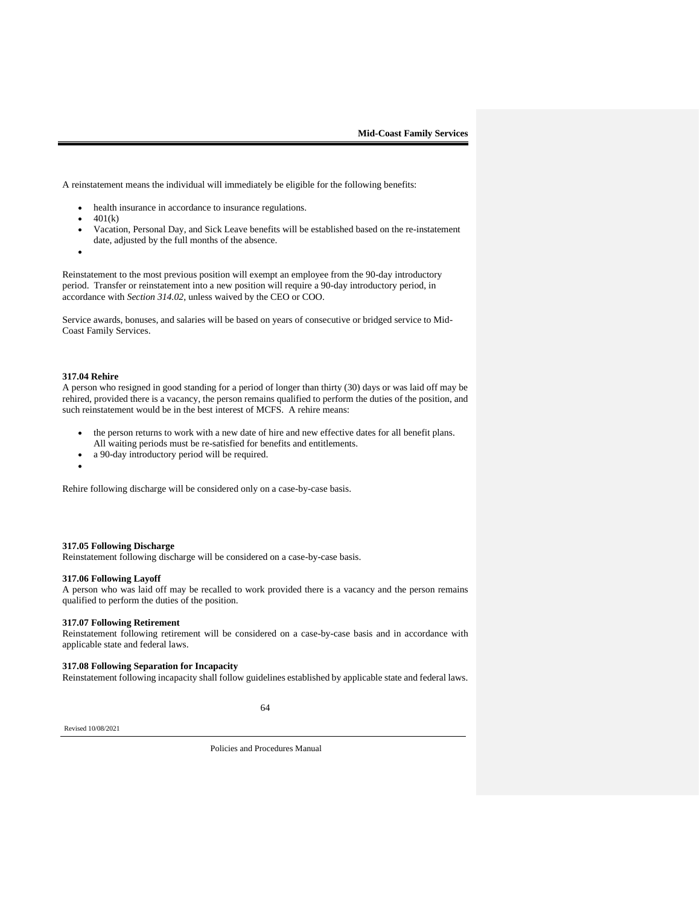A reinstatement means the individual will immediately be eligible for the following benefits:

- health insurance in accordance to insurance regulations.
- 401(k)
- Vacation, Personal Day, and Sick Leave benefits will be established based on the re-instatement date, adjusted by the full months of the absence.

Reinstatement to the most previous position will exempt an employee from the 90-day introductory period. Transfer or reinstatement into a new position will require a 90-day introductory period, in accordance with *Section 314.02*, unless waived by the CEO or COO.

Service awards, bonuses, and salaries will be based on years of consecutive or bridged service to Mid-Coast Family Services.

**317.04 Rehire**

A person who resigned in good standing for a period of longer than thirty (30) days or was laid off may be rehired, provided there is a vacancy, the person remains qualified to perform the duties of the position, and such reinstatement would be in the best interest of MCFS. A rehire means:

- the person returns to work with a new date of hire and new effective dates for all benefit plans. All waiting periods must be re-satisfied for benefits and entitlements.
- a 90-day introductory period will be required.

Rehire following discharge will be considered only on a case-by-case basis.

**317.05 Following Discharge**

Reinstatement following discharge will be considered on a case-by-case basis.

**317.06 Following Layoff**

A person who was laid off may be recalled to work provided there is a vacancy and the person remains qualified to perform the duties of the position.

**317.07 Following Retirement**

Reinstatement following retirement will be considered on a case-by-case basis and in accordance with applicable state and federal laws.

**317.08 Following Separation for Incapacity**

Reinstatement following incapacity shall follow guidelines established by applicable state and federal laws.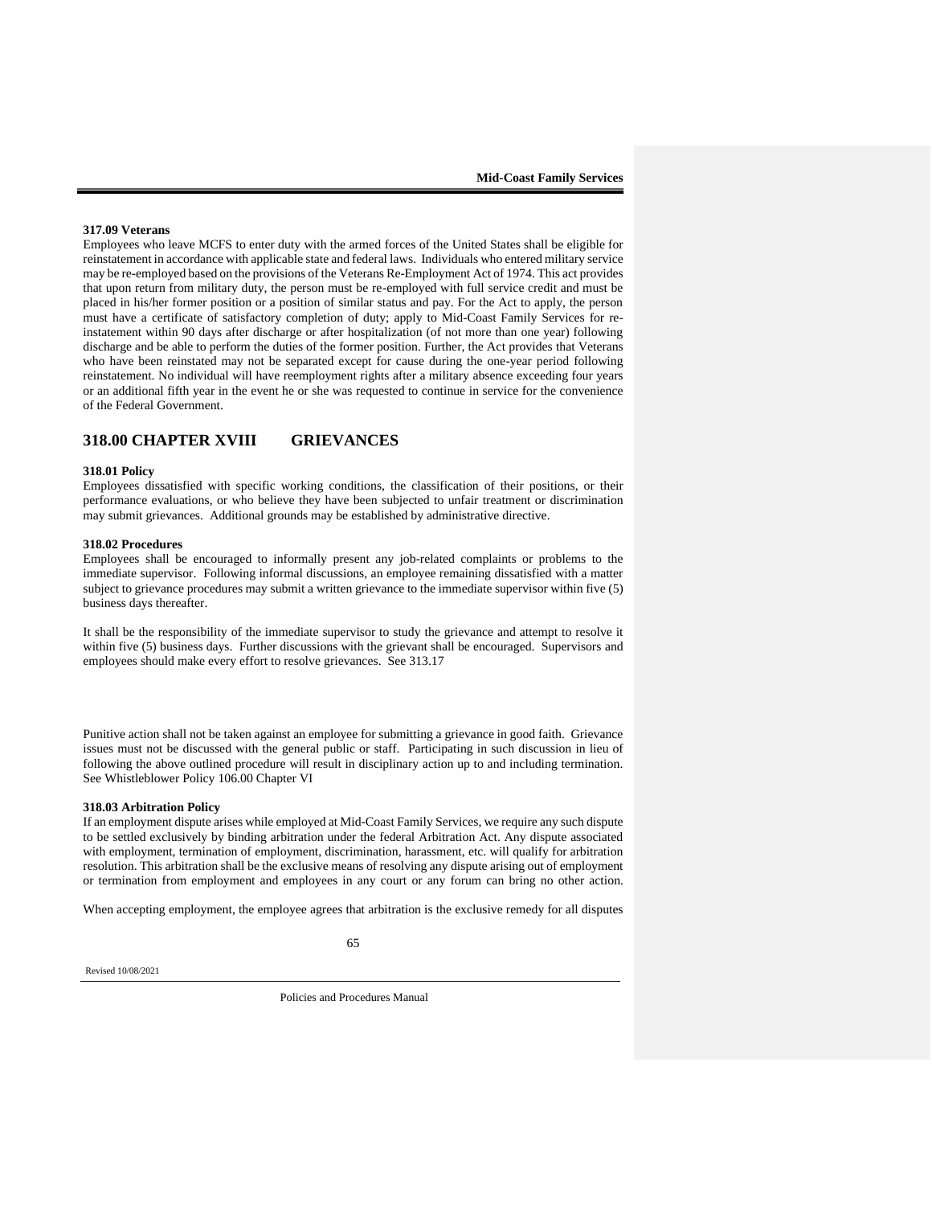#### 317.09 Veterans

Employees who leave MCFS to enter duty with the armed forces of the United States shall be eligible for reinstatement in accordance with applicable state and federal laws. Individuals who entered military service may be re-employed based on the provisions of the Veterans Re-Employment Act of 1974. This act provides that upon return from military duty, the person must be re-employed with full service credit and must be placed in his/her former position or a position of similar status and pay. For the Act to apply, the person must have a certificate of satisfactory completion of duty; apply to Mid-Coast Family Services for re-instatement within 90 days after discharge or after hospitalization (of not more than one year) following discharge and be able to perform the duties of the former position. Further, the Act provides that Veterans who have been reinstated may not be separated except for cause during the one-year period following reinstatement. No individual will have reemployment rights after a military absence exceeding four years or an additional fifth year in the event he or she was requested to continue in service for the convenience of the Federal Government.

## 318.00 CHAPTER XVIII GRIEVANCES

#### 318.01 Policy

Employees dissatisfied with specific working conditions, the classification of their positions, or their performance evaluations, or who believe they have been subjected to unfair treatment or discrimination may submit grievances. Additional grounds may be established by administrative directive.

#### 318.02 Procedures

Employees shall be encouraged to informally present any job-related complaints or problems to the immediate supervisor. Following informal discussions, an employee remaining dissatisfied with a matter subject to grievance procedures may submit a written grievance to the immediate supervisor within five (5) business days thereafter.

It shall be the responsibility of the immediate supervisor to study the grievance and attempt to resolve it within five (5) business days. Further discussions with the grievant shall be encouraged. Supervisors and employees should make every effort to resolve grievances. See 313.17

Punitive action shall not be taken against an employee for submitting a grievance in good faith. Grievance issues must not be discussed with the general public or staff. Participating in such discussion in lieu of following the above outlined procedure will result in disciplinary action up to and including termination. See Whistleblower Policy 106.00 Chapter VI

#### 318.03 Arbitration Policy

If an employment dispute arises while employed at Mid-Coast Family Services, we require any such dispute to be settled exclusively by binding arbitration under the federal Arbitration Act. Any dispute associated with employment, termination of employment, discrimination, harassment, etc. will qualify for arbitration resolution. This arbitration shall be the exclusive means of resolving any dispute arising out of employment or termination from employment and employees in any court or any forum can bring no other action.

When accepting employment, the employee agrees that arbitration is the exclusive remedy for all disputes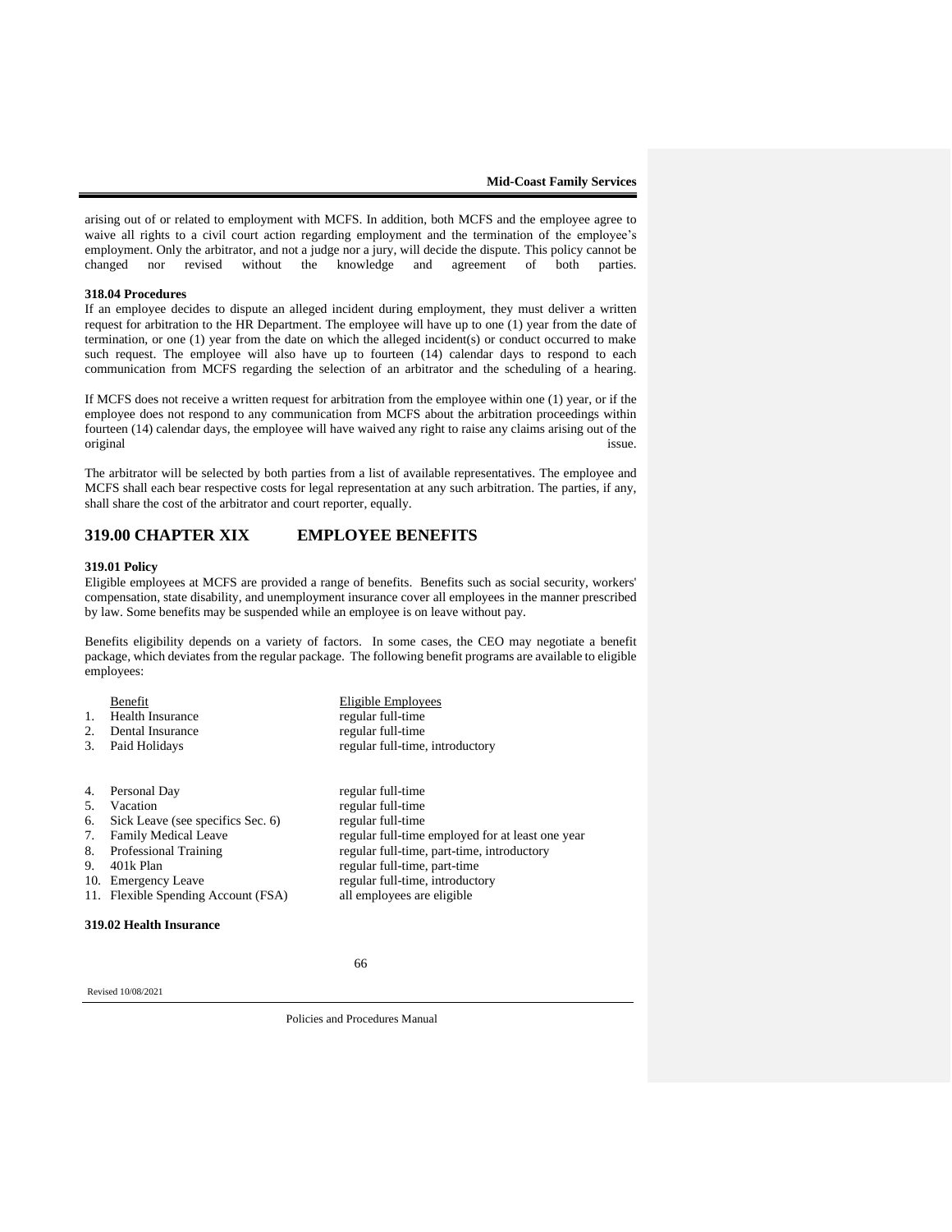arising out of or related to employment with MCFS. In addition, both MCFS and the employee agree to waive all rights to a civil court action regarding employment and the termination of the employee's employment. Only the arbitrator, and not a judge nor a jury, will decide the dispute. This policy cannot be changed nor revised without the knowledge and agreement of both parties.

**318.04 Procedures**

If an employee decides to dispute an alleged incident during employment, they must deliver a written request for arbitration to the HR Department. The employee will have up to one (1) year from the date of termination, or one (1) year from the date on which the alleged incident(s) or conduct occurred to make such request. The employee will also have up to fourteen (14) calendar days to respond to each communication from MCFS regarding the selection of an arbitrator and the scheduling of a hearing.

If MCFS does not receive a written request for arbitration from the employee within one (1) year, or if the employee does not respond to any communication from MCFS about the arbitration proceedings within fourteen (14) calendar days, the employee will have waived any right to raise any claims arising out of the original issue.

The arbitrator will be selected by both parties from a list of available representatives. The employee and MCFS shall each bear respective costs for legal representation at any such arbitration. The parties, if any, shall share the cost of the arbitrator and court reporter, equally.

## 319.00 CHAPTER XIX EMPLOYEE BENEFITS

**319.01 Policy**

Eligible employees at MCFS are provided a range of benefits. Benefits such as social security, workers' compensation, state disability, and unemployment insurance cover all employees in the manner prescribed by law. Some benefits may be suspended while an employee is on leave without pay.

Benefits eligibility depends on a variety of factors. In some cases, the CEO may negotiate a benefit package, which deviates from the regular package. The following benefit programs are available to eligible employees:

| | Benefit | Eligible Employees |
|---|---|---|
| 1. | Health Insurance | regular full-time |
| 2. | Dental Insurance | regular full-time |
| 3. | Paid Holidays | regular full-time, introductory |
| 4. | Personal Day | regular full-time |
| 5. | Vacation | regular full-time |
| 6. | Sick Leave (see specifics Sec. 6) | regular full-time |
| 7. | Family Medical Leave | regular full-time employed for at least one year |
| 8. | Professional Training | regular full-time, part-time, introductory |
| 9. | 401k Plan | regular full-time, part-time |
| 10. | Emergency Leave | regular full-time, introductory |
| 11. | Flexible Spending Account (FSA) | all employees are eligible |

**319.02 Health Insurance**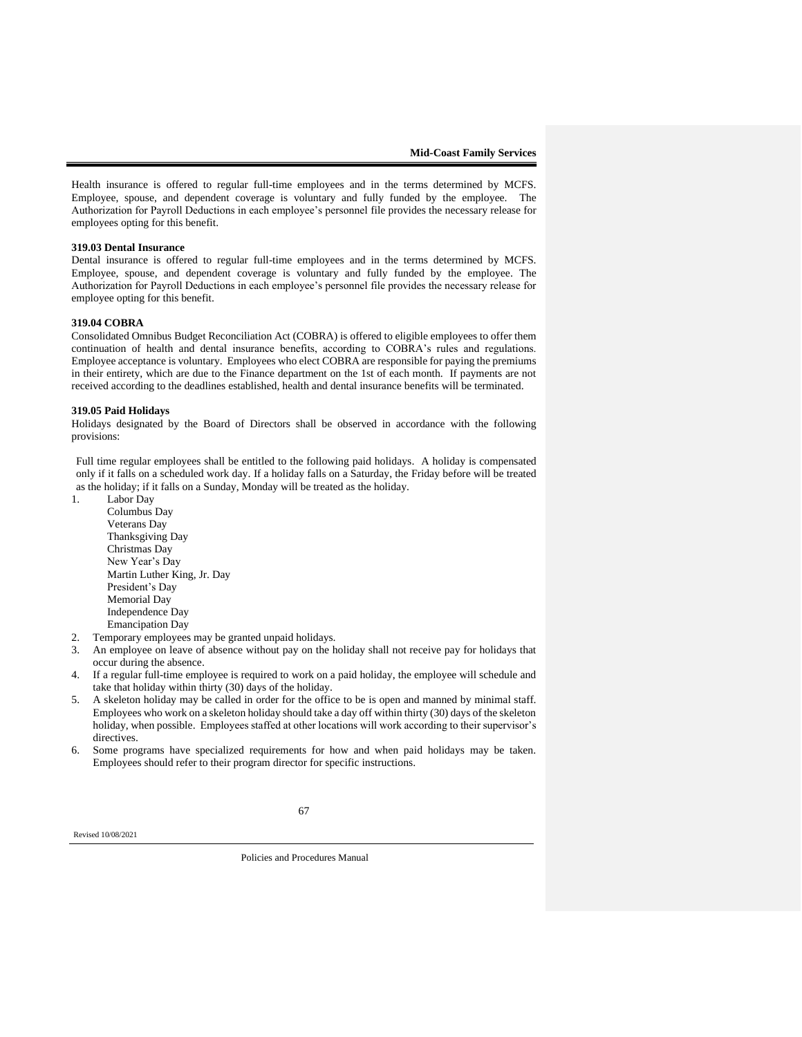Health insurance is offered to regular full-time employees and in the terms determined by MCFS. Employee, spouse, and dependent coverage is voluntary and fully funded by the employee. The Authorization for Payroll Deductions in each employee's personnel file provides the necessary release for employees opting for this benefit.

**319.03 Dental Insurance**

Dental insurance is offered to regular full-time employees and in the terms determined by MCFS. Employee, spouse, and dependent coverage is voluntary and fully funded by the employee. The Authorization for Payroll Deductions in each employee's personnel file provides the necessary release for employee opting for this benefit.

**319.04 COBRA**

Consolidated Omnibus Budget Reconciliation Act (COBRA) is offered to eligible employees to offer them continuation of health and dental insurance benefits, according to COBRA's rules and regulations. Employee acceptance is voluntary. Employees who elect COBRA are responsible for paying the premiums in their entirety, which are due to the Finance department on the 1st of each month. If payments are not received according to the deadlines established, health and dental insurance benefits will be terminated.

**319.05 Paid Holidays**

Holidays designated by the Board of Directors shall be observed in accordance with the following provisions:

Full time regular employees shall be entitled to the following paid holidays. A holiday is compensated only if it falls on a scheduled work day. If a holiday falls on a Saturday, the Friday before will be treated as the holiday; if it falls on a Sunday, Monday will be treated as the holiday.

1. Labor Day
   Columbus Day
   Veterans Day
   Thanksgiving Day
   Christmas Day
   New Year's Day
   Martin Luther King, Jr. Day
   President's Day
   Memorial Day
   Independence Day
   Emancipation Day
2. Temporary employees may be granted unpaid holidays.
3. An employee on leave of absence without pay on the holiday shall not receive pay for holidays that occur during the absence.
4. If a regular full-time employee is required to work on a paid holiday, the employee will schedule and take that holiday within thirty (30) days of the holiday.
5. A skeleton holiday may be called in order for the office to be is open and manned by minimal staff. Employees who work on a skeleton holiday should take a day off within thirty (30) days of the skeleton holiday, when possible. Employees staffed at other locations will work according to their supervisor's directives.
6. Some programs have specialized requirements for how and when paid holidays may be taken. Employees should refer to their program director for specific instructions.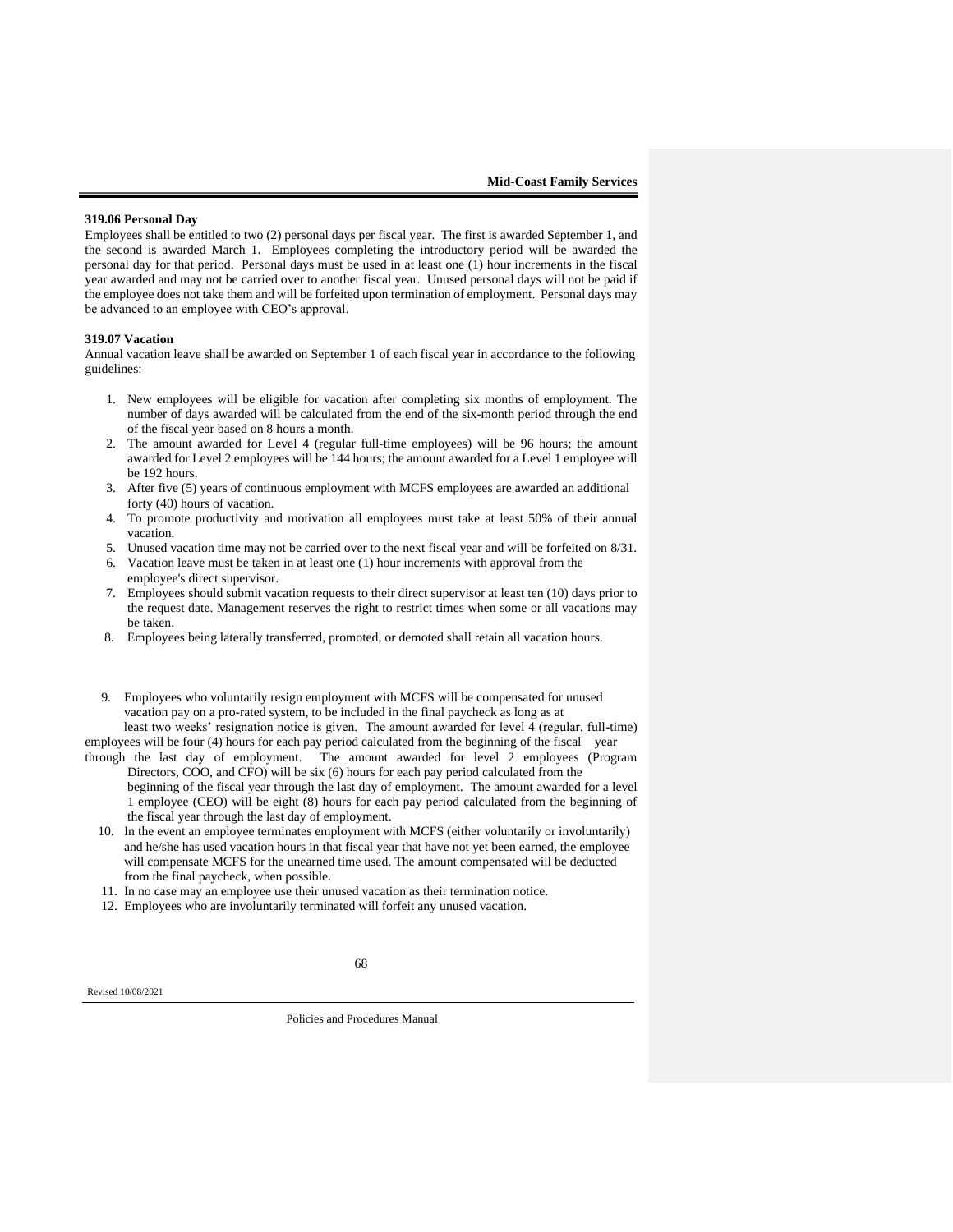**319.06 Personal Day**

Employees shall be entitled to two (2) personal days per fiscal year. The first is awarded September 1, and the second is awarded March 1. Employees completing the introductory period will be awarded the personal day for that period. Personal days must be used in at least one (1) hour increments in the fiscal year awarded and may not be carried over to another fiscal year. Unused personal days will not be paid if the employee does not take them and will be forfeited upon termination of employment. Personal days may be advanced to an employee with CEO's approval.

**319.07 Vacation**

Annual vacation leave shall be awarded on September 1 of each fiscal year in accordance to the following guidelines:

1. New employees will be eligible for vacation after completing six months of employment. The number of days awarded will be calculated from the end of the six-month period through the end of the fiscal year based on 8 hours a month.
2. The amount awarded for Level 4 (regular full-time employees) will be 96 hours; the amount awarded for Level 2 employees will be 144 hours; the amount awarded for a Level 1 employee will be 192 hours.
3. After five (5) years of continuous employment with MCFS employees are awarded an additional forty (40) hours of vacation.
4. To promote productivity and motivation all employees must take at least 50% of their annual vacation.
5. Unused vacation time may not be carried over to the next fiscal year and will be forfeited on 8/31.
6. Vacation leave must be taken in at least one (1) hour increments with approval from the employee's direct supervisor.
7. Employees should submit vacation requests to their direct supervisor at least ten (10) days prior to the request date. Management reserves the right to restrict times when some or all vacations may be taken.
8. Employees being laterally transferred, promoted, or demoted shall retain all vacation hours.
9. Employees who voluntarily resign employment with MCFS will be compensated for unused vacation pay on a pro-rated system, to be included in the final paycheck as long as at least two weeks' resignation notice is given. The amount awarded for level 4 (regular, full-time) employees will be four (4) hours for each pay period calculated from the beginning of the fiscal year through the last day of employment. The amount awarded for level 2 employees (Program Directors, COO, and CFO) will be six (6) hours for each pay period calculated from the beginning of the fiscal year through the last day of employment. The amount awarded for a level 1 employee (CEO) will be eight (8) hours for each pay period calculated from the beginning of the fiscal year through the last day of employment.
10. In the event an employee terminates employment with MCFS (either voluntarily or involuntarily) and he/she has used vacation hours in that fiscal year that have not yet been earned, the employee will compensate MCFS for the unearned time used. The amount compensated will be deducted from the final paycheck, when possible.
11. In no case may an employee use their unused vacation as their termination notice.
12. Employees who are involuntarily terminated will forfeit any unused vacation.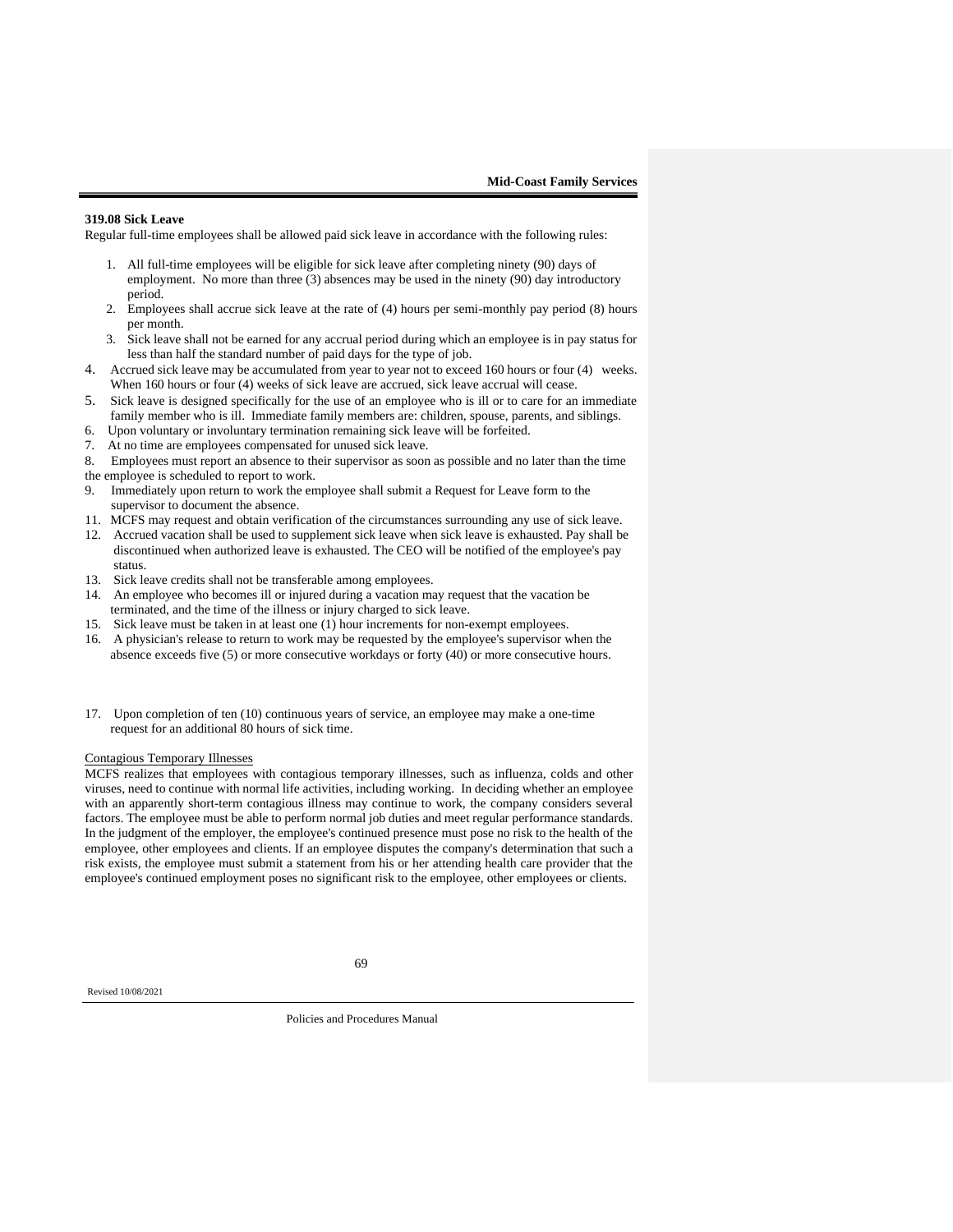### 319.08 Sick Leave

Regular full-time employees shall be allowed paid sick leave in accordance with the following rules:

1. All full-time employees will be eligible for sick leave after completing ninety (90) days of employment. No more than three (3) absences may be used in the ninety (90) day introductory period.
2. Employees shall accrue sick leave at the rate of (4) hours per semi-monthly pay period (8) hours per month.
3. Sick leave shall not be earned for any accrual period during which an employee is in pay status for less than half the standard number of paid days for the type of job.
4. Accrued sick leave may be accumulated from year to year not to exceed 160 hours or four (4) weeks. When 160 hours or four (4) weeks of sick leave are accrued, sick leave accrual will cease.
5. Sick leave is designed specifically for the use of an employee who is ill or to care for an immediate family member who is ill. Immediate family members are: children, spouse, parents, and siblings.
6. Upon voluntary or involuntary termination remaining sick leave will be forfeited.
7. At no time are employees compensated for unused sick leave.
8. Employees must report an absence to their supervisor as soon as possible and no later than the time the employee is scheduled to report to work.
9. Immediately upon return to work the employee shall submit a Request for Leave form to the supervisor to document the absence.
11. MCFS may request and obtain verification of the circumstances surrounding any use of sick leave.
12. Accrued vacation shall be used to supplement sick leave when sick leave is exhausted. Pay shall be discontinued when authorized leave is exhausted. The CEO will be notified of the employee's pay status.
13. Sick leave credits shall not be transferable among employees.
14. An employee who becomes ill or injured during a vacation may request that the vacation be terminated, and the time of the illness or injury charged to sick leave.
15. Sick leave must be taken in at least one (1) hour increments for non-exempt employees.
16. A physician's release to return to work may be requested by the employee's supervisor when the absence exceeds five (5) or more consecutive workdays or forty (40) or more consecutive hours.
17. Upon completion of ten (10) continuous years of service, an employee may make a one-time request for an additional 80 hours of sick time.

Contagious Temporary Illnesses

MCFS realizes that employees with contagious temporary illnesses, such as influenza, colds and other viruses, need to continue with normal life activities, including working. In deciding whether an employee with an apparently short-term contagious illness may continue to work, the company considers several factors. The employee must be able to perform normal job duties and meet regular performance standards. In the judgment of the employer, the employee's continued presence must pose no risk to the health of the employee, other employees and clients. If an employee disputes the company's determination that such a risk exists, the employee must submit a statement from his or her attending health care provider that the employee's continued employment poses no significant risk to the employee, other employees or clients.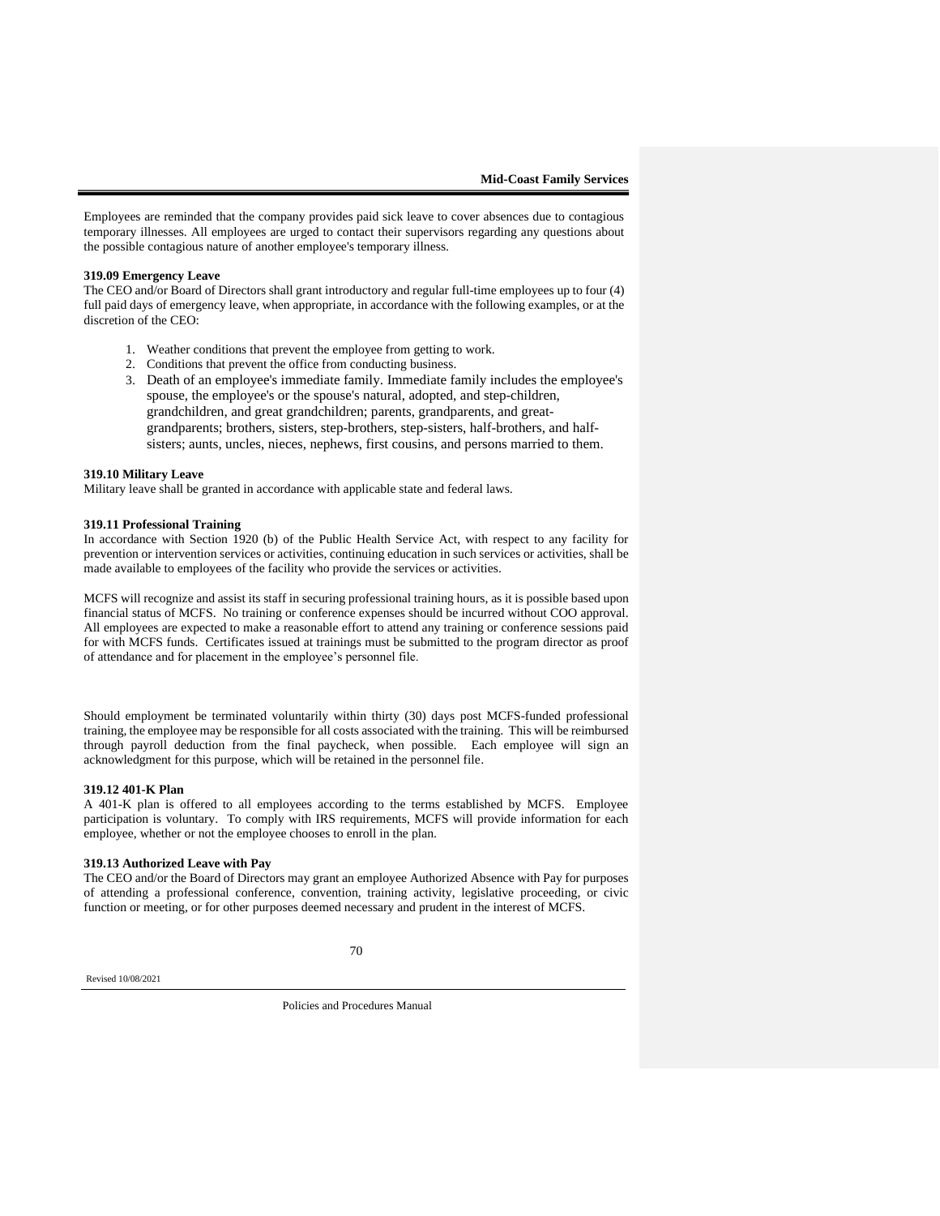Employees are reminded that the company provides paid sick leave to cover absences due to contagious temporary illnesses. All employees are urged to contact their supervisors regarding any questions about the possible contagious nature of another employee's temporary illness.

**319.09 Emergency Leave**

The CEO and/or Board of Directors shall grant introductory and regular full-time employees up to four (4) full paid days of emergency leave, when appropriate, in accordance with the following examples, or at the discretion of the CEO:

1. Weather conditions that prevent the employee from getting to work.
2. Conditions that prevent the office from conducting business.
3. Death of an employee's immediate family. Immediate family includes the employee's spouse, the employee's or the spouse's natural, adopted, and step-children, grandchildren, and great grandchildren; parents, grandparents, and great-grandparents; brothers, sisters, step-brothers, step-sisters, half-brothers, and half-sisters; aunts, uncles, nieces, nephews, first cousins, and persons married to them.

**319.10 Military Leave**

Military leave shall be granted in accordance with applicable state and federal laws.

**319.11 Professional Training**

In accordance with Section 1920 (b) of the Public Health Service Act, with respect to any facility for prevention or intervention services or activities, continuing education in such services or activities, shall be made available to employees of the facility who provide the services or activities.

MCFS will recognize and assist its staff in securing professional training hours, as it is possible based upon financial status of MCFS. No training or conference expenses should be incurred without COO approval. All employees are expected to make a reasonable effort to attend any training or conference sessions paid for with MCFS funds. Certificates issued at trainings must be submitted to the program director as proof of attendance and for placement in the employee's personnel file.

Should employment be terminated voluntarily within thirty (30) days post MCFS-funded professional training, the employee may be responsible for all costs associated with the training. This will be reimbursed through payroll deduction from the final paycheck, when possible. Each employee will sign an acknowledgment for this purpose, which will be retained in the personnel file.

**319.12 401-K Plan**

A 401-K plan is offered to all employees according to the terms established by MCFS. Employee participation is voluntary. To comply with IRS requirements, MCFS will provide information for each employee, whether or not the employee chooses to enroll in the plan.

**319.13 Authorized Leave with Pay**

The CEO and/or the Board of Directors may grant an employee Authorized Absence with Pay for purposes of attending a professional conference, convention, training activity, legislative proceeding, or civic function or meeting, or for other purposes deemed necessary and prudent in the interest of MCFS.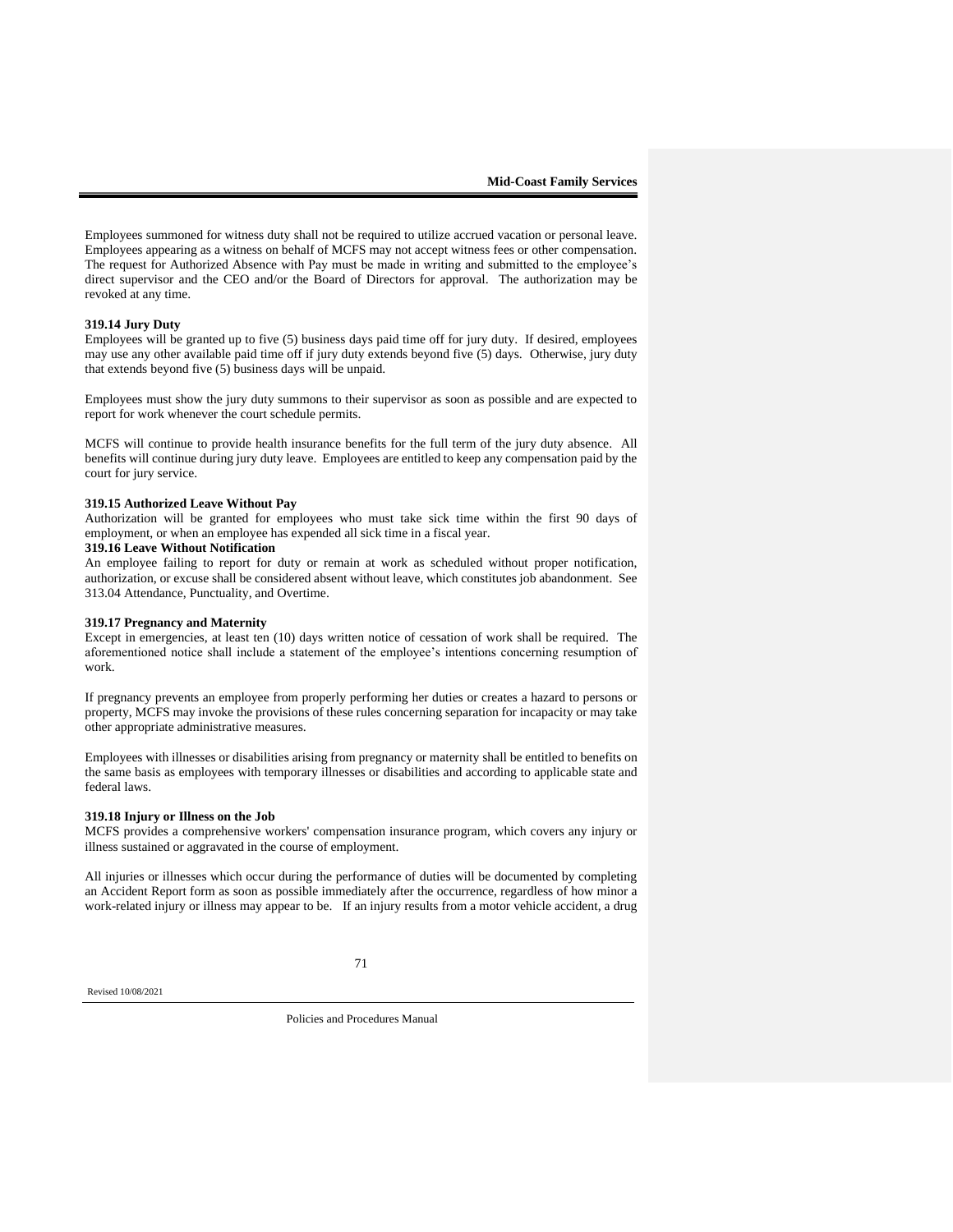Employees summoned for witness duty shall not be required to utilize accrued vacation or personal leave. Employees appearing as a witness on behalf of MCFS may not accept witness fees or other compensation. The request for Authorized Absence with Pay must be made in writing and submitted to the employee's direct supervisor and the CEO and/or the Board of Directors for approval. The authorization may be revoked at any time.

**319.14 Jury Duty**

Employees will be granted up to five (5) business days paid time off for jury duty. If desired, employees may use any other available paid time off if jury duty extends beyond five (5) days. Otherwise, jury duty that extends beyond five (5) business days will be unpaid.

Employees must show the jury duty summons to their supervisor as soon as possible and are expected to report for work whenever the court schedule permits.

MCFS will continue to provide health insurance benefits for the full term of the jury duty absence. All benefits will continue during jury duty leave. Employees are entitled to keep any compensation paid by the court for jury service.

**319.15 Authorized Leave Without Pay**

Authorization will be granted for employees who must take sick time within the first 90 days of employment, or when an employee has expended all sick time in a fiscal year.

**319.16 Leave Without Notification**

An employee failing to report for duty or remain at work as scheduled without proper notification, authorization, or excuse shall be considered absent without leave, which constitutes job abandonment. See 313.04 Attendance, Punctuality, and Overtime.

**319.17 Pregnancy and Maternity**

Except in emergencies, at least ten (10) days written notice of cessation of work shall be required. The aforementioned notice shall include a statement of the employee's intentions concerning resumption of work.

If pregnancy prevents an employee from properly performing her duties or creates a hazard to persons or property, MCFS may invoke the provisions of these rules concerning separation for incapacity or may take other appropriate administrative measures.

Employees with illnesses or disabilities arising from pregnancy or maternity shall be entitled to benefits on the same basis as employees with temporary illnesses or disabilities and according to applicable state and federal laws.

**319.18 Injury or Illness on the Job**

MCFS provides a comprehensive workers' compensation insurance program, which covers any injury or illness sustained or aggravated in the course of employment.

All injuries or illnesses which occur during the performance of duties will be documented by completing an Accident Report form as soon as possible immediately after the occurrence, regardless of how minor a work-related injury or illness may appear to be. If an injury results from a motor vehicle accident, a drug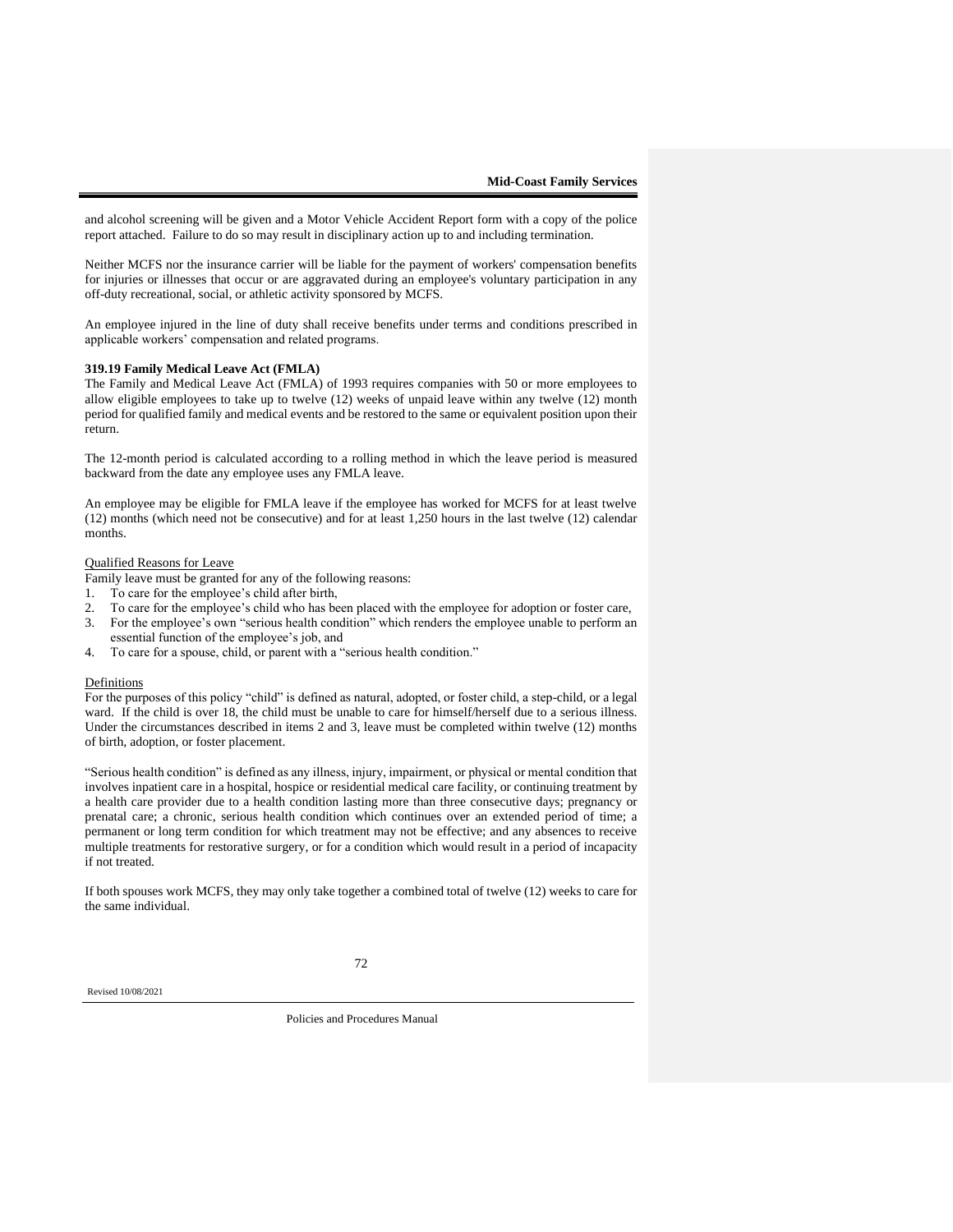and alcohol screening will be given and a Motor Vehicle Accident Report form with a copy of the police report attached. Failure to do so may result in disciplinary action up to and including termination.

Neither MCFS nor the insurance carrier will be liable for the payment of workers' compensation benefits for injuries or illnesses that occur or are aggravated during an employee's voluntary participation in any off-duty recreational, social, or athletic activity sponsored by MCFS.

An employee injured in the line of duty shall receive benefits under terms and conditions prescribed in applicable workers' compensation and related programs.

**319.19 Family Medical Leave Act (FMLA)**

The Family and Medical Leave Act (FMLA) of 1993 requires companies with 50 or more employees to allow eligible employees to take up to twelve (12) weeks of unpaid leave within any twelve (12) month period for qualified family and medical events and be restored to the same or equivalent position upon their return.

The 12-month period is calculated according to a rolling method in which the leave period is measured backward from the date any employee uses any FMLA leave.

An employee may be eligible for FMLA leave if the employee has worked for MCFS for at least twelve (12) months (which need not be consecutive) and for at least 1,250 hours in the last twelve (12) calendar months.

Qualified Reasons for Leave

Family leave must be granted for any of the following reasons:

1. To care for the employee's child after birth,
2. To care for the employee's child who has been placed with the employee for adoption or foster care,
3. For the employee's own "serious health condition" which renders the employee unable to perform an essential function of the employee's job, and
4. To care for a spouse, child, or parent with a "serious health condition."

Definitions

For the purposes of this policy "child" is defined as natural, adopted, or foster child, a step-child, or a legal ward. If the child is over 18, the child must be unable to care for himself/herself due to a serious illness. Under the circumstances described in items 2 and 3, leave must be completed within twelve (12) months of birth, adoption, or foster placement.

"Serious health condition" is defined as any illness, injury, impairment, or physical or mental condition that involves inpatient care in a hospital, hospice or residential medical care facility, or continuing treatment by a health care provider due to a health condition lasting more than three consecutive days; pregnancy or prenatal care; a chronic, serious health condition which continues over an extended period of time; a permanent or long term condition for which treatment may not be effective; and any absences to receive multiple treatments for restorative surgery, or for a condition which would result in a period of incapacity if not treated.

If both spouses work MCFS, they may only take together a combined total of twelve (12) weeks to care for the same individual.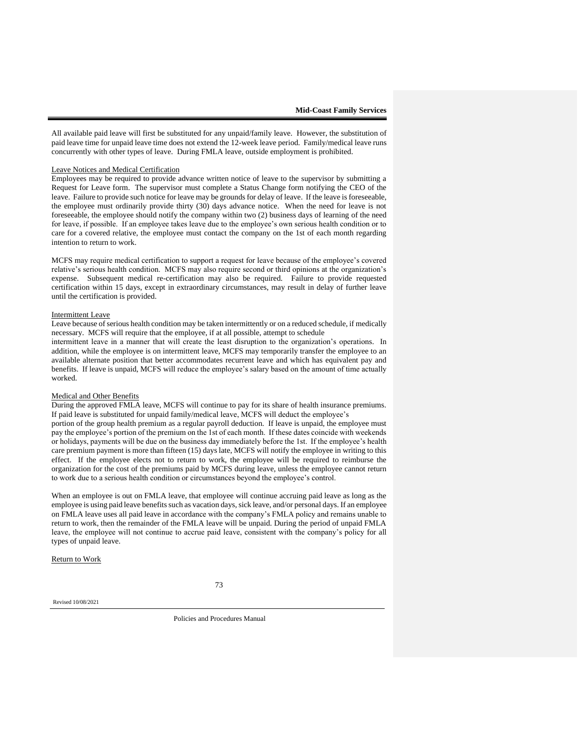All available paid leave will first be substituted for any unpaid/family leave. However, the substitution of paid leave time for unpaid leave time does not extend the 12-week leave period. Family/medical leave runs concurrently with other types of leave. During FMLA leave, outside employment is prohibited.

Leave Notices and Medical Certification

Employees may be required to provide advance written notice of leave to the supervisor by submitting a Request for Leave form. The supervisor must complete a Status Change form notifying the CEO of the leave. Failure to provide such notice for leave may be grounds for delay of leave. If the leave is foreseeable, the employee must ordinarily provide thirty (30) days advance notice. When the need for leave is not foreseeable, the employee should notify the company within two (2) business days of learning of the need for leave, if possible. If an employee takes leave due to the employee's own serious health condition or to care for a covered relative, the employee must contact the company on the 1st of each month regarding intention to return to work.

MCFS may require medical certification to support a request for leave because of the employee's covered relative's serious health condition. MCFS may also require second or third opinions at the organization's expense. Subsequent medical re-certification may also be required. Failure to provide requested certification within 15 days, except in extraordinary circumstances, may result in delay of further leave until the certification is provided.

Intermittent Leave

Leave because of serious health condition may be taken intermittently or on a reduced schedule, if medically necessary. MCFS will require that the employee, if at all possible, attempt to schedule intermittent leave in a manner that will create the least disruption to the organization's operations. In addition, while the employee is on intermittent leave, MCFS may temporarily transfer the employee to an available alternate position that better accommodates recurrent leave and which has equivalent pay and benefits. If leave is unpaid, MCFS will reduce the employee's salary based on the amount of time actually worked.

Medical and Other Benefits

During the approved FMLA leave, MCFS will continue to pay for its share of health insurance premiums. If paid leave is substituted for unpaid family/medical leave, MCFS will deduct the employee's portion of the group health premium as a regular payroll deduction. If leave is unpaid, the employee must pay the employee's portion of the premium on the 1st of each month. If these dates coincide with weekends or holidays, payments will be due on the business day immediately before the 1st. If the employee's health care premium payment is more than fifteen (15) days late, MCFS will notify the employee in writing to this effect. If the employee elects not to return to work, the employee will be required to reimburse the organization for the cost of the premiums paid by MCFS during leave, unless the employee cannot return to work due to a serious health condition or circumstances beyond the employee's control.

When an employee is out on FMLA leave, that employee will continue accruing paid leave as long as the employee is using paid leave benefits such as vacation days, sick leave, and/or personal days. If an employee on FMLA leave uses all paid leave in accordance with the company's FMLA policy and remains unable to return to work, then the remainder of the FMLA leave will be unpaid. During the period of unpaid FMLA leave, the employee will not continue to accrue paid leave, consistent with the company's policy for all types of unpaid leave.

Return to Work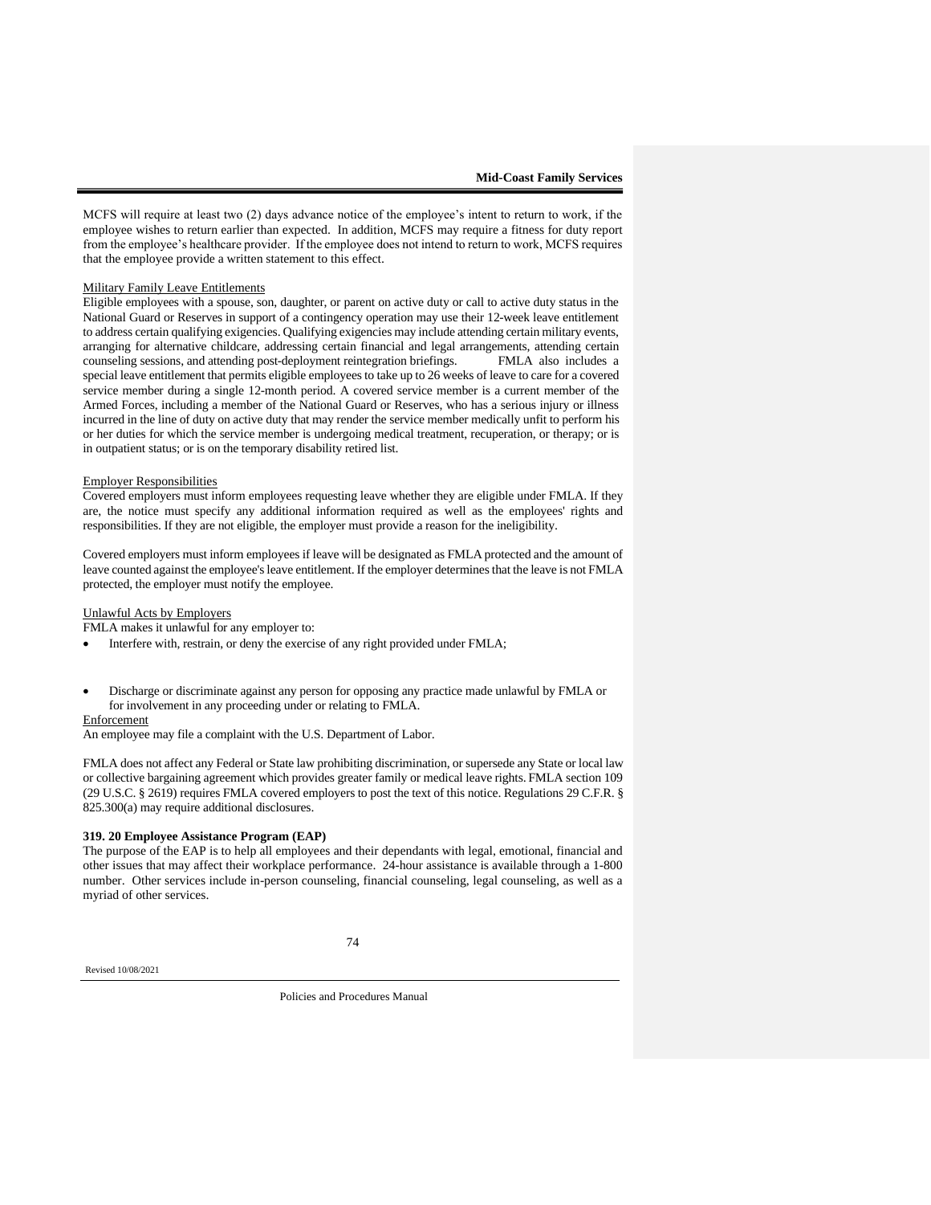MCFS will require at least two (2) days advance notice of the employee's intent to return to work, if the employee wishes to return earlier than expected. In addition, MCFS may require a fitness for duty report from the employee's healthcare provider. If the employee does not intend to return to work, MCFS requires that the employee provide a written statement to this effect.

Military Family Leave Entitlements

Eligible employees with a spouse, son, daughter, or parent on active duty or call to active duty status in the National Guard or Reserves in support of a contingency operation may use their 12-week leave entitlement to address certain qualifying exigencies. Qualifying exigencies may include attending certain military events, arranging for alternative childcare, addressing certain financial and legal arrangements, attending certain counseling sessions, and attending post-deployment reintegration briefings. FMLA also includes a special leave entitlement that permits eligible employees to take up to 26 weeks of leave to care for a covered service member during a single 12-month period. A covered service member is a current member of the Armed Forces, including a member of the National Guard or Reserves, who has a serious injury or illness incurred in the line of duty on active duty that may render the service member medically unfit to perform his or her duties for which the service member is undergoing medical treatment, recuperation, or therapy; or is in outpatient status; or is on the temporary disability retired list.

Employer Responsibilities

Covered employers must inform employees requesting leave whether they are eligible under FMLA. If they are, the notice must specify any additional information required as well as the employees' rights and responsibilities. If they are not eligible, the employer must provide a reason for the ineligibility.

Covered employers must inform employees if leave will be designated as FMLA protected and the amount of leave counted against the employee's leave entitlement. If the employer determines that the leave is not FMLA protected, the employer must notify the employee.

Unlawful Acts by Employers

FMLA makes it unlawful for any employer to:

- Interfere with, restrain, or deny the exercise of any right provided under FMLA;
- Discharge or discriminate against any person for opposing any practice made unlawful by FMLA or for involvement in any proceeding under or relating to FMLA.

Enforcement

An employee may file a complaint with the U.S. Department of Labor.

FMLA does not affect any Federal or State law prohibiting discrimination, or supersede any State or local law or collective bargaining agreement which provides greater family or medical leave rights. FMLA section 109 (29 U.S.C. § 2619) requires FMLA covered employers to post the text of this notice. Regulations 29 C.F.R. § 825.300(a) may require additional disclosures.

**319. 20 Employee Assistance Program (EAP)**

The purpose of the EAP is to help all employees and their dependants with legal, emotional, financial and other issues that may affect their workplace performance. 24-hour assistance is available through a 1-800 number. Other services include in-person counseling, financial counseling, legal counseling, as well as a myriad of other services.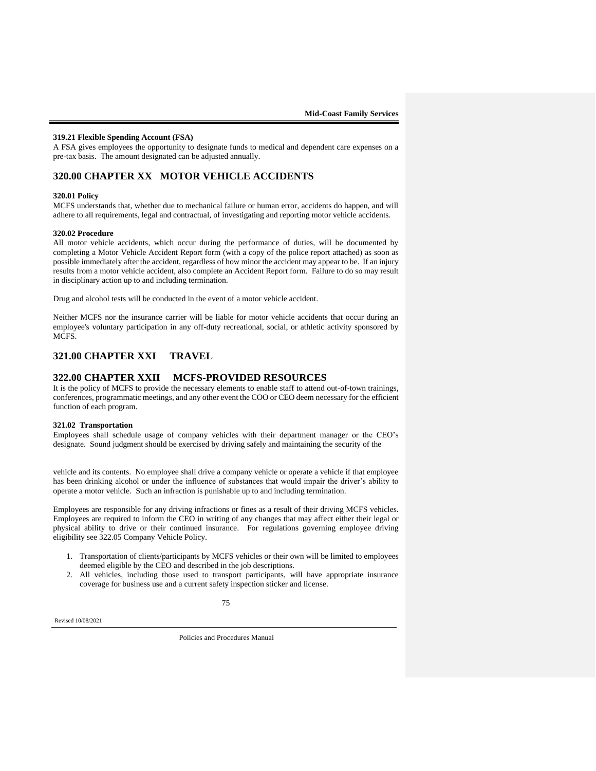### 319.21 Flexible Spending Account (FSA)

A FSA gives employees the opportunity to designate funds to medical and dependent care expenses on a pre-tax basis. The amount designated can be adjusted annually.

## 320.00 CHAPTER XX MOTOR VEHICLE ACCIDENTS

### 320.01 Policy

MCFS understands that, whether due to mechanical failure or human error, accidents do happen, and will adhere to all requirements, legal and contractual, of investigating and reporting motor vehicle accidents.

### 320.02 Procedure

All motor vehicle accidents, which occur during the performance of duties, will be documented by completing a Motor Vehicle Accident Report form (with a copy of the police report attached) as soon as possible immediately after the accident, regardless of how minor the accident may appear to be. If an injury results from a motor vehicle accident, also complete an Accident Report form. Failure to do so may result in disciplinary action up to and including termination.

Drug and alcohol tests will be conducted in the event of a motor vehicle accident.

Neither MCFS nor the insurance carrier will be liable for motor vehicle accidents that occur during an employee's voluntary participation in any off-duty recreational, social, or athletic activity sponsored by MCFS.

## 321.00 CHAPTER XXI TRAVEL

## 322.00 CHAPTER XXII MCFS-PROVIDED RESOURCES

It is the policy of MCFS to provide the necessary elements to enable staff to attend out-of-town trainings, conferences, programmatic meetings, and any other event the COO or CEO deem necessary for the efficient function of each program.

### 321.02 Transportation

Employees shall schedule usage of company vehicles with their department manager or the CEO's designate. Sound judgment should be exercised by driving safely and maintaining the security of the vehicle and its contents. No employee shall drive a company vehicle or operate a vehicle if that employee has been drinking alcohol or under the influence of substances that would impair the driver's ability to operate a motor vehicle. Such an infraction is punishable up to and including termination.

Employees are responsible for any driving infractions or fines as a result of their driving MCFS vehicles. Employees are required to inform the CEO in writing of any changes that may affect either their legal or physical ability to drive or their continued insurance. For regulations governing employee driving eligibility see 322.05 Company Vehicle Policy.

1. Transportation of clients/participants by MCFS vehicles or their own will be limited to employees deemed eligible by the CEO and described in the job descriptions.
2. All vehicles, including those used to transport participants, will have appropriate insurance coverage for business use and a current safety inspection sticker and license.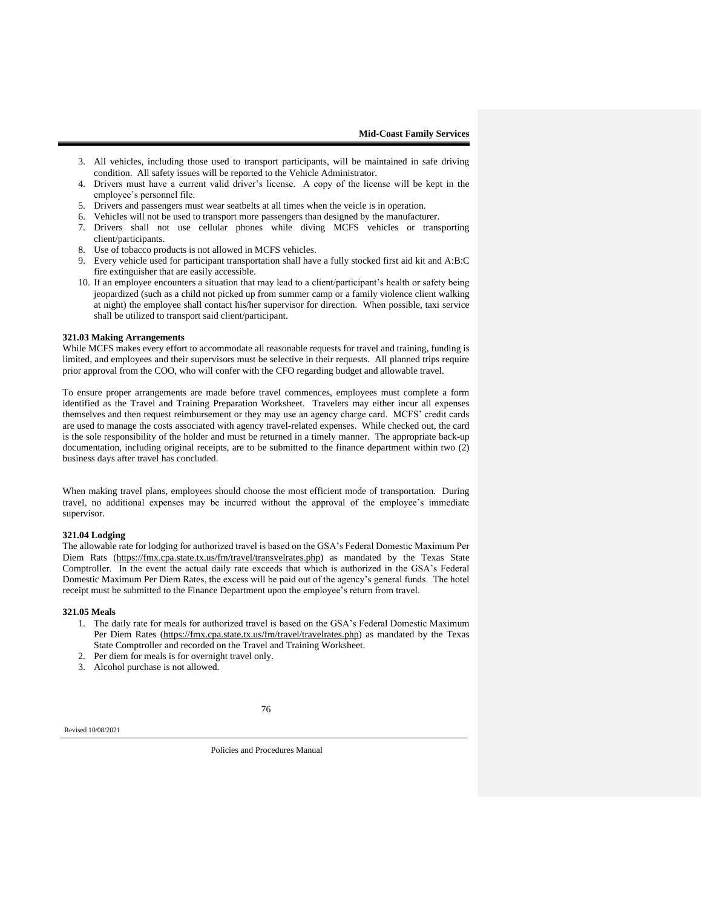3. All vehicles, including those used to transport participants, will be maintained in safe driving condition. All safety issues will be reported to the Vehicle Administrator.
4. Drivers must have a current valid driver's license. A copy of the license will be kept in the employee's personnel file.
5. Drivers and passengers must wear seatbelts at all times when the veicle is in operation.
6. Vehicles will not be used to transport more passengers than designed by the manufacturer.
7. Drivers shall not use cellular phones while diving MCFS vehicles or transporting client/participants.
8. Use of tobacco products is not allowed in MCFS vehicles.
9. Every vehicle used for participant transportation shall have a fully stocked first aid kit and A:B:C fire extinguisher that are easily accessible.
10. If an employee encounters a situation that may lead to a client/participant's health or safety being jeopardized (such as a child not picked up from summer camp or a family violence client walking at night) the employee shall contact his/her supervisor for direction. When possible, taxi service shall be utilized to transport said client/participant.

**321.03 Making Arrangements**

While MCFS makes every effort to accommodate all reasonable requests for travel and training, funding is limited, and employees and their supervisors must be selective in their requests. All planned trips require prior approval from the COO, who will confer with the CFO regarding budget and allowable travel.

To ensure proper arrangements are made before travel commences, employees must complete a form identified as the Travel and Training Preparation Worksheet. Travelers may either incur all expenses themselves and then request reimbursement or they may use an agency charge card. MCFS' credit cards are used to manage the costs associated with agency travel-related expenses. While checked out, the card is the sole responsibility of the holder and must be returned in a timely manner. The appropriate back-up documentation, including original receipts, are to be submitted to the finance department within two (2) business days after travel has concluded.

When making travel plans, employees should choose the most efficient mode of transportation. During travel, no additional expenses may be incurred without the approval of the employee's immediate supervisor.

**321.04 Lodging**

The allowable rate for lodging for authorized travel is based on the GSA's Federal Domestic Maximum Per Diem Rats (https://fmx.cpa.state.tx.us/fm/travel/transvelrates.php) as mandated by the Texas State Comptroller. In the event the actual daily rate exceeds that which is authorized in the GSA's Federal Domestic Maximum Per Diem Rates, the excess will be paid out of the agency's general funds. The hotel receipt must be submitted to the Finance Department upon the employee's return from travel.

**321.05 Meals**

1. The daily rate for meals for authorized travel is based on the GSA's Federal Domestic Maximum Per Diem Rates (https://fmx.cpa.state.tx.us/fm/travel/travelrates.php) as mandated by the Texas State Comptroller and recorded on the Travel and Training Worksheet.
2. Per diem for meals is for overnight travel only.
3. Alcohol purchase is not allowed.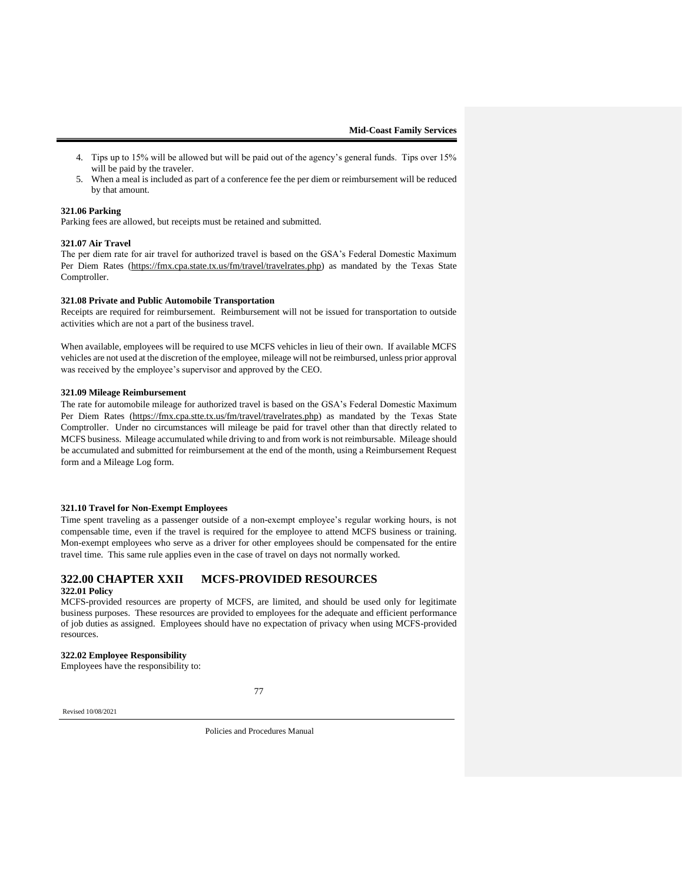4. Tips up to 15% will be allowed but will be paid out of the agency's general funds. Tips over 15% will be paid by the traveler.
5. When a meal is included as part of a conference fee the per diem or reimbursement will be reduced by that amount.

**321.06 Parking**

Parking fees are allowed, but receipts must be retained and submitted.

**321.07 Air Travel**

The per diem rate for air travel for authorized travel is based on the GSA's Federal Domestic Maximum Per Diem Rates (https://fmx.cpa.stste.tx.us/fm/travel/travelrates.php) as mandated by the Texas State Comptroller.

**321.08 Private and Public Automobile Transportation**

Receipts are required for reimbursement. Reimbursement will not be issued for transportation to outside activities which are not a part of the business travel.

When available, employees will be required to use MCFS vehicles in lieu of their own. If available MCFS vehicles are not used at the discretion of the employee, mileage will not be reimbursed, unless prior approval was received by the employee's supervisor and approved by the CEO.

**321.09 Mileage Reimbursement**

The rate for automobile mileage for authorized travel is based on the GSA's Federal Domestic Maximum Per Diem Rates (https://fmx.cpa.stte.tx.us/fm/travel/travelrates.php) as mandated by the Texas State Comptroller. Under no circumstances will mileage be paid for travel other than that directly related to MCFS business. Mileage accumulated while driving to and from work is not reimbursable. Mileage should be accumulated and submitted for reimbursement at the end of the month, using a Reimbursement Request form and a Mileage Log form.

**321.10 Travel for Non-Exempt Employees**

Time spent traveling as a passenger outside of a non-exempt employee's regular working hours, is not compensable time, even if the travel is required for the employee to attend MCFS business or training. Mon-exempt employees who serve as a driver for other employees should be compensated for the entire travel time. This same rule applies even in the case of travel on days not normally worked.

## 322.00 CHAPTER XXII MCFS-PROVIDED RESOURCES

**322.01 Policy**

MCFS-provided resources are property of MCFS, are limited, and should be used only for legitimate business purposes. These resources are provided to employees for the adequate and efficient performance of job duties as assigned. Employees should have no expectation of privacy when using MCFS-provided resources.

**322.02 Employee Responsibility**

Employees have the responsibility to: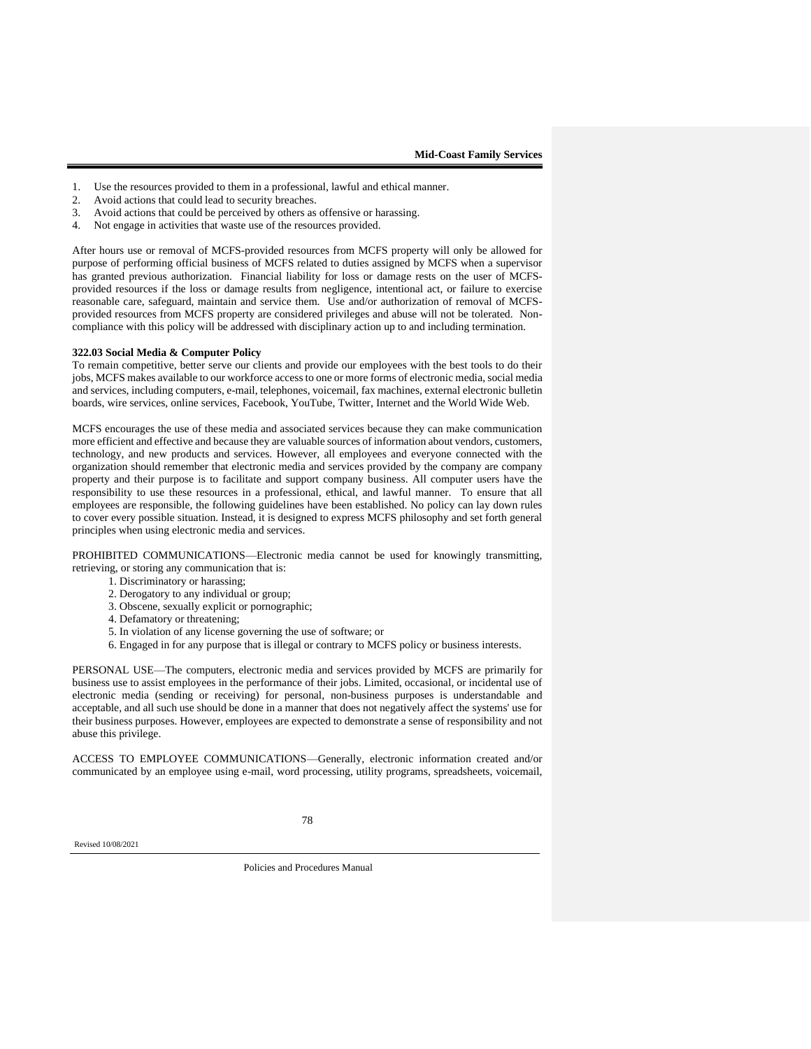1. Use the resources provided to them in a professional, lawful and ethical manner.
2. Avoid actions that could lead to security breaches.
3. Avoid actions that could be perceived by others as offensive or harassing.
4. Not engage in activities that waste use of the resources provided.

After hours use or removal of MCFS-provided resources from MCFS property will only be allowed for purpose of performing official business of MCFS related to duties assigned by MCFS when a supervisor has granted previous authorization. Financial liability for loss or damage rests on the user of MCFS-provided resources if the loss or damage results from negligence, intentional act, or failure to exercise reasonable care, safeguard, maintain and service them. Use and/or authorization of removal of MCFS-provided resources from MCFS property are considered privileges and abuse will not be tolerated. Non-compliance with this policy will be addressed with disciplinary action up to and including termination.

**322.03 Social Media & Computer Policy**

To remain competitive, better serve our clients and provide our employees with the best tools to do their jobs, MCFS makes available to our workforce access to one or more forms of electronic media, social media and services, including computers, e-mail, telephones, voicemail, fax machines, external electronic bulletin boards, wire services, online services, Facebook, YouTube, Twitter, Internet and the World Wide Web.

MCFS encourages the use of these media and associated services because they can make communication more efficient and effective and because they are valuable sources of information about vendors, customers, technology, and new products and services. However, all employees and everyone connected with the organization should remember that electronic media and services provided by the company are company property and their purpose is to facilitate and support company business. All computer users have the responsibility to use these resources in a professional, ethical, and lawful manner. To ensure that all employees are responsible, the following guidelines have been established. No policy can lay down rules to cover every possible situation. Instead, it is designed to express MCFS philosophy and set forth general principles when using electronic media and services.

PROHIBITED COMMUNICATIONS—Electronic media cannot be used for knowingly transmitting, retrieving, or storing any communication that is:

1. Discriminatory or harassing;
2. Derogatory to any individual or group;
3. Obscene, sexually explicit or pornographic;
4. Defamatory or threatening;
5. In violation of any license governing the use of software; or
6. Engaged in for any purpose that is illegal or contrary to MCFS policy or business interests.

PERSONAL USE—The computers, electronic media and services provided by MCFS are primarily for business use to assist employees in the performance of their jobs. Limited, occasional, or incidental use of electronic media (sending or receiving) for personal, non-business purposes is understandable and acceptable, and all such use should be done in a manner that does not negatively affect the systems' use for their business purposes. However, employees are expected to demonstrate a sense of responsibility and not abuse this privilege.

ACCESS TO EMPLOYEE COMMUNICATIONS—Generally, electronic information created and/or communicated by an employee using e-mail, word processing, utility programs, spreadsheets, voicemail,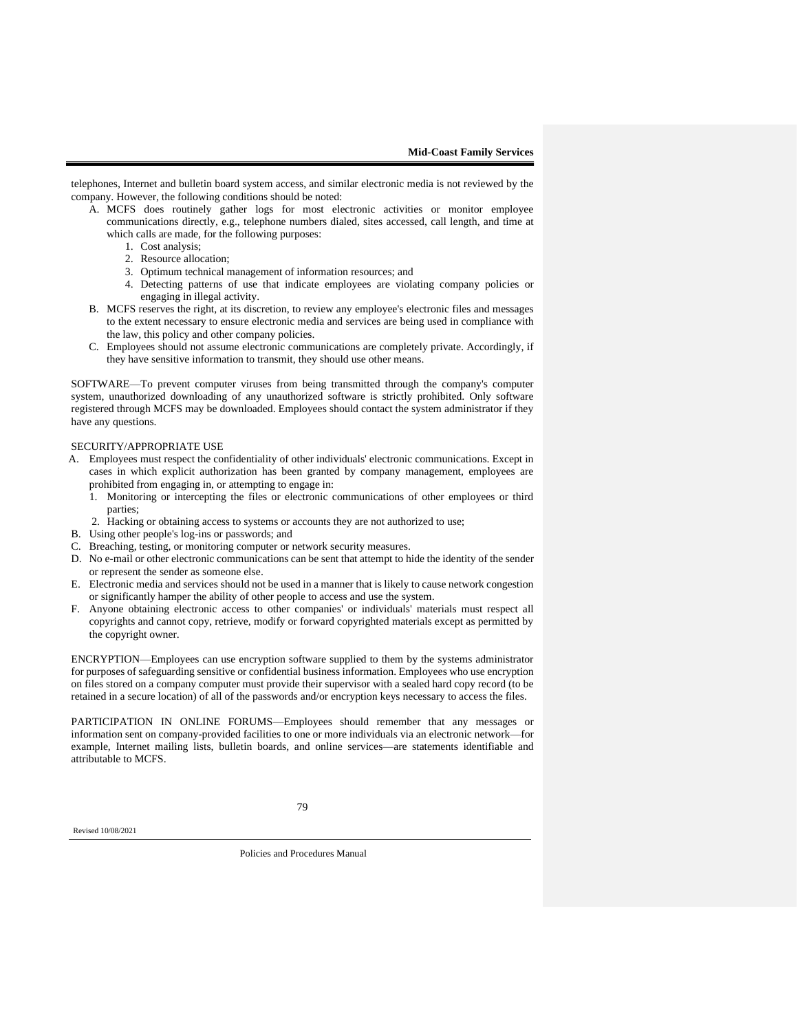telephones, Internet and bulletin board system access, and similar electronic media is not reviewed by the company. However, the following conditions should be noted:

A. MCFS does routinely gather logs for most electronic activities or monitor employee communications directly, e.g., telephone numbers dialed, sites accessed, call length, and time at which calls are made, for the following purposes:
   1. Cost analysis;
   2. Resource allocation;
   3. Optimum technical management of information resources; and
   4. Detecting patterns of use that indicate employees are violating company policies or engaging in illegal activity.
B. MCFS reserves the right, at its discretion, to review any employee's electronic files and messages to the extent necessary to ensure electronic media and services are being used in compliance with the law, this policy and other company policies.
C. Employees should not assume electronic communications are completely private. Accordingly, if they have sensitive information to transmit, they should use other means.

SOFTWARE—To prevent computer viruses from being transmitted through the company's computer system, unauthorized downloading of any unauthorized software is strictly prohibited. Only software registered through MCFS may be downloaded. Employees should contact the system administrator if they have any questions.

SECURITY/APPROPRIATE USE

A. Employees must respect the confidentiality of other individuals' electronic communications. Except in cases in which explicit authorization has been granted by company management, employees are prohibited from engaging in, or attempting to engage in:
   1. Monitoring or intercepting the files or electronic communications of other employees or third parties;
   2. Hacking or obtaining access to systems or accounts they are not authorized to use;
B. Using other people's log-ins or passwords; and
C. Breaching, testing, or monitoring computer or network security measures.
D. No e-mail or other electronic communications can be sent that attempt to hide the identity of the sender or represent the sender as someone else.
E. Electronic media and services should not be used in a manner that is likely to cause network congestion or significantly hamper the ability of other people to access and use the system.
F. Anyone obtaining electronic access to other companies' or individuals' materials must respect all copyrights and cannot copy, retrieve, modify or forward copyrighted materials except as permitted by the copyright owner.

ENCRYPTION—Employees can use encryption software supplied to them by the systems administrator for purposes of safeguarding sensitive or confidential business information. Employees who use encryption on files stored on a company computer must provide their supervisor with a sealed hard copy record (to be retained in a secure location) of all of the passwords and/or encryption keys necessary to access the files.

PARTICIPATION IN ONLINE FORUMS—Employees should remember that any messages or information sent on company-provided facilities to one or more individuals via an electronic network—for example, Internet mailing lists, bulletin boards, and online services—are statements identifiable and attributable to MCFS.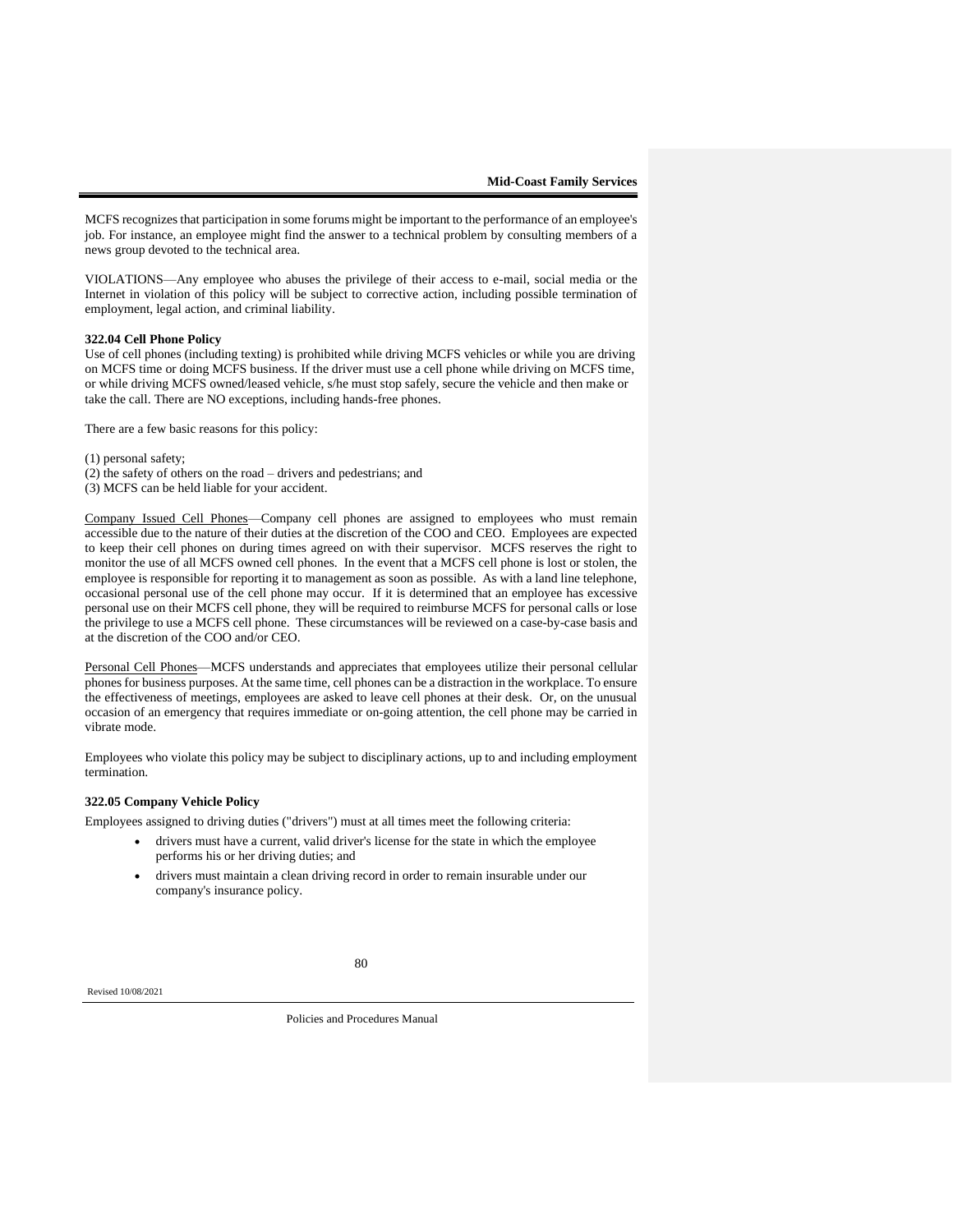MCFS recognizes that participation in some forums might be important to the performance of an employee's job. For instance, an employee might find the answer to a technical problem by consulting members of a news group devoted to the technical area.

VIOLATIONS—Any employee who abuses the privilege of their access to e-mail, social media or the Internet in violation of this policy will be subject to corrective action, including possible termination of employment, legal action, and criminal liability.

**322.04 Cell Phone Policy**

Use of cell phones (including texting) is prohibited while driving MCFS vehicles or while you are driving on MCFS time or doing MCFS business. If the driver must use a cell phone while driving on MCFS time, or while driving MCFS owned/leased vehicle, s/he must stop safely, secure the vehicle and then make or take the call. There are NO exceptions, including hands-free phones.

There are a few basic reasons for this policy:

(1) personal safety;
(2) the safety of others on the road – drivers and pedestrians; and
(3) MCFS can be held liable for your accident.

<u>Company Issued Cell Phones</u>—Company cell phones are assigned to employees who must remain accessible due to the nature of their duties at the discretion of the COO and CEO. Employees are expected to keep their cell phones on during times agreed on with their supervisor. MCFS reserves the right to monitor the use of all MCFS owned cell phones. In the event that a MCFS cell phone is lost or stolen, the employee is responsible for reporting it to management as soon as possible. As with a land line telephone, occasional personal use of the cell phone may occur. If it is determined that an employee has excessive personal use on their MCFS cell phone, they will be required to reimburse MCFS for personal calls or lose the privilege to use a MCFS cell phone. These circumstances will be reviewed on a case-by-case basis and at the discretion of the COO and/or CEO.

<u>Personal Cell Phones</u>—MCFS understands and appreciates that employees utilize their personal cellular phones for business purposes. At the same time, cell phones can be a distraction in the workplace. To ensure the effectiveness of meetings, employees are asked to leave cell phones at their desk. Or, on the unusual occasion of an emergency that requires immediate or on-going attention, the cell phone may be carried in vibrate mode.

Employees who violate this policy may be subject to disciplinary actions, up to and including employment termination.

**322.05 Company Vehicle Policy**

Employees assigned to driving duties ("drivers") must at all times meet the following criteria:

- drivers must have a current, valid driver's license for the state in which the employee performs his or her driving duties; and
- drivers must maintain a clean driving record in order to remain insurable under our company's insurance policy.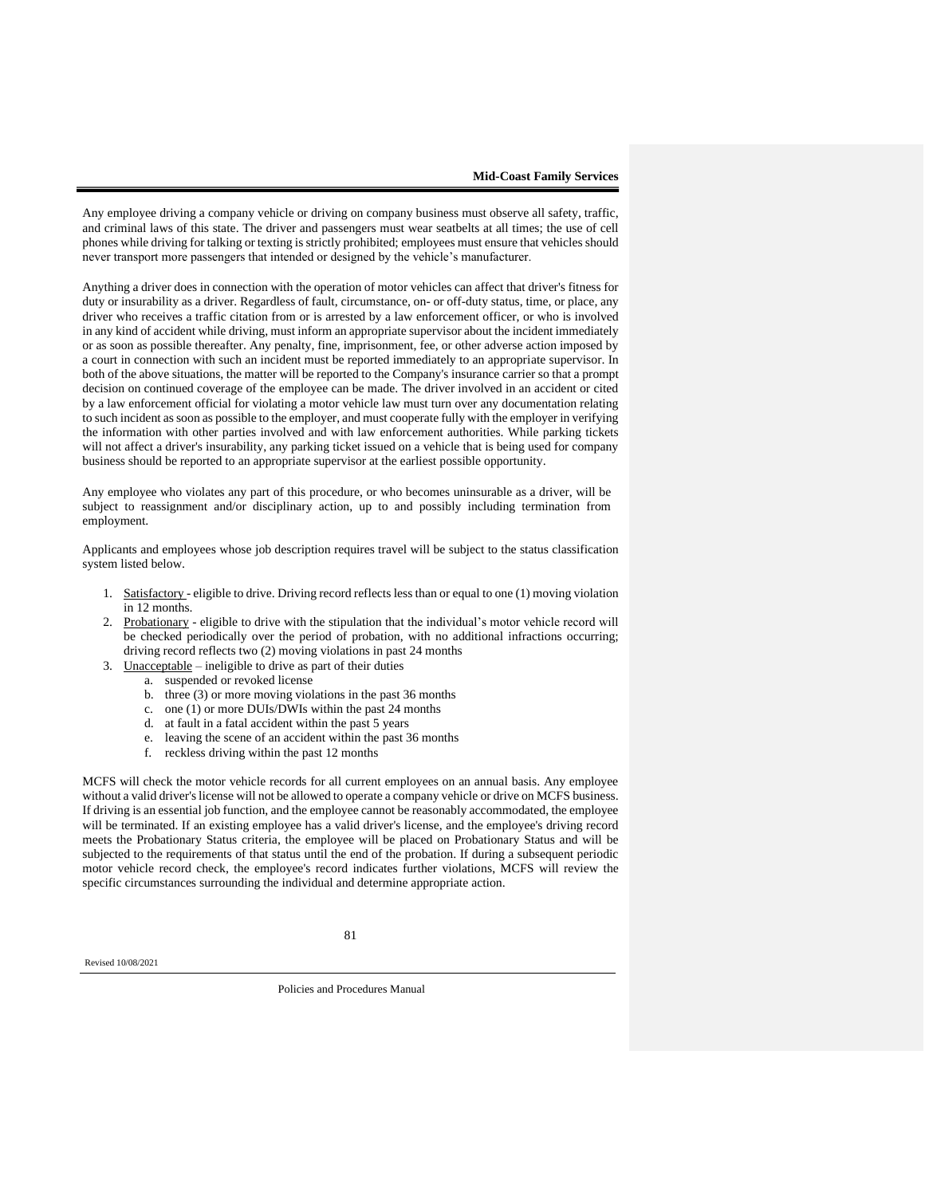Any employee driving a company vehicle or driving on company business must observe all safety, traffic, and criminal laws of this state. The driver and passengers must wear seatbelts at all times; the use of cell phones while driving for talking or texting is strictly prohibited; employees must ensure that vehicles should never transport more passengers that intended or designed by the vehicle's manufacturer.

Anything a driver does in connection with the operation of motor vehicles can affect that driver's fitness for duty or insurability as a driver. Regardless of fault, circumstance, on- or off-duty status, time, or place, any driver who receives a traffic citation from or is arrested by a law enforcement officer, or who is involved in any kind of accident while driving, must inform an appropriate supervisor about the incident immediately or as soon as possible thereafter. Any penalty, fine, imprisonment, fee, or other adverse action imposed by a court in connection with such an incident must be reported immediately to an appropriate supervisor. In both of the above situations, the matter will be reported to the Company's insurance carrier so that a prompt decision on continued coverage of the employee can be made. The driver involved in an accident or cited by a law enforcement official for violating a motor vehicle law must turn over any documentation relating to such incident as soon as possible to the employer, and must cooperate fully with the employer in verifying the information with other parties involved and with law enforcement authorities. While parking tickets will not affect a driver's insurability, any parking ticket issued on a vehicle that is being used for company business should be reported to an appropriate supervisor at the earliest possible opportunity.

Any employee who violates any part of this procedure, or who becomes uninsurable as a driver, will be subject to reassignment and/or disciplinary action, up to and possibly including termination from employment.

Applicants and employees whose job description requires travel will be subject to the status classification system listed below.

1. Satisfactory - eligible to drive. Driving record reflects less than or equal to one (1) moving violation in 12 months.
2. Probationary - eligible to drive with the stipulation that the individual's motor vehicle record will be checked periodically over the period of probation, with no additional infractions occurring; driving record reflects two (2) moving violations in past 24 months
3. Unacceptable – ineligible to drive as part of their duties
   a. suspended or revoked license
   b. three (3) or more moving violations in the past 36 months
   c. one (1) or more DUIs/DWIs within the past 24 months
   d. at fault in a fatal accident within the past 5 years
   e. leaving the scene of an accident within the past 36 months
   f. reckless driving within the past 12 months

MCFS will check the motor vehicle records for all current employees on an annual basis. Any employee without a valid driver's license will not be allowed to operate a company vehicle or drive on MCFS business. If driving is an essential job function, and the employee cannot be reasonably accommodated, the employee will be terminated. If an existing employee has a valid driver's license, and the employee's driving record meets the Probationary Status criteria, the employee will be placed on Probationary Status and will be subjected to the requirements of that status until the end of the probation. If during a subsequent periodic motor vehicle record check, the employee's record indicates further violations, MCFS will review the specific circumstances surrounding the individual and determine appropriate action.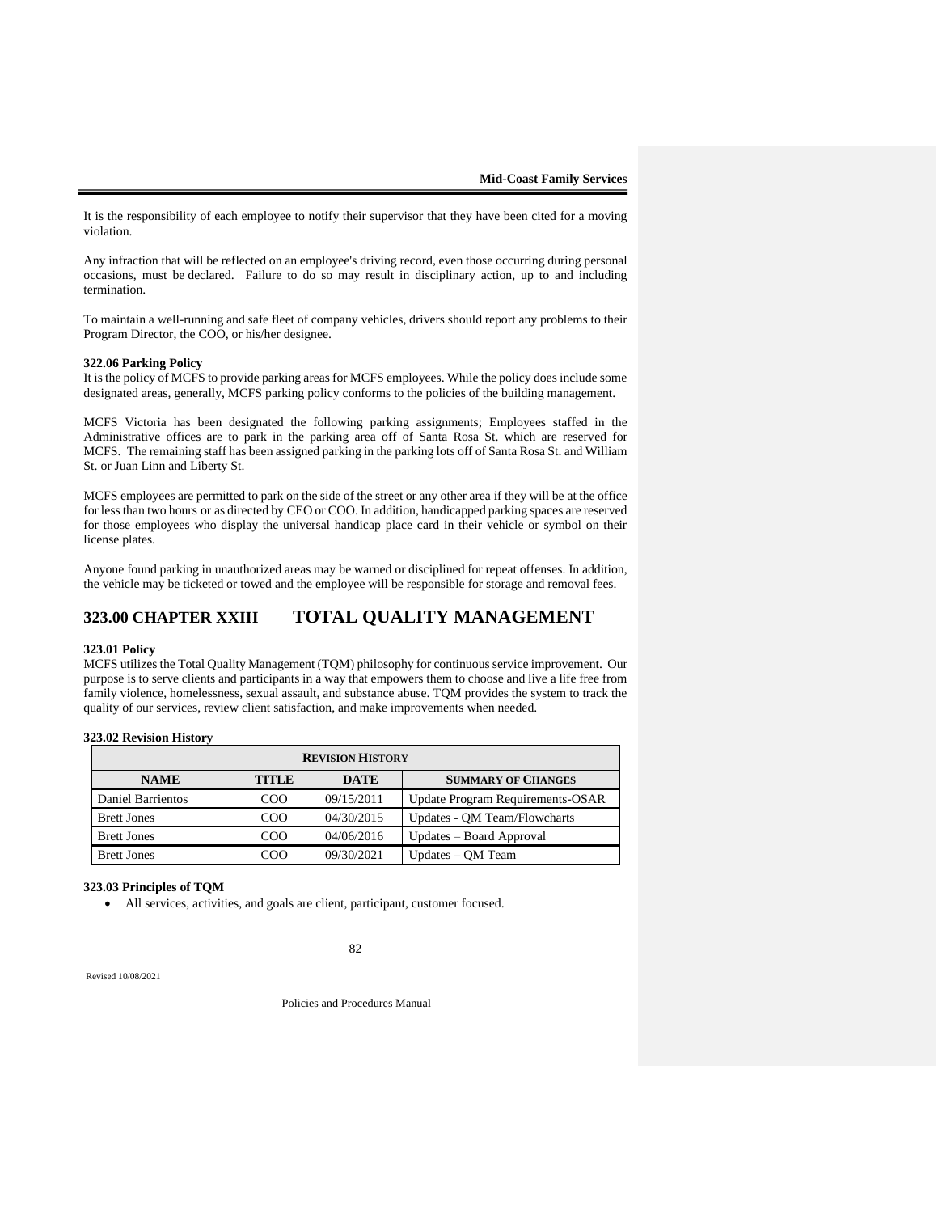It is the responsibility of each employee to notify their supervisor that they have been cited for a moving violation.

Any infraction that will be reflected on an employee's driving record, even those occurring during personal occasions, must be declared. Failure to do so may result in disciplinary action, up to and including termination.

To maintain a well-running and safe fleet of company vehicles, drivers should report any problems to their Program Director, the COO, or his/her designee.

**322.06 Parking Policy**

It is the policy of MCFS to provide parking areas for MCFS employees. While the policy does include some designated areas, generally, MCFS parking policy conforms to the policies of the building management.

MCFS Victoria has been designated the following parking assignments; Employees staffed in the Administrative offices are to park in the parking area off of Santa Rosa St. which are reserved for MCFS. The remaining staff has been assigned parking in the parking lots off of Santa Rosa St. and William St. or Juan Linn and Liberty St.

MCFS employees are permitted to park on the side of the street or any other area if they will be at the office for less than two hours or as directed by CEO or COO. In addition, handicapped parking spaces are reserved for those employees who display the universal handicap place card in their vehicle or symbol on their license plates.

Anyone found parking in unauthorized areas may be warned or disciplined for repeat offenses. In addition, the vehicle may be ticketed or towed and the employee will be responsible for storage and removal fees.

## 323.00 CHAPTER XXIII TOTAL QUALITY MANAGEMENT

**323.01 Policy**

MCFS utilizes the Total Quality Management (TQM) philosophy for continuous service improvement. Our purpose is to serve clients and participants in a way that empowers them to choose and live a life free from family violence, homelessness, sexual assault, and substance abuse. TQM provides the system to track the quality of our services, review client satisfaction, and make improvements when needed.

**323.02 Revision History**

| REVISION HISTORY | | | |
|---|---|---|---|
| **NAME** | **TITLE** | **DATE** | **SUMMARY OF CHANGES** |
| Daniel Barrientos | COO | 09/15/2011 | Update Program Requirements-OSAR |
| Brett Jones | COO | 04/30/2015 | Updates - QM Team/Flowcharts |
| Brett Jones | COO | 04/06/2016 | Updates – Board Approval |
| Brett Jones | COO | 09/30/2021 | Updates – QM Team |

**323.03 Principles of TQM**

- All services, activities, and goals are client, participant, customer focused.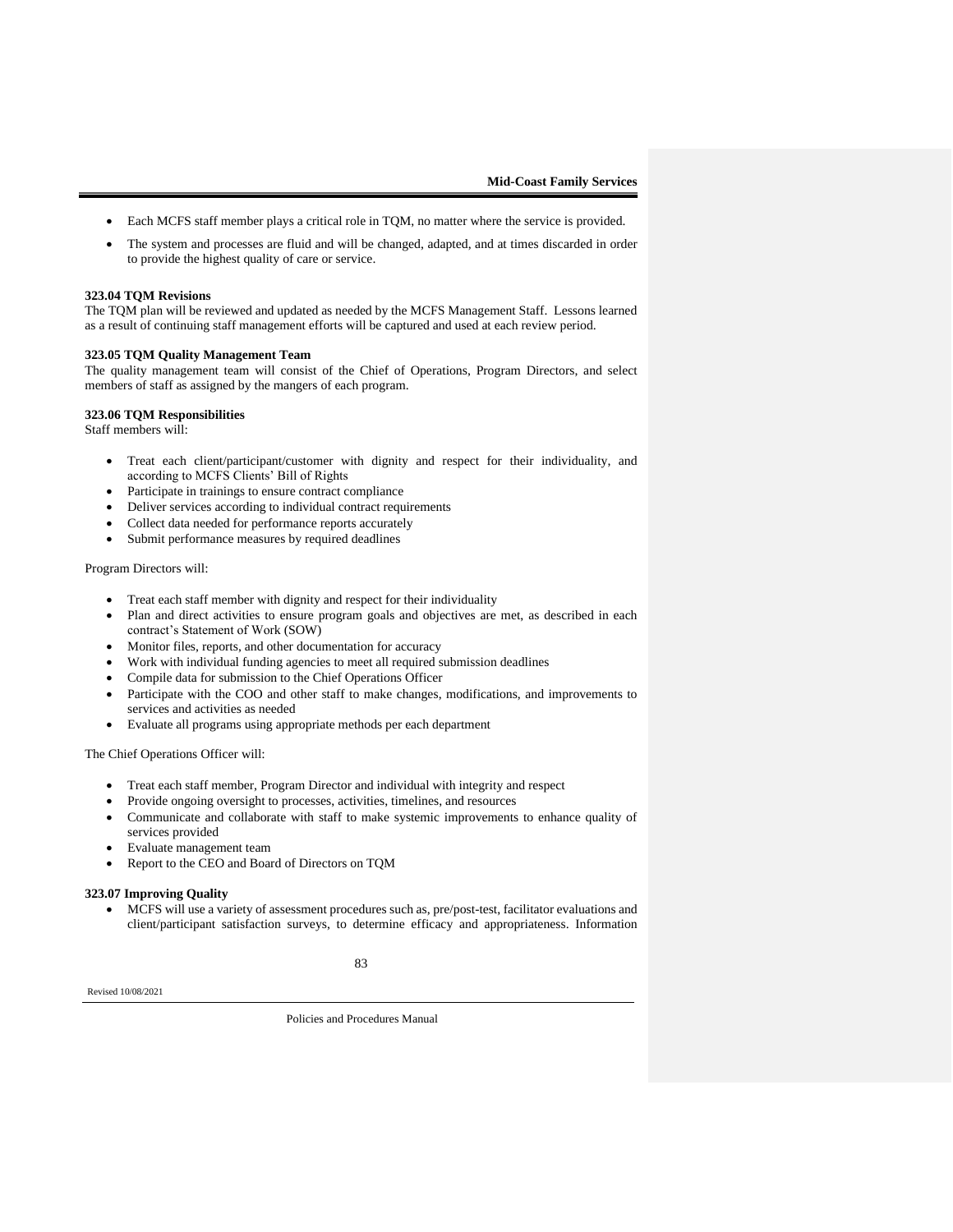- Each MCFS staff member plays a critical role in TQM, no matter where the service is provided.
- The system and processes are fluid and will be changed, adapted, and at times discarded in order to provide the highest quality of care or service.

**323.04 TQM Revisions**

The TQM plan will be reviewed and updated as needed by the MCFS Management Staff. Lessons learned as a result of continuing staff management efforts will be captured and used at each review period.

**323.05 TQM Quality Management Team**

The quality management team will consist of the Chief of Operations, Program Directors, and select members of staff as assigned by the mangers of each program.

**323.06 TQM Responsibilities**

Staff members will:

- Treat each client/participant/customer with dignity and respect for their individuality, and according to MCFS Clients' Bill of Rights
- Participate in trainings to ensure contract compliance
- Deliver services according to individual contract requirements
- Collect data needed for performance reports accurately
- Submit performance measures by required deadlines

Program Directors will:

- Treat each staff member with dignity and respect for their individuality
- Plan and direct activities to ensure program goals and objectives are met, as described in each contract's Statement of Work (SOW)
- Monitor files, reports, and other documentation for accuracy
- Work with individual funding agencies to meet all required submission deadlines
- Compile data for submission to the Chief Operations Officer
- Participate with the COO and other staff to make changes, modifications, and improvements to services and activities as needed
- Evaluate all programs using appropriate methods per each department

The Chief Operations Officer will:

- Treat each staff member, Program Director and individual with integrity and respect
- Provide ongoing oversight to processes, activities, timelines, and resources
- Communicate and collaborate with staff to make systemic improvements to enhance quality of services provided
- Evaluate management team
- Report to the CEO and Board of Directors on TQM

**323.07 Improving Quality**

- MCFS will use a variety of assessment procedures such as, pre/post-test, facilitator evaluations and client/participant satisfaction surveys, to determine efficacy and appropriateness. Information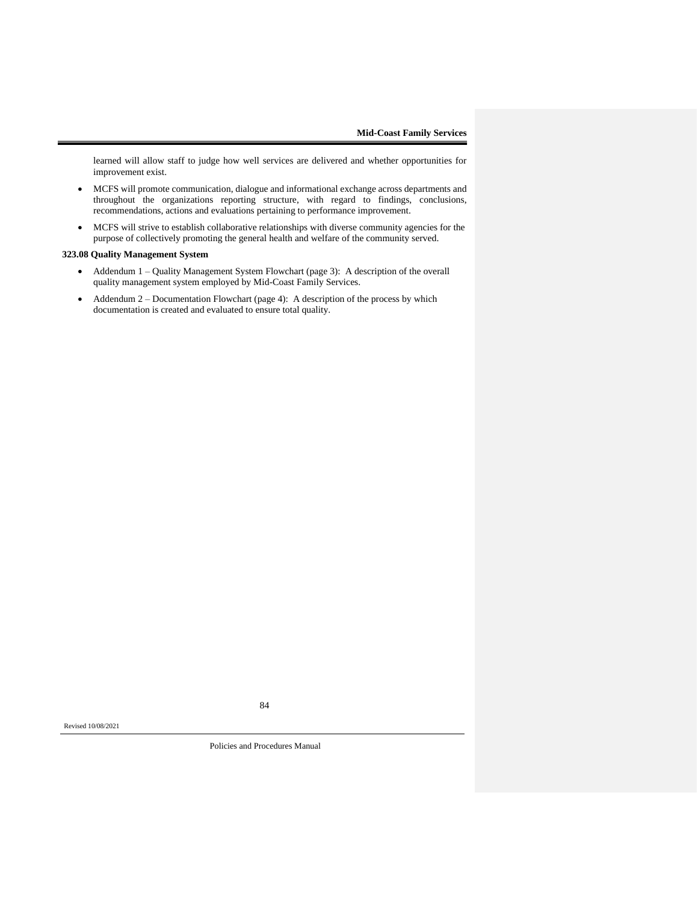learned will allow staff to judge how well services are delivered and whether opportunities for improvement exist.

- MCFS will promote communication, dialogue and informational exchange across departments and throughout the organizations reporting structure, with regard to findings, conclusions, recommendations, actions and evaluations pertaining to performance improvement.
- MCFS will strive to establish collaborative relationships with diverse community agencies for the purpose of collectively promoting the general health and welfare of the community served.

**323.08 Quality Management System**

- Addendum 1 – Quality Management System Flowchart (page 3): A description of the overall quality management system employed by Mid-Coast Family Services.
- Addendum 2 – Documentation Flowchart (page 4): A description of the process by which documentation is created and evaluated to ensure total quality.